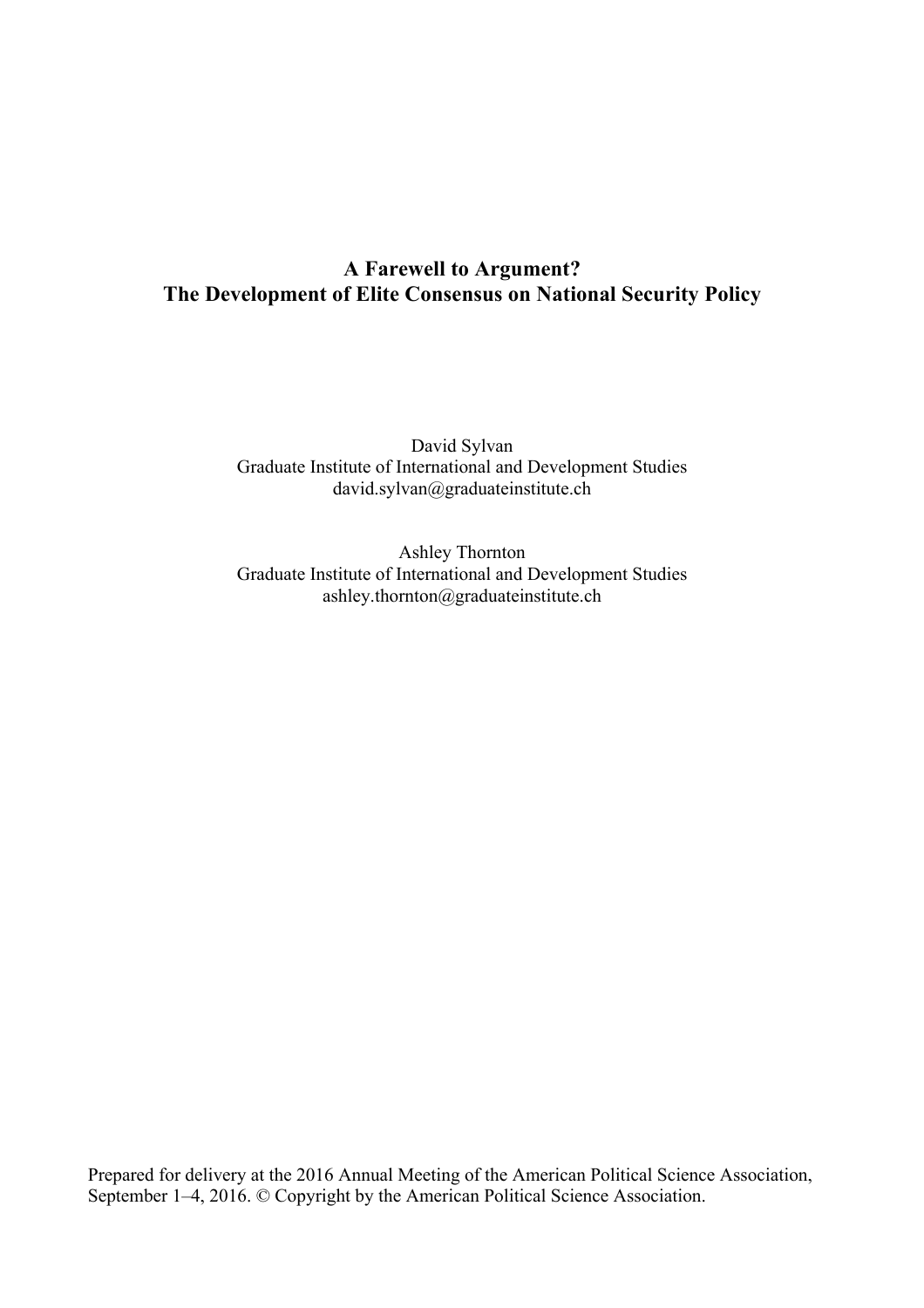# A Farewell to Argument?
# The Development of Elite Consensus on National Security Policy

David Sylvan
Graduate Institute of International and Development Studies
david.sylvan@graduateinstitute.ch

Ashley Thornton
Graduate Institute of International and Development Studies
ashley.thornton@graduateinstitute.ch

Prepared for delivery at the 2016 Annual Meeting of the American Political Science Association, September 1–4, 2016. © Copyright by the American Political Science Association.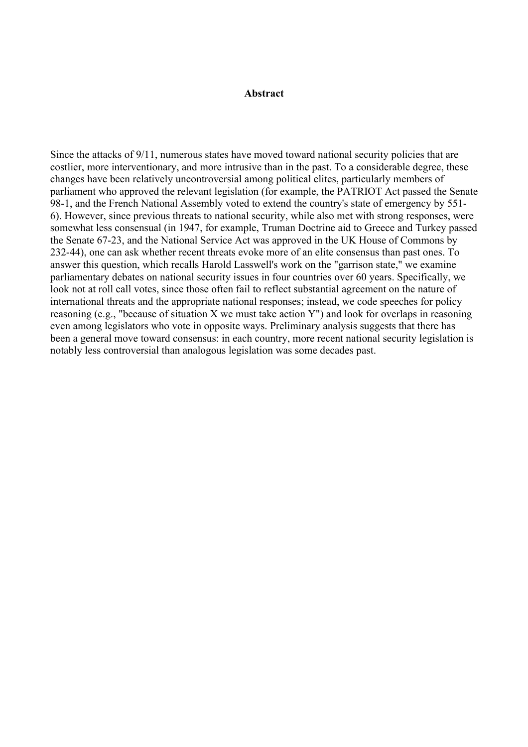**Abstract**

Since the attacks of 9/11, numerous states have moved toward national security policies that are costlier, more interventionary, and more intrusive than in the past. To a considerable degree, these changes have been relatively uncontroversial among political elites, particularly members of parliament who approved the relevant legislation (for example, the PATRIOT Act passed the Senate 98-1, and the French National Assembly voted to extend the country's state of emergency by 551-6). However, since previous threats to national security, while also met with strong responses, were somewhat less consensual (in 1947, for example, Truman Doctrine aid to Greece and Turkey passed the Senate 67-23, and the National Service Act was approved in the UK House of Commons by 232-44), one can ask whether recent threats evoke more of an elite consensus than past ones. To answer this question, which recalls Harold Lasswell's work on the "garrison state," we examine parliamentary debates on national security issues in four countries over 60 years. Specifically, we look not at roll call votes, since those often fail to reflect substantial agreement on the nature of international threats and the appropriate national responses; instead, we code speeches for policy reasoning (e.g., "because of situation X we must take action Y") and look for overlaps in reasoning even among legislators who vote in opposite ways. Preliminary analysis suggests that there has been a general move toward consensus: in each country, more recent national security legislation is notably less controversial than analogous legislation was some decades past.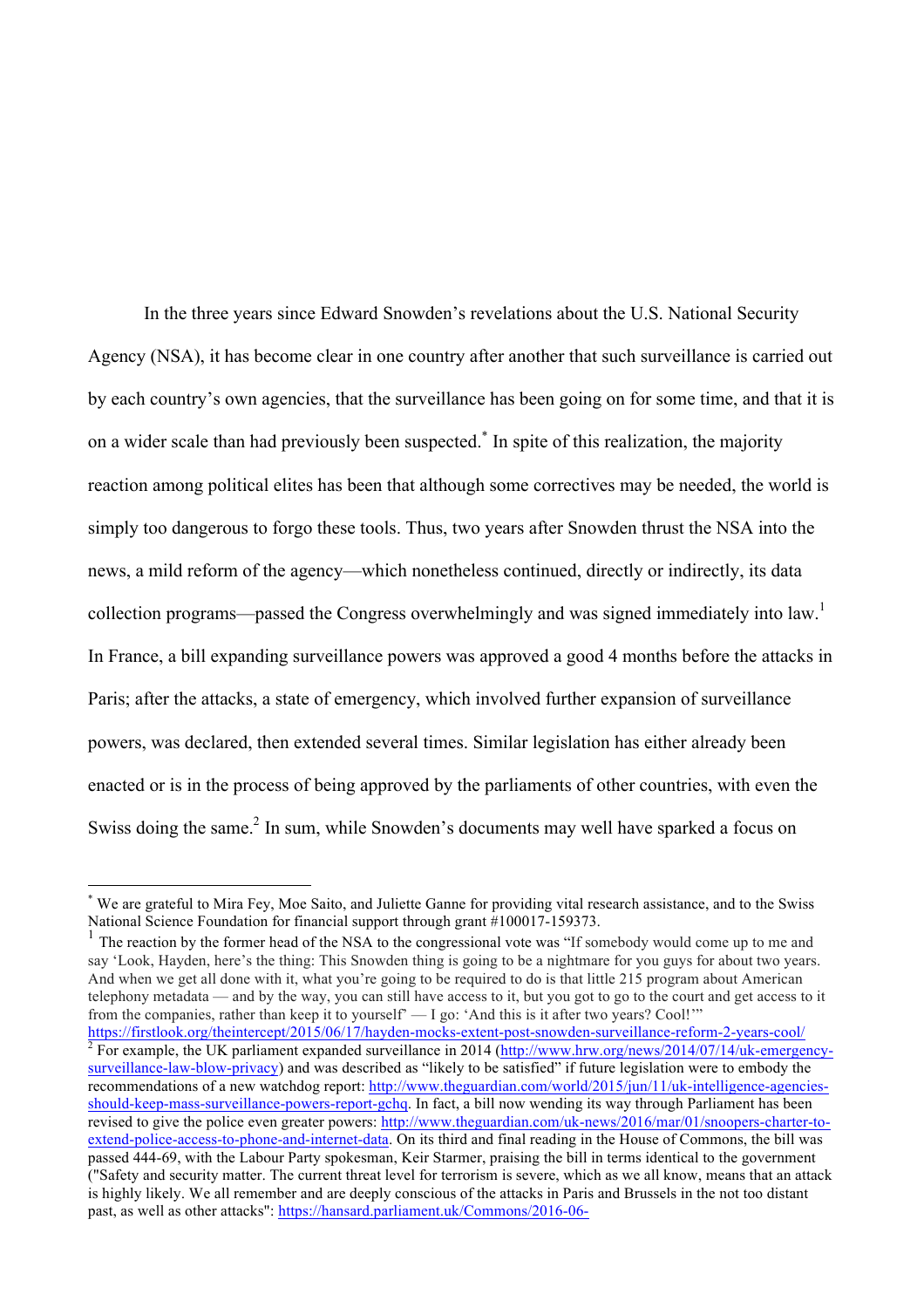In the three years since Edward Snowden's revelations about the U.S. National Security Agency (NSA), it has become clear in one country after another that such surveillance is carried out by each country's own agencies, that the surveillance has been going on for some time, and that it is on a wider scale than had previously been suspected.[*] In spite of this realization, the majority reaction among political elites has been that although some correctives may be needed, the world is simply too dangerous to forgo these tools. Thus, two years after Snowden thrust the NSA into the news, a mild reform of the agency—which nonetheless continued, directly or indirectly, its data collection programs—passed the Congress overwhelmingly and was signed immediately into law.[1] In France, a bill expanding surveillance powers was approved a good 4 months before the attacks in Paris; after the attacks, a state of emergency, which involved further expansion of surveillance powers, was declared, then extended several times. Similar legislation has either already been enacted or is in the process of being approved by the parliaments of other countries, with even the Swiss doing the same.[2] In sum, while Snowden's documents may well have sparked a focus on

---

[*] We are grateful to Mira Fey, Moe Saito, and Juliette Ganne for providing vital research assistance, and to the Swiss National Science Foundation for financial support through grant #100017-159373.

[1] The reaction by the former head of the NSA to the congressional vote was "If somebody would come up to me and say 'Look, Hayden, here's the thing: This Snowden thing is going to be a nightmare for you guys for about two years. And when we get all done with it, what you're going to be required to do is that little 215 program about American telephony metadata — and by the way, you can still have access to it, but you got to go to the court and get access to it from the companies, rather than keep it to yourself' — I go: 'And this is it after two years? Cool!'" https://firstlook.org/theintercept/2015/06/17/hayden-mocks-extent-post-snowden-surveillance-reform-2-years-cool/

[2] For example, the UK parliament expanded surveillance in 2014 (http://www.hrw.org/news/2014/07/14/uk-emergency-surveillance-law-blow-privacy) and was described as "likely to be satisfied" if future legislation were to embody the recommendations of a new watchdog report: http://www.theguardian.com/world/2015/jun/11/uk-intelligence-agencies-should-keep-mass-surveillance-powers-report-gchq. In fact, a bill now wending its way through Parliament has been revised to give the police even greater powers: http://www.theguardian.com/uk-news/2016/mar/01/snoopers-charter-to-extend-police-access-to-phone-and-internet-data. On its third and final reading in the House of Commons, the bill was passed 444-69, with the Labour Party spokesman, Keir Starmer, praising the bill in terms identical to the government ("Safety and security matter. The current threat level for terrorism is severe, which as we all know, means that an attack is highly likely. We all remember and are deeply conscious of the attacks in Paris and Brussels in the not too distant past, as well as other attacks": https://hansard.parliament.uk/Commons/2016-06-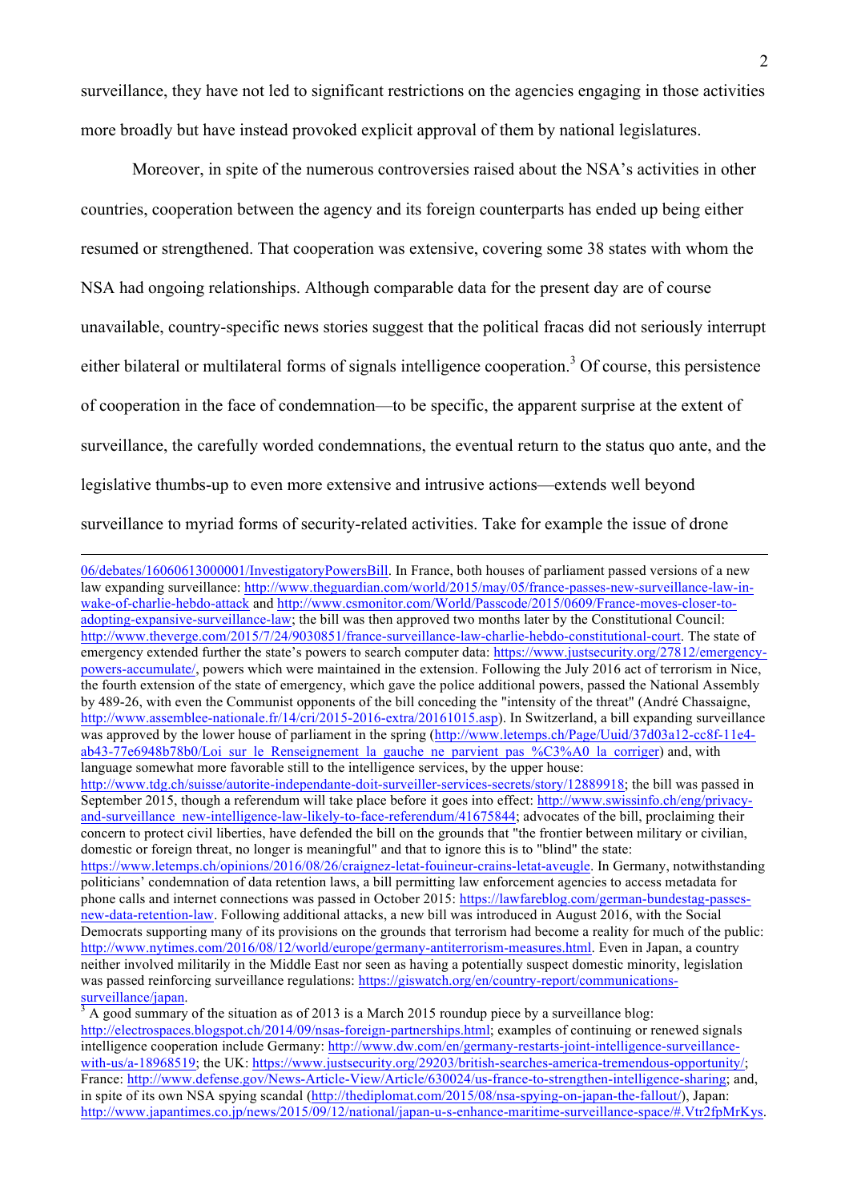surveillance, they have not led to significant restrictions on the agencies engaging in those activities more broadly but have instead provoked explicit approval of them by national legislatures.

Moreover, in spite of the numerous controversies raised about the NSA's activities in other countries, cooperation between the agency and its foreign counterparts has ended up being either resumed or strengthened. That cooperation was extensive, covering some 38 states with whom the NSA had ongoing relationships. Although comparable data for the present day are of course unavailable, country-specific news stories suggest that the political fracas did not seriously interrupt either bilateral or multilateral forms of signals intelligence cooperation.[3] Of course, this persistence of cooperation in the face of condemnation—to be specific, the apparent surprise at the extent of surveillance, the carefully worded condemnations, the eventual return to the status quo ante, and the legislative thumbs-up to even more extensive and intrusive actions—extends well beyond surveillance to myriad forms of security-related activities. Take for example the issue of drone

---

06/debates/16060613000001/InvestigatoryPowersBill. In France, both houses of parliament passed versions of a new law expanding surveillance: http://www.theguardian.com/world/2015/may/05/france-passes-new-surveillance-law-in-wake-of-charlie-hebdo-attack and http://www.csmonitor.com/World/Passcode/2015/0609/France-moves-closer-to-adopting-expansive-surveillance-law; the bill was then approved two months later by the Constitutional Council: http://www.theverge.com/2015/7/24/9030851/france-surveillance-law-charlie-hebdo-constitutional-court. The state of emergency extended further the state's powers to search computer data: https://www.justsecurity.org/27812/emergency-powers-accumulate/, powers which were maintained in the extension. Following the July 2016 act of terrorism in Nice, the fourth extension of the state of emergency, which gave the police additional powers, passed the National Assembly by 489-26, with even the Communist opponents of the bill conceding the "intensity of the threat" (André Chassaigne, http://www.assemblee-nationale.fr/14/cri/2015-2016-extra/20161015.asp). In Switzerland, a bill expanding surveillance was approved by the lower house of parliament in the spring (http://www.letemps.ch/Page/Uuid/37d03a12-cc8f-11e4-ab43-77e6948b78b0/Loi_sur_le_Renseignement_la_gauche_ne_parvient_pas_%C3%A0_la_corriger) and, with language somewhat more favorable still to the intelligence services, by the upper house: http://www.tdg.ch/suisse/autorite-independante-doit-surveiller-services-secrets/story/12889918; the bill was passed in September 2015, though a referendum will take place before it goes into effect: http://www.swissinfo.ch/eng/privacy-and-surveillance_new-intelligence-law-likely-to-face-referendum/41675844; advocates of the bill, proclaiming their concern to protect civil liberties, have defended the bill on the grounds that "the frontier between military or civilian, domestic or foreign threat, no longer is meaningful" and that to ignore this is to "blind" the state: https://www.letemps.ch/opinions/2016/08/26/craignez-letat-fouineur-crains-letat-aveugle. In Germany, notwithstanding politicians' condemnation of data retention laws, a bill permitting law enforcement agencies to access metadata for phone calls and internet connections was passed in October 2015: https://lawfareblog.com/german-bundestag-passes-new-data-retention-law. Following additional attacks, a new bill was introduced in August 2016, with the Social Democrats supporting many of its provisions on the grounds that terrorism had become a reality for much of the public: http://www.nytimes.com/2016/08/12/world/europe/germany-antiterrorism-measures.html. Even in Japan, a country neither involved militarily in the Middle East nor seen as having a potentially suspect domestic minority, legislation was passed reinforcing surveillance regulations: https://giswatch.org/en/country-report/communications-surveillance/japan.

[3] A good summary of the situation as of 2013 is a March 2015 roundup piece by a surveillance blog: http://electrospaces.blogspot.ch/2014/09/nsas-foreign-partnerships.html; examples of continuing or renewed signals intelligence cooperation include Germany: http://www.dw.com/en/germany-restarts-joint-intelligence-surveillance-with-us/a-18968519; the UK: https://www.justsecurity.org/29203/british-searches-america-tremendous-opportunity/; France: http://www.defense.gov/News-Article-View/Article/630024/us-france-to-strengthen-intelligence-sharing; and, in spite of its own NSA spying scandal (http://thediplomat.com/2015/08/nsa-spying-on-japan-the-fallout/), Japan: http://www.japantimes.co.jp/news/2015/09/12/national/japan-u-s-enhance-maritime-surveillance-space/#.Vtr2fpMrKys.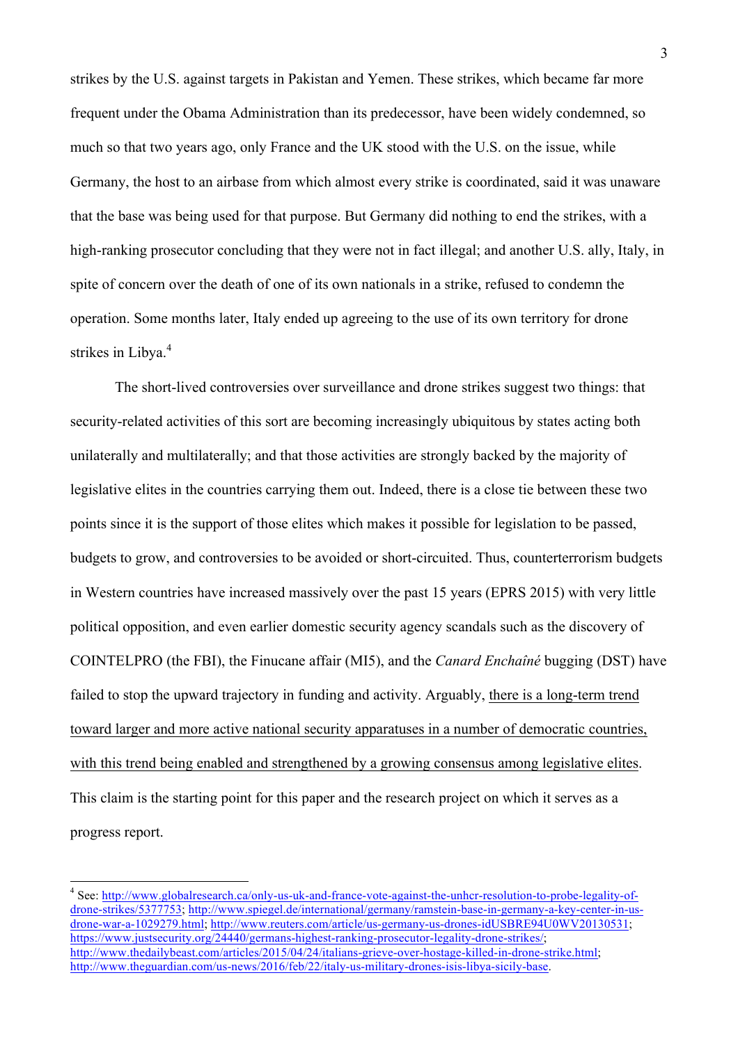strikes by the U.S. against targets in Pakistan and Yemen. These strikes, which became far more frequent under the Obama Administration than its predecessor, have been widely condemned, so much so that two years ago, only France and the UK stood with the U.S. on the issue, while Germany, the host to an airbase from which almost every strike is coordinated, said it was unaware that the base was being used for that purpose. But Germany did nothing to end the strikes, with a high-ranking prosecutor concluding that they were not in fact illegal; and another U.S. ally, Italy, in spite of concern over the death of one of its own nationals in a strike, refused to condemn the operation. Some months later, Italy ended up agreeing to the use of its own territory for drone strikes in Libya.[4]

The short-lived controversies over surveillance and drone strikes suggest two things: that security-related activities of this sort are becoming increasingly ubiquitous by states acting both unilaterally and multilaterally; and that those activities are strongly backed by the majority of legislative elites in the countries carrying them out. Indeed, there is a close tie between these two points since it is the support of those elites which makes it possible for legislation to be passed, budgets to grow, and controversies to be avoided or short-circuited. Thus, counterterrorism budgets in Western countries have increased massively over the past 15 years (EPRS 2015) with very little political opposition, and even earlier domestic security agency scandals such as the discovery of COINTELPRO (the FBI), the Finucane affair (MI5), and the *Canard Enchaîné* bugging (DST) have failed to stop the upward trajectory in funding and activity. Arguably, <u>there is a long-term trend toward larger and more active national security apparatuses in a number of democratic countries, with this trend being enabled and strengthened by a growing consensus among legislative elites</u>. This claim is the starting point for this paper and the research project on which it serves as a progress report.

---

[4] See: http://www.globalresearch.ca/only-us-uk-and-france-vote-against-the-unhcr-resolution-to-probe-legality-of-drone-strikes/5377753; http://www.spiegel.de/international/germany/ramstein-base-in-germany-a-key-center-in-us-drone-war-a-1029279.html; http://www.reuters.com/article/us-germany-us-drones-idUSBRE94U0WV20130531; https://www.justsecurity.org/24440/germans-highest-ranking-prosecutor-legality-drone-strikes/; http://www.thedailybeast.com/articles/2015/04/24/italians-grieve-over-hostage-killed-in-drone-strike.html; http://www.theguardian.com/us-news/2016/feb/22/italy-us-military-drones-isis-libya-sicily-base.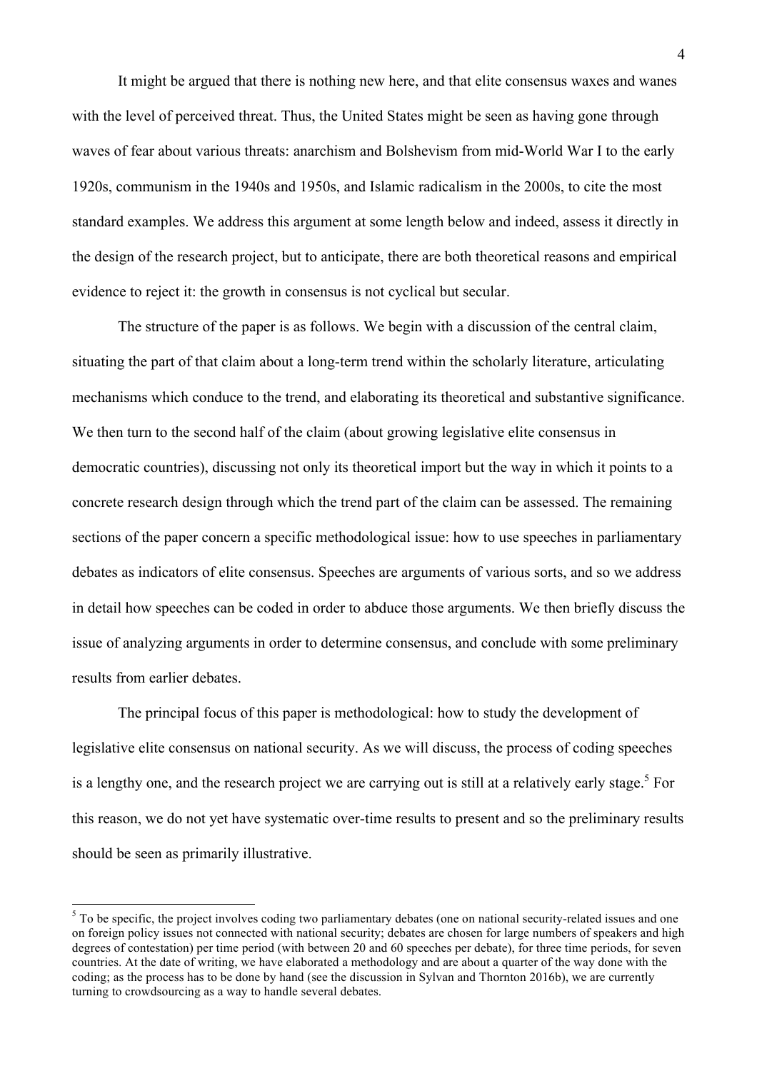It might be argued that there is nothing new here, and that elite consensus waxes and wanes with the level of perceived threat. Thus, the United States might be seen as having gone through waves of fear about various threats: anarchism and Bolshevism from mid-World War I to the early 1920s, communism in the 1940s and 1950s, and Islamic radicalism in the 2000s, to cite the most standard examples. We address this argument at some length below and indeed, assess it directly in the design of the research project, but to anticipate, there are both theoretical reasons and empirical evidence to reject it: the growth in consensus is not cyclical but secular.

The structure of the paper is as follows. We begin with a discussion of the central claim, situating the part of that claim about a long-term trend within the scholarly literature, articulating mechanisms which conduce to the trend, and elaborating its theoretical and substantive significance. We then turn to the second half of the claim (about growing legislative elite consensus in democratic countries), discussing not only its theoretical import but the way in which it points to a concrete research design through which the trend part of the claim can be assessed. The remaining sections of the paper concern a specific methodological issue: how to use speeches in parliamentary debates as indicators of elite consensus. Speeches are arguments of various sorts, and so we address in detail how speeches can be coded in order to abduce those arguments. We then briefly discuss the issue of analyzing arguments in order to determine consensus, and conclude with some preliminary results from earlier debates.

The principal focus of this paper is methodological: how to study the development of legislative elite consensus on national security. As we will discuss, the process of coding speeches is a lengthy one, and the research project we are carrying out is still at a relatively early stage.[5] For this reason, we do not yet have systematic over-time results to present and so the preliminary results should be seen as primarily illustrative.

---

[5] To be specific, the project involves coding two parliamentary debates (one on national security-related issues and one on foreign policy issues not connected with national security; debates are chosen for large numbers of speakers and high degrees of contestation) per time period (with between 20 and 60 speeches per debate), for three time periods, for seven countries. At the date of writing, we have elaborated a methodology and are about a quarter of the way done with the coding; as the process has to be done by hand (see the discussion in Sylvan and Thornton 2016b), we are currently turning to crowdsourcing as a way to handle several debates.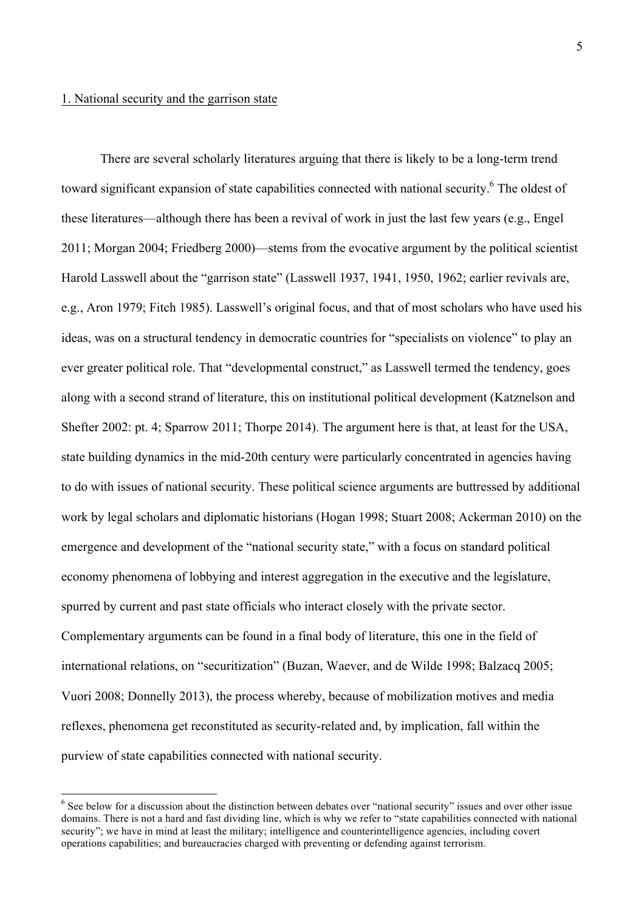1. National security and the garrison state

There are several scholarly literatures arguing that there is likely to be a long-term trend toward significant expansion of state capabilities connected with national security.[6] The oldest of these literatures—although there has been a revival of work in just the last few years (e.g., Engel 2011; Morgan 2004; Friedberg 2000)—stems from the evocative argument by the political scientist Harold Lasswell about the "garrison state" (Lasswell 1937, 1941, 1950, 1962; earlier revivals are, e.g., Aron 1979; Fitch 1985). Lasswell's original focus, and that of most scholars who have used his ideas, was on a structural tendency in democratic countries for "specialists on violence" to play an ever greater political role. That "developmental construct," as Lasswell termed the tendency, goes along with a second strand of literature, this on institutional political development (Katznelson and Shefter 2002: pt. 4; Sparrow 2011; Thorpe 2014). The argument here is that, at least for the USA, state building dynamics in the mid-20th century were particularly concentrated in agencies having to do with issues of national security. These political science arguments are buttressed by additional work by legal scholars and diplomatic historians (Hogan 1998; Stuart 2008; Ackerman 2010) on the emergence and development of the "national security state," with a focus on standard political economy phenomena of lobbying and interest aggregation in the executive and the legislature, spurred by current and past state officials who interact closely with the private sector. Complementary arguments can be found in a final body of literature, this one in the field of international relations, on "securitization" (Buzan, Waever, and de Wilde 1998; Balzacq 2005; Vuori 2008; Donnelly 2013), the process whereby, because of mobilization motives and media reflexes, phenomena get reconstituted as security-related and, by implication, fall within the purview of state capabilities connected with national security.

[6] See below for a discussion about the distinction between debates over "national security" issues and over other issue domains. There is not a hard and fast dividing line, which is why we refer to "state capabilities connected with national security"; we have in mind at least the military; intelligence and counterintelligence agencies, including covert operations capabilities; and bureaucracies charged with preventing or defending against terrorism.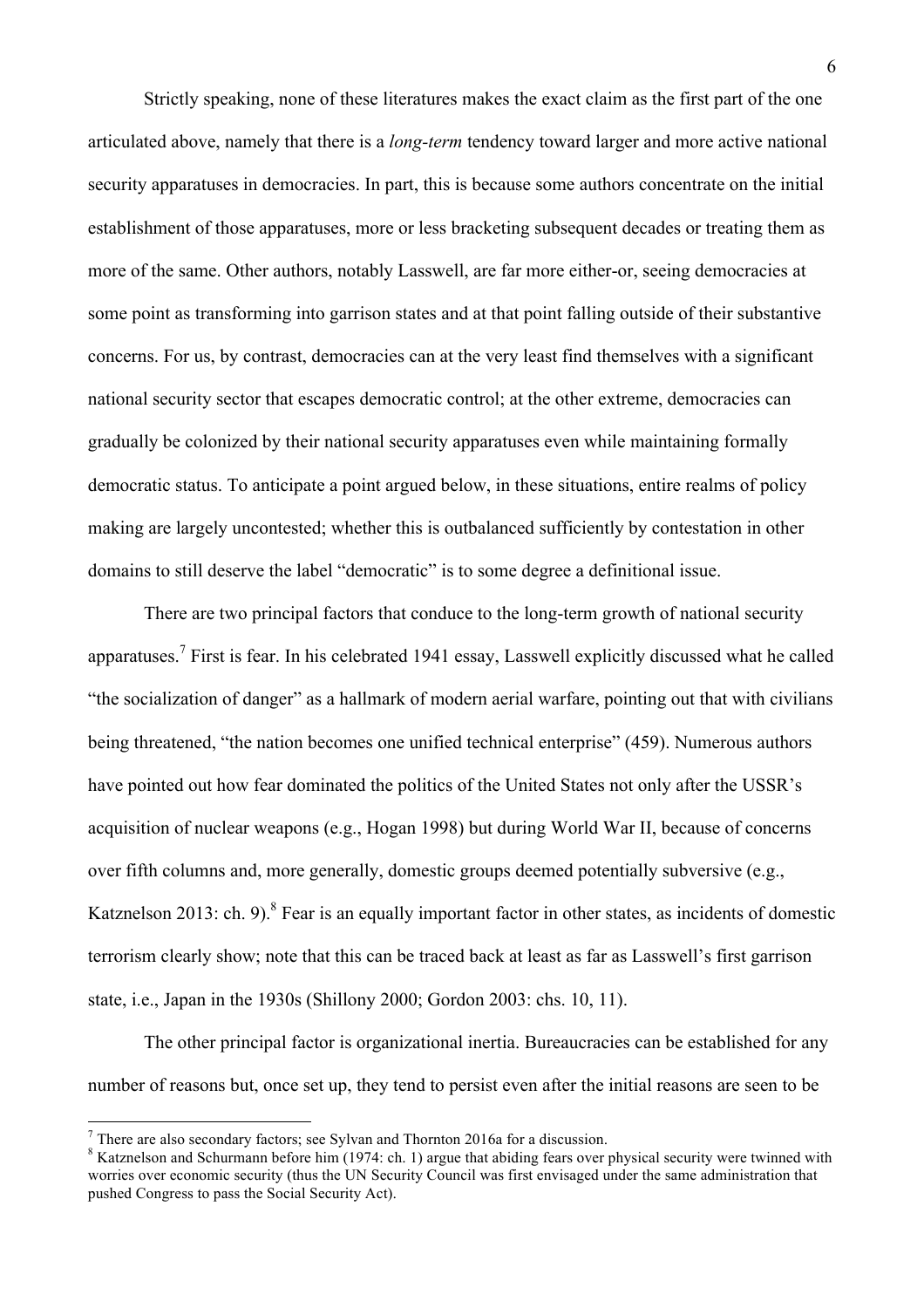Strictly speaking, none of these literatures makes the exact claim as the first part of the one articulated above, namely that there is a *long-term* tendency toward larger and more active national security apparatuses in democracies. In part, this is because some authors concentrate on the initial establishment of those apparatuses, more or less bracketing subsequent decades or treating them as more of the same. Other authors, notably Lasswell, are far more either-or, seeing democracies at some point as transforming into garrison states and at that point falling outside of their substantive concerns. For us, by contrast, democracies can at the very least find themselves with a significant national security sector that escapes democratic control; at the other extreme, democracies can gradually be colonized by their national security apparatuses even while maintaining formally democratic status. To anticipate a point argued below, in these situations, entire realms of policy making are largely uncontested; whether this is outbalanced sufficiently by contestation in other domains to still deserve the label "democratic" is to some degree a definitional issue.

There are two principal factors that conduce to the long-term growth of national security apparatuses.[7] First is fear. In his celebrated 1941 essay, Lasswell explicitly discussed what he called "the socialization of danger" as a hallmark of modern aerial warfare, pointing out that with civilians being threatened, "the nation becomes one unified technical enterprise" (459). Numerous authors have pointed out how fear dominated the politics of the United States not only after the USSR's acquisition of nuclear weapons (e.g., Hogan 1998) but during World War II, because of concerns over fifth columns and, more generally, domestic groups deemed potentially subversive (e.g., Katznelson 2013: ch. 9).[8] Fear is an equally important factor in other states, as incidents of domestic terrorism clearly show; note that this can be traced back at least as far as Lasswell's first garrison state, i.e., Japan in the 1930s (Shillony 2000; Gordon 2003: chs. 10, 11).

The other principal factor is organizational inertia. Bureaucracies can be established for any number of reasons but, once set up, they tend to persist even after the initial reasons are seen to be

[7] There are also secondary factors; see Sylvan and Thornton 2016a for a discussion.

[8] Katznelson and Schurmann before him (1974: ch. 1) argue that abiding fears over physical security were twinned with worries over economic security (thus the UN Security Council was first envisaged under the same administration that pushed Congress to pass the Social Security Act).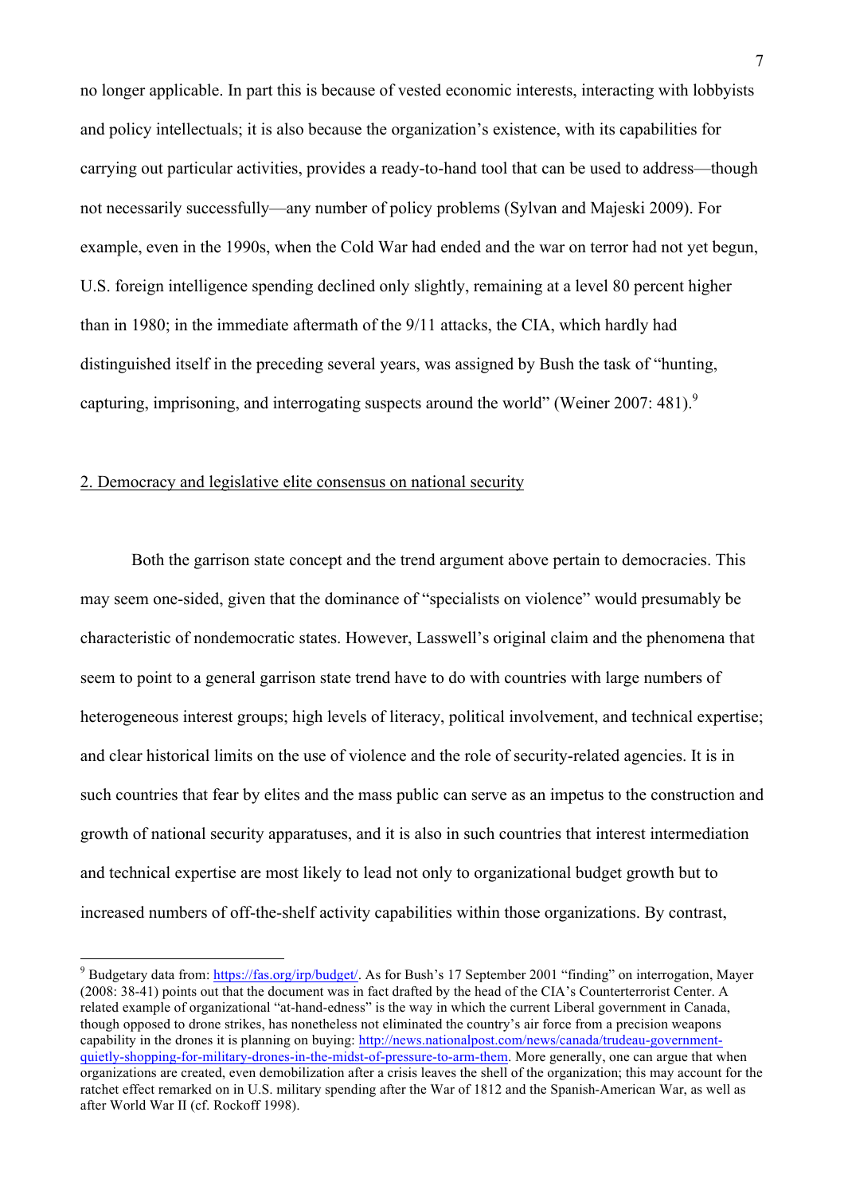no longer applicable. In part this is because of vested economic interests, interacting with lobbyists and policy intellectuals; it is also because the organization's existence, with its capabilities for carrying out particular activities, provides a ready-to-hand tool that can be used to address—though not necessarily successfully—any number of policy problems (Sylvan and Majeski 2009). For example, even in the 1990s, when the Cold War had ended and the war on terror had not yet begun, U.S. foreign intelligence spending declined only slightly, remaining at a level 80 percent higher than in 1980; in the immediate aftermath of the 9/11 attacks, the CIA, which hardly had distinguished itself in the preceding several years, was assigned by Bush the task of "hunting, capturing, imprisoning, and interrogating suspects around the world" (Weiner 2007: 481).[9]

## 2. Democracy and legislative elite consensus on national security

Both the garrison state concept and the trend argument above pertain to democracies. This may seem one-sided, given that the dominance of "specialists on violence" would presumably be characteristic of nondemocratic states. However, Lasswell's original claim and the phenomena that seem to point to a general garrison state trend have to do with countries with large numbers of heterogeneous interest groups; high levels of literacy, political involvement, and technical expertise; and clear historical limits on the use of violence and the role of security-related agencies. It is in such countries that fear by elites and the mass public can serve as an impetus to the construction and growth of national security apparatuses, and it is also in such countries that interest intermediation and technical expertise are most likely to lead not only to organizational budget growth but to increased numbers of off-the-shelf activity capabilities within those organizations. By contrast,

---

[9] Budgetary data from: https://fas.org/irp/budget/. As for Bush's 17 September 2001 "finding" on interrogation, Mayer (2008: 38-41) points out that the document was in fact drafted by the head of the CIA's Counterterrorist Center. A related example of organizational "at-hand-edness" is the way in which the current Liberal government in Canada, though opposed to drone strikes, has nonetheless not eliminated the country's air force from a precision weapons capability in the drones it is planning on buying: http://news.nationalpost.com/news/canada/trudeau-government-quietly-shopping-for-military-drones-in-the-midst-of-pressure-to-arm-them. More generally, one can argue that when organizations are created, even demobilization after a crisis leaves the shell of the organization; this may account for the ratchet effect remarked on in U.S. military spending after the War of 1812 and the Spanish-American War, as well as after World War II (cf. Rockoff 1998).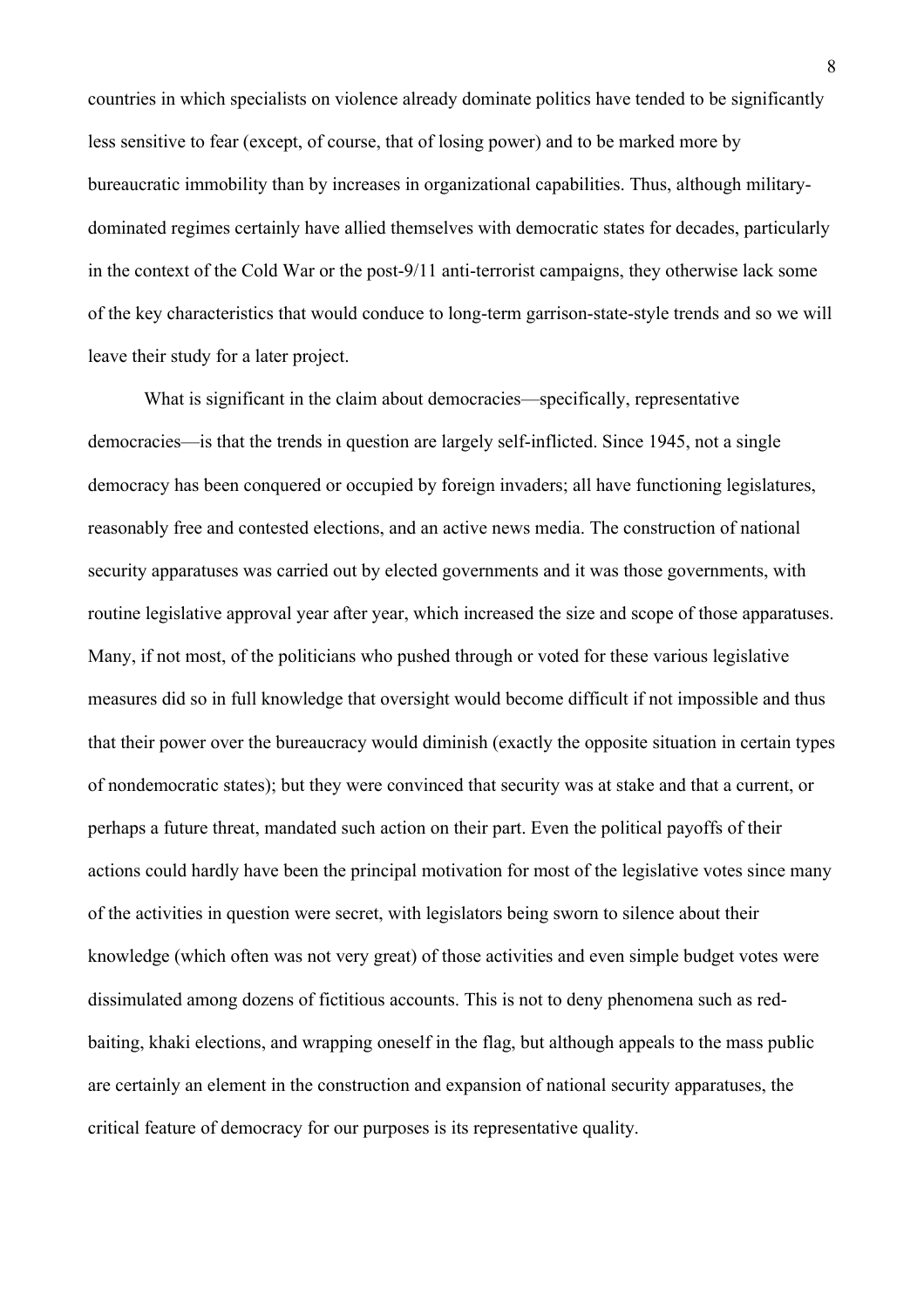countries in which specialists on violence already dominate politics have tended to be significantly less sensitive to fear (except, of course, that of losing power) and to be marked more by bureaucratic immobility than by increases in organizational capabilities. Thus, although military-dominated regimes certainly have allied themselves with democratic states for decades, particularly in the context of the Cold War or the post-9/11 anti-terrorist campaigns, they otherwise lack some of the key characteristics that would conduce to long-term garrison-state-style trends and so we will leave their study for a later project.

What is significant in the claim about democracies—specifically, representative democracies—is that the trends in question are largely self-inflicted. Since 1945, not a single democracy has been conquered or occupied by foreign invaders; all have functioning legislatures, reasonably free and contested elections, and an active news media. The construction of national security apparatuses was carried out by elected governments and it was those governments, with routine legislative approval year after year, which increased the size and scope of those apparatuses. Many, if not most, of the politicians who pushed through or voted for these various legislative measures did so in full knowledge that oversight would become difficult if not impossible and thus that their power over the bureaucracy would diminish (exactly the opposite situation in certain types of nondemocratic states); but they were convinced that security was at stake and that a current, or perhaps a future threat, mandated such action on their part. Even the political payoffs of their actions could hardly have been the principal motivation for most of the legislative votes since many of the activities in question were secret, with legislators being sworn to silence about their knowledge (which often was not very great) of those activities and even simple budget votes were dissimulated among dozens of fictitious accounts. This is not to deny phenomena such as red-baiting, khaki elections, and wrapping oneself in the flag, but although appeals to the mass public are certainly an element in the construction and expansion of national security apparatuses, the critical feature of democracy for our purposes is its representative quality.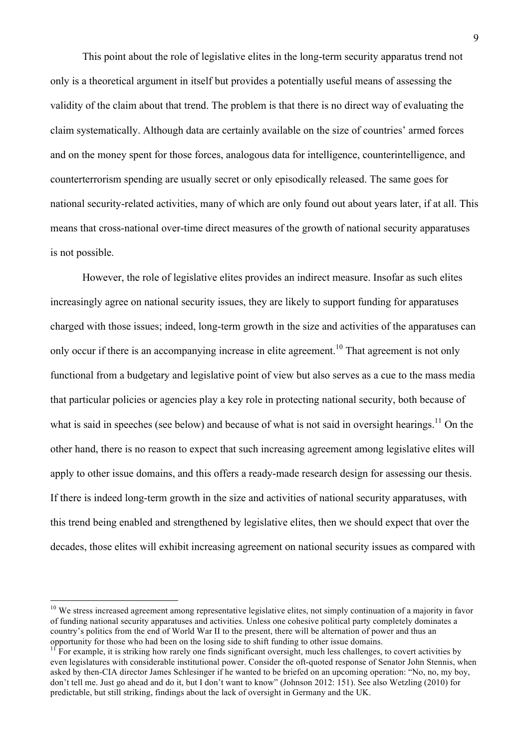This point about the role of legislative elites in the long-term security apparatus trend not only is a theoretical argument in itself but provides a potentially useful means of assessing the validity of the claim about that trend. The problem is that there is no direct way of evaluating the claim systematically. Although data are certainly available on the size of countries' armed forces and on the money spent for those forces, analogous data for intelligence, counterintelligence, and counterterrorism spending are usually secret or only episodically released. The same goes for national security-related activities, many of which are only found out about years later, if at all. This means that cross-national over-time direct measures of the growth of national security apparatuses is not possible.

However, the role of legislative elites provides an indirect measure. Insofar as such elites increasingly agree on national security issues, they are likely to support funding for apparatuses charged with those issues; indeed, long-term growth in the size and activities of the apparatuses can only occur if there is an accompanying increase in elite agreement.[10] That agreement is not only functional from a budgetary and legislative point of view but also serves as a cue to the mass media that particular policies or agencies play a key role in protecting national security, both because of what is said in speeches (see below) and because of what is not said in oversight hearings.[11] On the other hand, there is no reason to expect that such increasing agreement among legislative elites will apply to other issue domains, and this offers a ready-made research design for assessing our thesis. If there is indeed long-term growth in the size and activities of national security apparatuses, with this trend being enabled and strengthened by legislative elites, then we should expect that over the decades, those elites will exhibit increasing agreement on national security issues as compared with

---

[10] We stress increased agreement among representative legislative elites, not simply continuation of a majority in favor of funding national security apparatuses and activities. Unless one cohesive political party completely dominates a country's politics from the end of World War II to the present, there will be alternation of power and thus an opportunity for those who had been on the losing side to shift funding to other issue domains.

[11] For example, it is striking how rarely one finds significant oversight, much less challenges, to covert activities by even legislatures with considerable institutional power. Consider the oft-quoted response of Senator John Stennis, when asked by then-CIA director James Schlesinger if he wanted to be briefed on an upcoming operation: "No, no, my boy, don't tell me. Just go ahead and do it, but I don't want to know" (Johnson 2012: 151). See also Wetzling (2010) for predictable, but still striking, findings about the lack of oversight in Germany and the UK.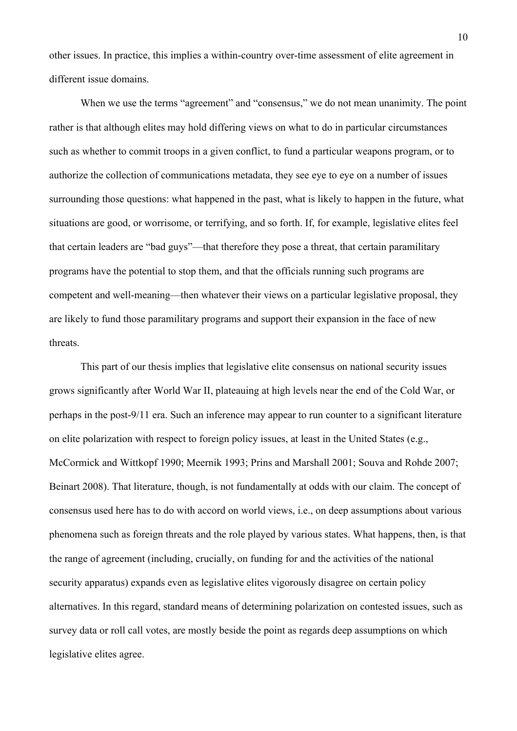other issues. In practice, this implies a within-country over-time assessment of elite agreement in different issue domains.

When we use the terms "agreement" and "consensus," we do not mean unanimity. The point rather is that although elites may hold differing views on what to do in particular circumstances such as whether to commit troops in a given conflict, to fund a particular weapons program, or to authorize the collection of communications metadata, they see eye to eye on a number of issues surrounding those questions: what happened in the past, what is likely to happen in the future, what situations are good, or worrisome, or terrifying, and so forth. If, for example, legislative elites feel that certain leaders are "bad guys"—that therefore they pose a threat, that certain paramilitary programs have the potential to stop them, and that the officials running such programs are competent and well-meaning—then whatever their views on a particular legislative proposal, they are likely to fund those paramilitary programs and support their expansion in the face of new threats.

This part of our thesis implies that legislative elite consensus on national security issues grows significantly after World War II, plateauing at high levels near the end of the Cold War, or perhaps in the post-9/11 era. Such an inference may appear to run counter to a significant literature on elite polarization with respect to foreign policy issues, at least in the United States (e.g., McCormick and Wittkopf 1990; Meernik 1993; Prins and Marshall 2001; Souva and Rohde 2007; Beinart 2008). That literature, though, is not fundamentally at odds with our claim. The concept of consensus used here has to do with accord on world views, i.e., on deep assumptions about various phenomena such as foreign threats and the role played by various states. What happens, then, is that the range of agreement (including, crucially, on funding for and the activities of the national security apparatus) expands even as legislative elites vigorously disagree on certain policy alternatives. In this regard, standard means of determining polarization on contested issues, such as survey data or roll call votes, are mostly beside the point as regards deep assumptions on which legislative elites agree.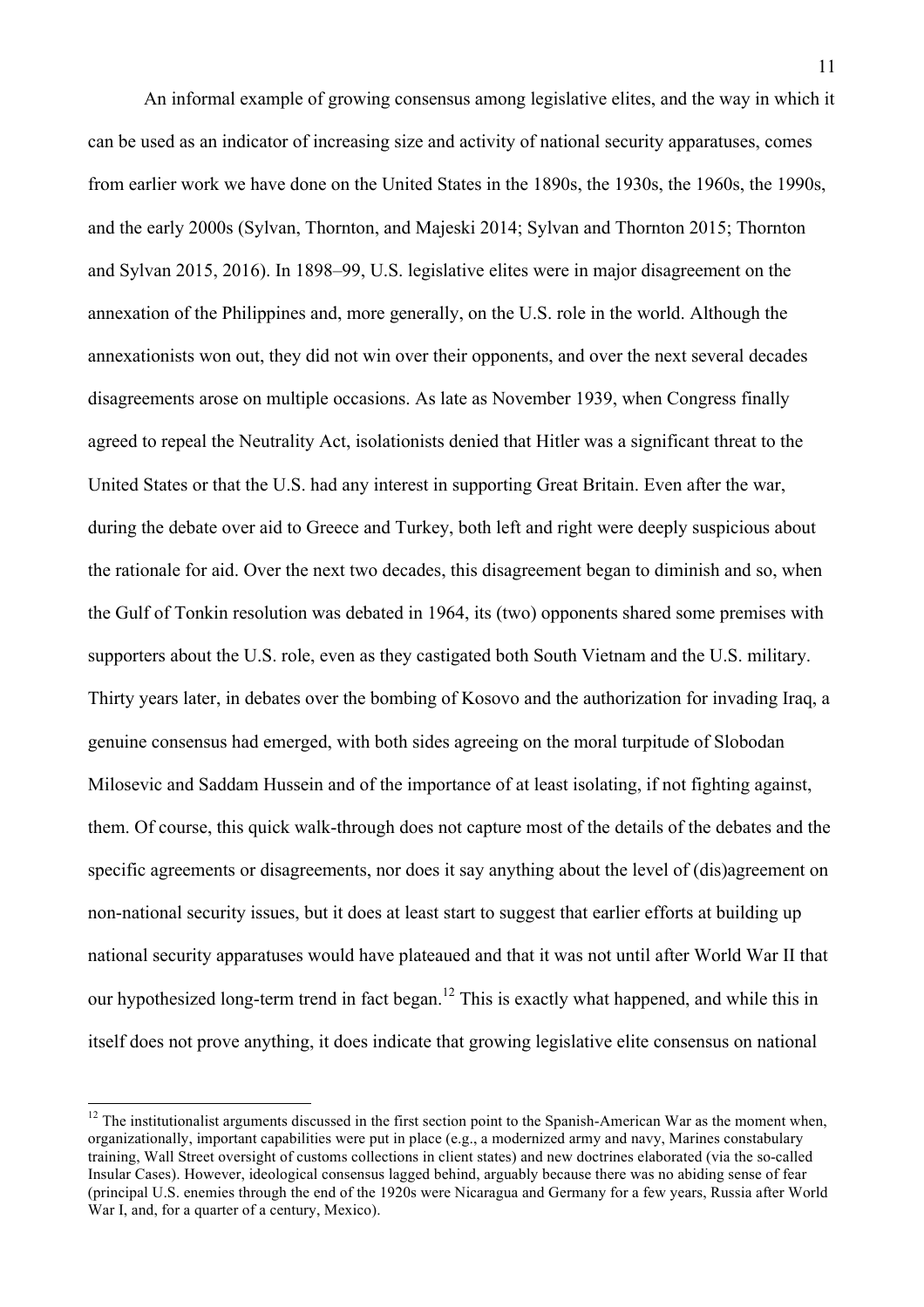An informal example of growing consensus among legislative elites, and the way in which it can be used as an indicator of increasing size and activity of national security apparatuses, comes from earlier work we have done on the United States in the 1890s, the 1930s, the 1960s, the 1990s, and the early 2000s (Sylvan, Thornton, and Majeski 2014; Sylvan and Thornton 2015; Thornton and Sylvan 2015, 2016). In 1898–99, U.S. legislative elites were in major disagreement on the annexation of the Philippines and, more generally, on the U.S. role in the world. Although the annexationists won out, they did not win over their opponents, and over the next several decades disagreements arose on multiple occasions. As late as November 1939, when Congress finally agreed to repeal the Neutrality Act, isolationists denied that Hitler was a significant threat to the United States or that the U.S. had any interest in supporting Great Britain. Even after the war, during the debate over aid to Greece and Turkey, both left and right were deeply suspicious about the rationale for aid. Over the next two decades, this disagreement began to diminish and so, when the Gulf of Tonkin resolution was debated in 1964, its (two) opponents shared some premises with supporters about the U.S. role, even as they castigated both South Vietnam and the U.S. military. Thirty years later, in debates over the bombing of Kosovo and the authorization for invading Iraq, a genuine consensus had emerged, with both sides agreeing on the moral turpitude of Slobodan Milosevic and Saddam Hussein and of the importance of at least isolating, if not fighting against, them. Of course, this quick walk-through does not capture most of the details of the debates and the specific agreements or disagreements, nor does it say anything about the level of (dis)agreement on non-national security issues, but it does at least start to suggest that earlier efforts at building up national security apparatuses would have plateaued and that it was not until after World War II that our hypothesized long-term trend in fact began.[12] This is exactly what happened, and while this in itself does not prove anything, it does indicate that growing legislative elite consensus on national

[12] The institutionalist arguments discussed in the first section point to the Spanish-American War as the moment when, organizationally, important capabilities were put in place (e.g., a modernized army and navy, Marines constabulary training, Wall Street oversight of customs collections in client states) and new doctrines elaborated (via the so-called Insular Cases). However, ideological consensus lagged behind, arguably because there was no abiding sense of fear (principal U.S. enemies through the end of the 1920s were Nicaragua and Germany for a few years, Russia after World War I, and, for a quarter of a century, Mexico).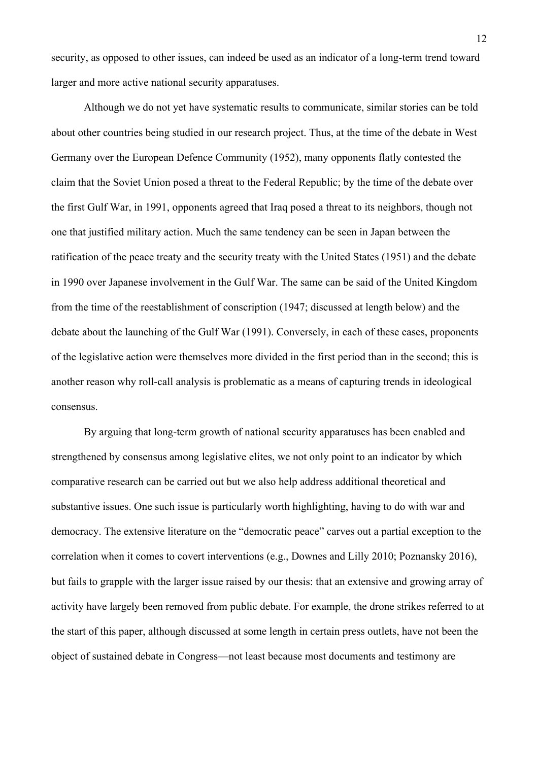security, as opposed to other issues, can indeed be used as an indicator of a long-term trend toward larger and more active national security apparatuses.

Although we do not yet have systematic results to communicate, similar stories can be told about other countries being studied in our research project. Thus, at the time of the debate in West Germany over the European Defence Community (1952), many opponents flatly contested the claim that the Soviet Union posed a threat to the Federal Republic; by the time of the debate over the first Gulf War, in 1991, opponents agreed that Iraq posed a threat to its neighbors, though not one that justified military action. Much the same tendency can be seen in Japan between the ratification of the peace treaty and the security treaty with the United States (1951) and the debate in 1990 over Japanese involvement in the Gulf War. The same can be said of the United Kingdom from the time of the reestablishment of conscription (1947; discussed at length below) and the debate about the launching of the Gulf War (1991). Conversely, in each of these cases, proponents of the legislative action were themselves more divided in the first period than in the second; this is another reason why roll-call analysis is problematic as a means of capturing trends in ideological consensus.

By arguing that long-term growth of national security apparatuses has been enabled and strengthened by consensus among legislative elites, we not only point to an indicator by which comparative research can be carried out but we also help address additional theoretical and substantive issues. One such issue is particularly worth highlighting, having to do with war and democracy. The extensive literature on the "democratic peace" carves out a partial exception to the correlation when it comes to covert interventions (e.g., Downes and Lilly 2010; Poznansky 2016), but fails to grapple with the larger issue raised by our thesis: that an extensive and growing array of activity have largely been removed from public debate. For example, the drone strikes referred to at the start of this paper, although discussed at some length in certain press outlets, have not been the object of sustained debate in Congress—not least because most documents and testimony are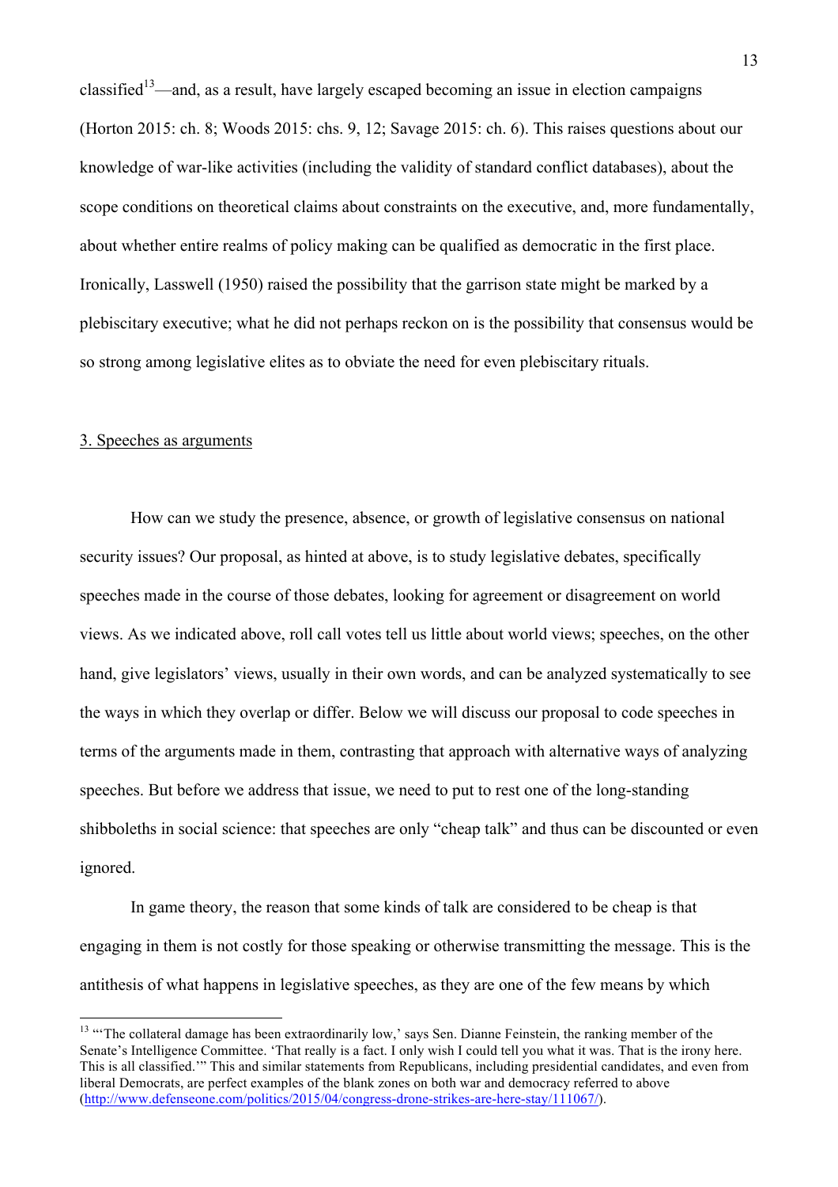classified[13]—and, as a result, have largely escaped becoming an issue in election campaigns (Horton 2015: ch. 8; Woods 2015: chs. 9, 12; Savage 2015: ch. 6). This raises questions about our knowledge of war-like activities (including the validity of standard conflict databases), about the scope conditions on theoretical claims about constraints on the executive, and, more fundamentally, about whether entire realms of policy making can be qualified as democratic in the first place. Ironically, Lasswell (1950) raised the possibility that the garrison state might be marked by a plebiscitary executive; what he did not perhaps reckon on is the possibility that consensus would be so strong among legislative elites as to obviate the need for even plebiscitary rituals.

## 3. Speeches as arguments

How can we study the presence, absence, or growth of legislative consensus on national security issues? Our proposal, as hinted at above, is to study legislative debates, specifically speeches made in the course of those debates, looking for agreement or disagreement on world views. As we indicated above, roll call votes tell us little about world views; speeches, on the other hand, give legislators' views, usually in their own words, and can be analyzed systematically to see the ways in which they overlap or differ. Below we will discuss our proposal to code speeches in terms of the arguments made in them, contrasting that approach with alternative ways of analyzing speeches. But before we address that issue, we need to put to rest one of the long-standing shibboleths in social science: that speeches are only "cheap talk" and thus can be discounted or even ignored.

In game theory, the reason that some kinds of talk are considered to be cheap is that engaging in them is not costly for those speaking or otherwise transmitting the message. This is the antithesis of what happens in legislative speeches, as they are one of the few means by which

---

[13] "'The collateral damage has been extraordinarily low,' says Sen. Dianne Feinstein, the ranking member of the Senate's Intelligence Committee. 'That really is a fact. I only wish I could tell you what it was. That is the irony here. This is all classified.'" This and similar statements from Republicans, including presidential candidates, and even from liberal Democrats, are perfect examples of the blank zones on both war and democracy referred to above (http://www.defenseone.com/politics/2015/04/congress-drone-strikes-are-here-stay/111067/).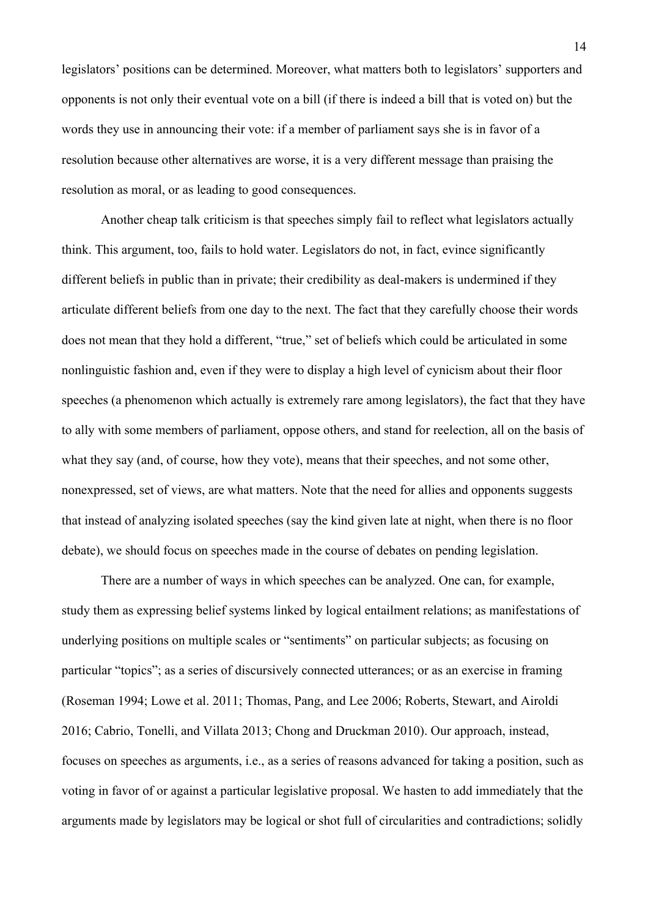legislators' positions can be determined. Moreover, what matters both to legislators' supporters and opponents is not only their eventual vote on a bill (if there is indeed a bill that is voted on) but the words they use in announcing their vote: if a member of parliament says she is in favor of a resolution because other alternatives are worse, it is a very different message than praising the resolution as moral, or as leading to good consequences.

Another cheap talk criticism is that speeches simply fail to reflect what legislators actually think. This argument, too, fails to hold water. Legislators do not, in fact, evince significantly different beliefs in public than in private; their credibility as deal-makers is undermined if they articulate different beliefs from one day to the next. The fact that they carefully choose their words does not mean that they hold a different, "true," set of beliefs which could be articulated in some nonlinguistic fashion and, even if they were to display a high level of cynicism about their floor speeches (a phenomenon which actually is extremely rare among legislators), the fact that they have to ally with some members of parliament, oppose others, and stand for reelection, all on the basis of what they say (and, of course, how they vote), means that their speeches, and not some other, nonexpressed, set of views, are what matters. Note that the need for allies and opponents suggests that instead of analyzing isolated speeches (say the kind given late at night, when there is no floor debate), we should focus on speeches made in the course of debates on pending legislation.

There are a number of ways in which speeches can be analyzed. One can, for example, study them as expressing belief systems linked by logical entailment relations; as manifestations of underlying positions on multiple scales or "sentiments" on particular subjects; as focusing on particular "topics"; as a series of discursively connected utterances; or as an exercise in framing (Roseman 1994; Lowe et al. 2011; Thomas, Pang, and Lee 2006; Roberts, Stewart, and Airoldi 2016; Cabrio, Tonelli, and Villata 2013; Chong and Druckman 2010). Our approach, instead, focuses on speeches as arguments, i.e., as a series of reasons advanced for taking a position, such as voting in favor of or against a particular legislative proposal. We hasten to add immediately that the arguments made by legislators may be logical or shot full of circularities and contradictions; solidly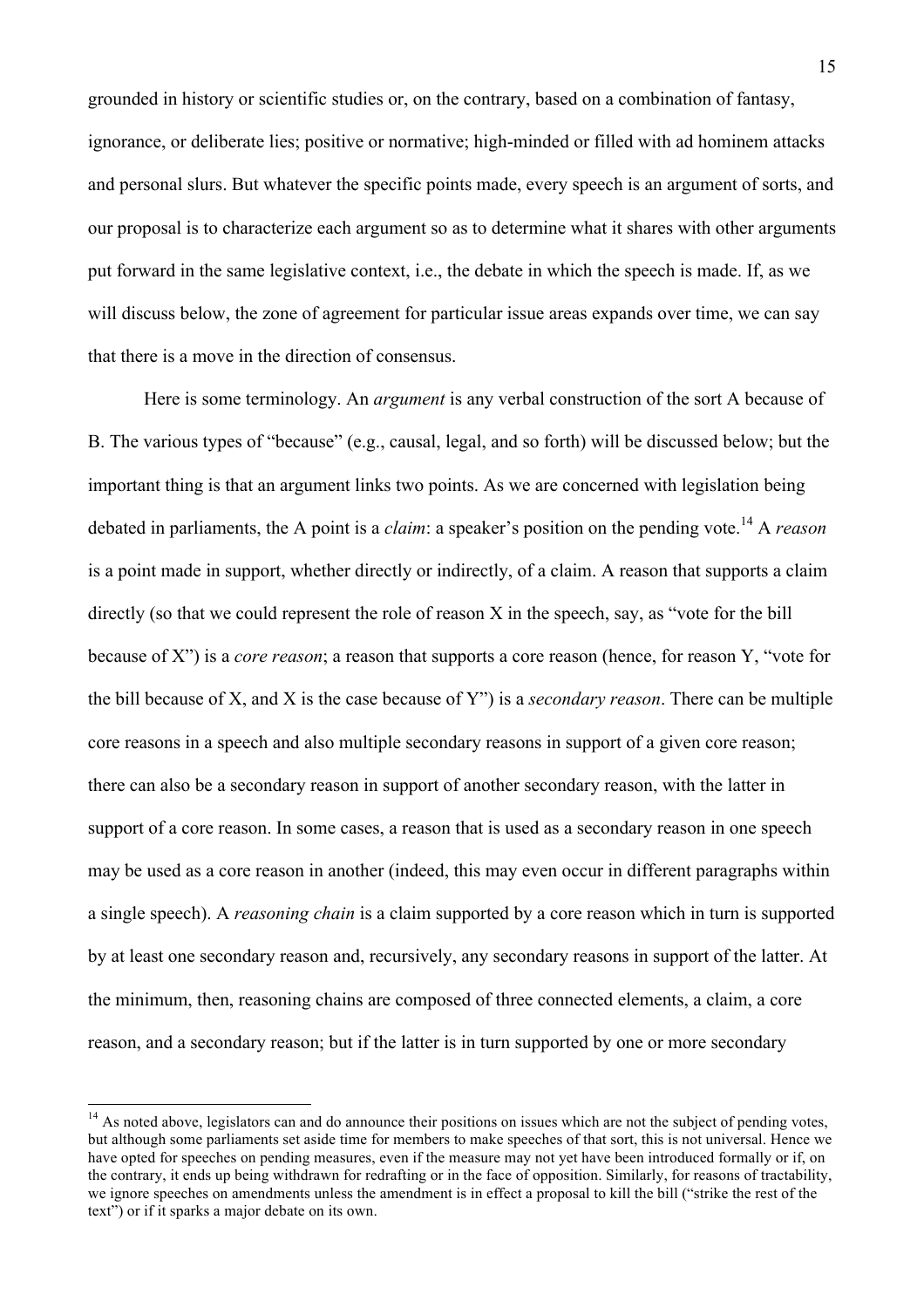grounded in history or scientific studies or, on the contrary, based on a combination of fantasy, ignorance, or deliberate lies; positive or normative; high-minded or filled with ad hominem attacks and personal slurs. But whatever the specific points made, every speech is an argument of sorts, and our proposal is to characterize each argument so as to determine what it shares with other arguments put forward in the same legislative context, i.e., the debate in which the speech is made. If, as we will discuss below, the zone of agreement for particular issue areas expands over time, we can say that there is a move in the direction of consensus.

Here is some terminology. An *argument* is any verbal construction of the sort A because of B. The various types of "because" (e.g., causal, legal, and so forth) will be discussed below; but the important thing is that an argument links two points. As we are concerned with legislation being debated in parliaments, the A point is a *claim*: a speaker's position on the pending vote.[14] A *reason* is a point made in support, whether directly or indirectly, of a claim. A reason that supports a claim directly (so that we could represent the role of reason X in the speech, say, as "vote for the bill because of X") is a *core reason*; a reason that supports a core reason (hence, for reason Y, "vote for the bill because of X, and X is the case because of Y") is a *secondary reason*. There can be multiple core reasons in a speech and also multiple secondary reasons in support of a given core reason; there can also be a secondary reason in support of another secondary reason, with the latter in support of a core reason. In some cases, a reason that is used as a secondary reason in one speech may be used as a core reason in another (indeed, this may even occur in different paragraphs within a single speech). A *reasoning chain* is a claim supported by a core reason which in turn is supported by at least one secondary reason and, recursively, any secondary reasons in support of the latter. At the minimum, then, reasoning chains are composed of three connected elements, a claim, a core reason, and a secondary reason; but if the latter is in turn supported by one or more secondary

[14] As noted above, legislators can and do announce their positions on issues which are not the subject of pending votes, but although some parliaments set aside time for members to make speeches of that sort, this is not universal. Hence we have opted for speeches on pending measures, even if the measure may not yet have been introduced formally or if, on the contrary, it ends up being withdrawn for redrafting or in the face of opposition. Similarly, for reasons of tractability, we ignore speeches on amendments unless the amendment is in effect a proposal to kill the bill ("strike the rest of the text") or if it sparks a major debate on its own.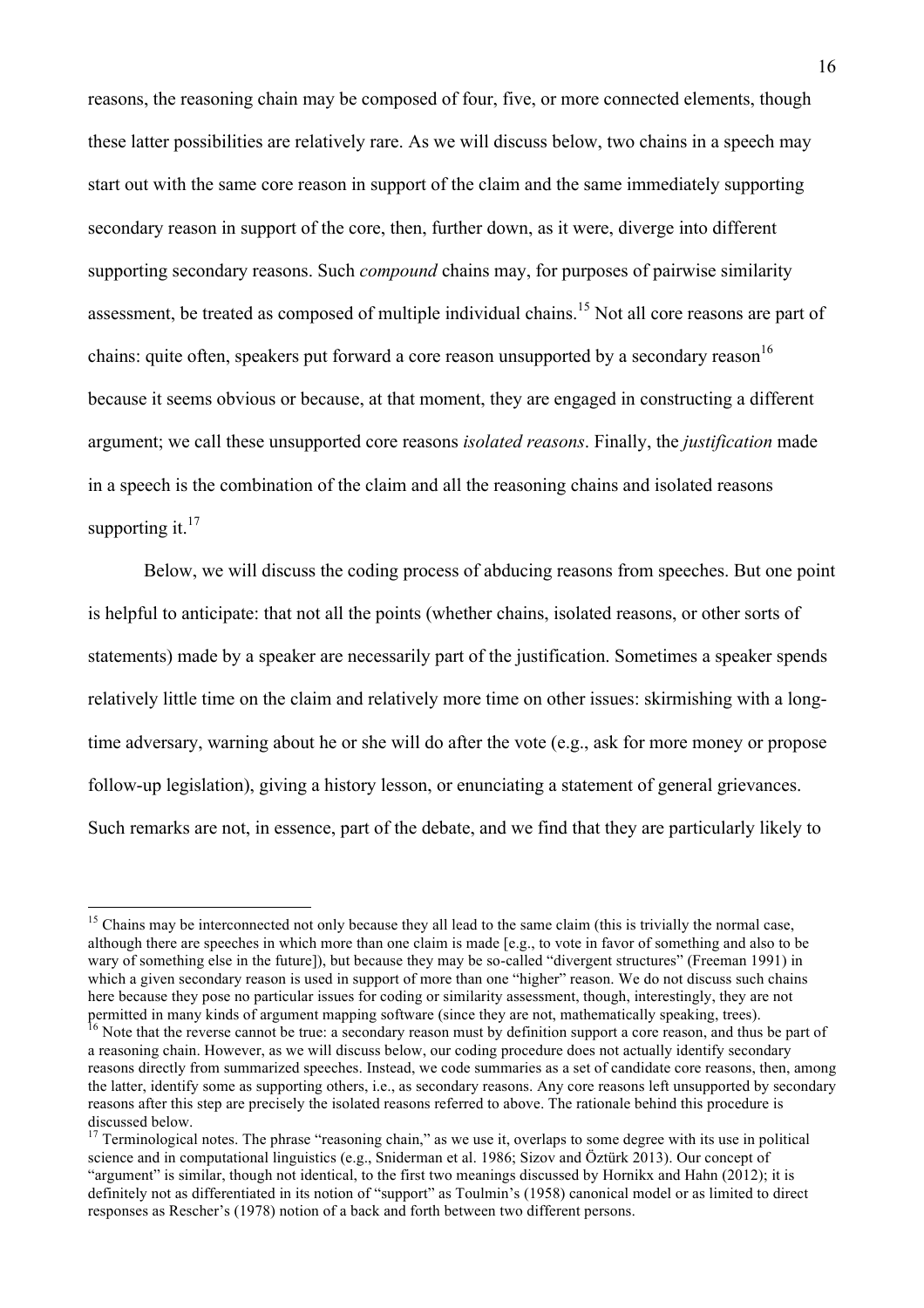reasons, the reasoning chain may be composed of four, five, or more connected elements, though these latter possibilities are relatively rare. As we will discuss below, two chains in a speech may start out with the same core reason in support of the claim and the same immediately supporting secondary reason in support of the core, then, further down, as it were, diverge into different supporting secondary reasons. Such *compound* chains may, for purposes of pairwise similarity assessment, be treated as composed of multiple individual chains.[15] Not all core reasons are part of chains: quite often, speakers put forward a core reason unsupported by a secondary reason[16] because it seems obvious or because, at that moment, they are engaged in constructing a different argument; we call these unsupported core reasons *isolated reasons*. Finally, the *justification* made in a speech is the combination of the claim and all the reasoning chains and isolated reasons supporting it.[17]

Below, we will discuss the coding process of abducing reasons from speeches. But one point is helpful to anticipate: that not all the points (whether chains, isolated reasons, or other sorts of statements) made by a speaker are necessarily part of the justification. Sometimes a speaker spends relatively little time on the claim and relatively more time on other issues: skirmishing with a long-time adversary, warning about he or she will do after the vote (e.g., ask for more money or propose follow-up legislation), giving a history lesson, or enunciating a statement of general grievances. Such remarks are not, in essence, part of the debate, and we find that they are particularly likely to

---

[15] Chains may be interconnected not only because they all lead to the same claim (this is trivially the normal case, although there are speeches in which more than one claim is made [e.g., to vote in favor of something and also to be wary of something else in the future]), but because they may be so-called "divergent structures" (Freeman 1991) in which a given secondary reason is used in support of more than one "higher" reason. We do not discuss such chains here because they pose no particular issues for coding or similarity assessment, though, interestingly, they are not permitted in many kinds of argument mapping software (since they are not, mathematically speaking, trees).

[16] Note that the reverse cannot be true: a secondary reason must by definition support a core reason, and thus be part of a reasoning chain. However, as we will discuss below, our coding procedure does not actually identify secondary reasons directly from summarized speeches. Instead, we code summaries as a set of candidate core reasons, then, among the latter, identify some as supporting others, i.e., as secondary reasons. Any core reasons left unsupported by secondary reasons after this step are precisely the isolated reasons referred to above. The rationale behind this procedure is discussed below.

[17] Terminological notes. The phrase "reasoning chain," as we use it, overlaps to some degree with its use in political science and in computational linguistics (e.g., Sniderman et al. 1986; Sizov and Öztürk 2013). Our concept of "argument" is similar, though not identical, to the first two meanings discussed by Hornikx and Hahn (2012); it is definitely not as differentiated in its notion of "support" as Toulmin's (1958) canonical model or as limited to direct responses as Rescher's (1978) notion of a back and forth between two different persons.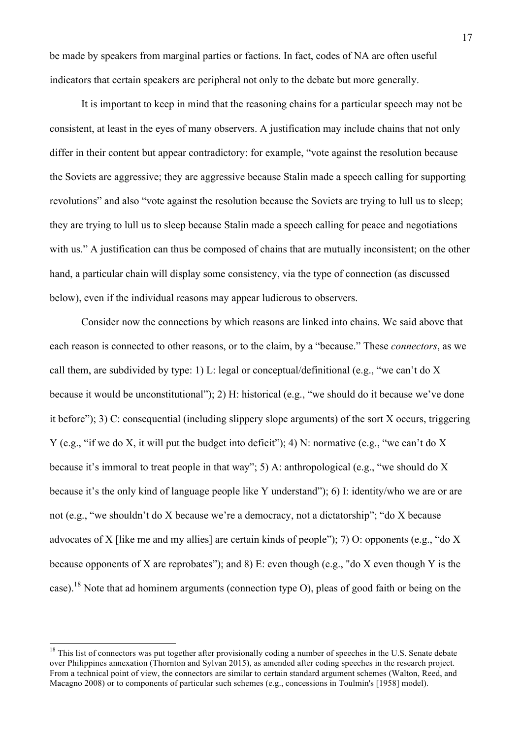be made by speakers from marginal parties or factions. In fact, codes of NA are often useful indicators that certain speakers are peripheral not only to the debate but more generally.

It is important to keep in mind that the reasoning chains for a particular speech may not be consistent, at least in the eyes of many observers. A justification may include chains that not only differ in their content but appear contradictory: for example, "vote against the resolution because the Soviets are aggressive; they are aggressive because Stalin made a speech calling for supporting revolutions" and also "vote against the resolution because the Soviets are trying to lull us to sleep; they are trying to lull us to sleep because Stalin made a speech calling for peace and negotiations with us." A justification can thus be composed of chains that are mutually inconsistent; on the other hand, a particular chain will display some consistency, via the type of connection (as discussed below), even if the individual reasons may appear ludicrous to observers.

Consider now the connections by which reasons are linked into chains. We said above that each reason is connected to other reasons, or to the claim, by a "because." These *connectors*, as we call them, are subdivided by type: 1) L: legal or conceptual/definitional (e.g., "we can't do X because it would be unconstitutional"); 2) H: historical (e.g., "we should do it because we've done it before"); 3) C: consequential (including slippery slope arguments) of the sort X occurs, triggering Y (e.g., "if we do X, it will put the budget into deficit"); 4) N: normative (e.g., "we can't do X because it's immoral to treat people in that way"; 5) A: anthropological (e.g., "we should do X because it's the only kind of language people like Y understand"); 6) I: identity/who we are or are not (e.g., "we shouldn't do X because we're a democracy, not a dictatorship"; "do X because advocates of X [like me and my allies] are certain kinds of people"); 7) O: opponents (e.g., "do X because opponents of X are reprobates"); and 8) E: even though (e.g., "do X even though Y is the case).[18] Note that ad hominem arguments (connection type O), pleas of good faith or being on the

[18] This list of connectors was put together after provisionally coding a number of speeches in the U.S. Senate debate over Philippines annexation (Thornton and Sylvan 2015), as amended after coding speeches in the research project. From a technical point of view, the connectors are similar to certain standard argument schemes (Walton, Reed, and Macagno 2008) or to components of particular such schemes (e.g., concessions in Toulmin's [1958] model).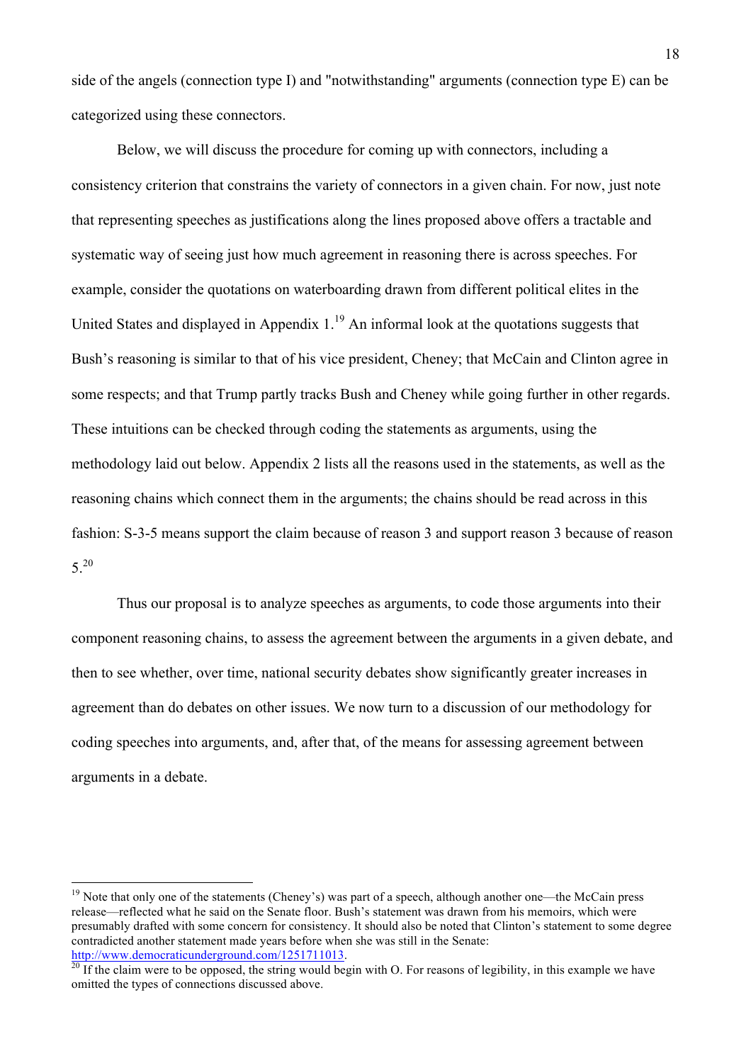side of the angels (connection type I) and "notwithstanding" arguments (connection type E) can be categorized using these connectors.

Below, we will discuss the procedure for coming up with connectors, including a consistency criterion that constrains the variety of connectors in a given chain. For now, just note that representing speeches as justifications along the lines proposed above offers a tractable and systematic way of seeing just how much agreement in reasoning there is across speeches. For example, consider the quotations on waterboarding drawn from different political elites in the United States and displayed in Appendix 1.[19] An informal look at the quotations suggests that Bush's reasoning is similar to that of his vice president, Cheney; that McCain and Clinton agree in some respects; and that Trump partly tracks Bush and Cheney while going further in other regards. These intuitions can be checked through coding the statements as arguments, using the methodology laid out below. Appendix 2 lists all the reasons used in the statements, as well as the reasoning chains which connect them in the arguments; the chains should be read across in this fashion: S-3-5 means support the claim because of reason 3 and support reason 3 because of reason 5.[20]

Thus our proposal is to analyze speeches as arguments, to code those arguments into their component reasoning chains, to assess the agreement between the arguments in a given debate, and then to see whether, over time, national security debates show significantly greater increases in agreement than do debates on other issues. We now turn to a discussion of our methodology for coding speeches into arguments, and, after that, of the means for assessing agreement between arguments in a debate.

---

[19] Note that only one of the statements (Cheney's) was part of a speech, although another one—the McCain press release—reflected what he said on the Senate floor. Bush's statement was drawn from his memoirs, which were presumably drafted with some concern for consistency. It should also be noted that Clinton's statement to some degree contradicted another statement made years before when she was still in the Senate: http://www.democraticunderground.com/1251711013.

[20] If the claim were to be opposed, the string would begin with O. For reasons of legibility, in this example we have omitted the types of connections discussed above.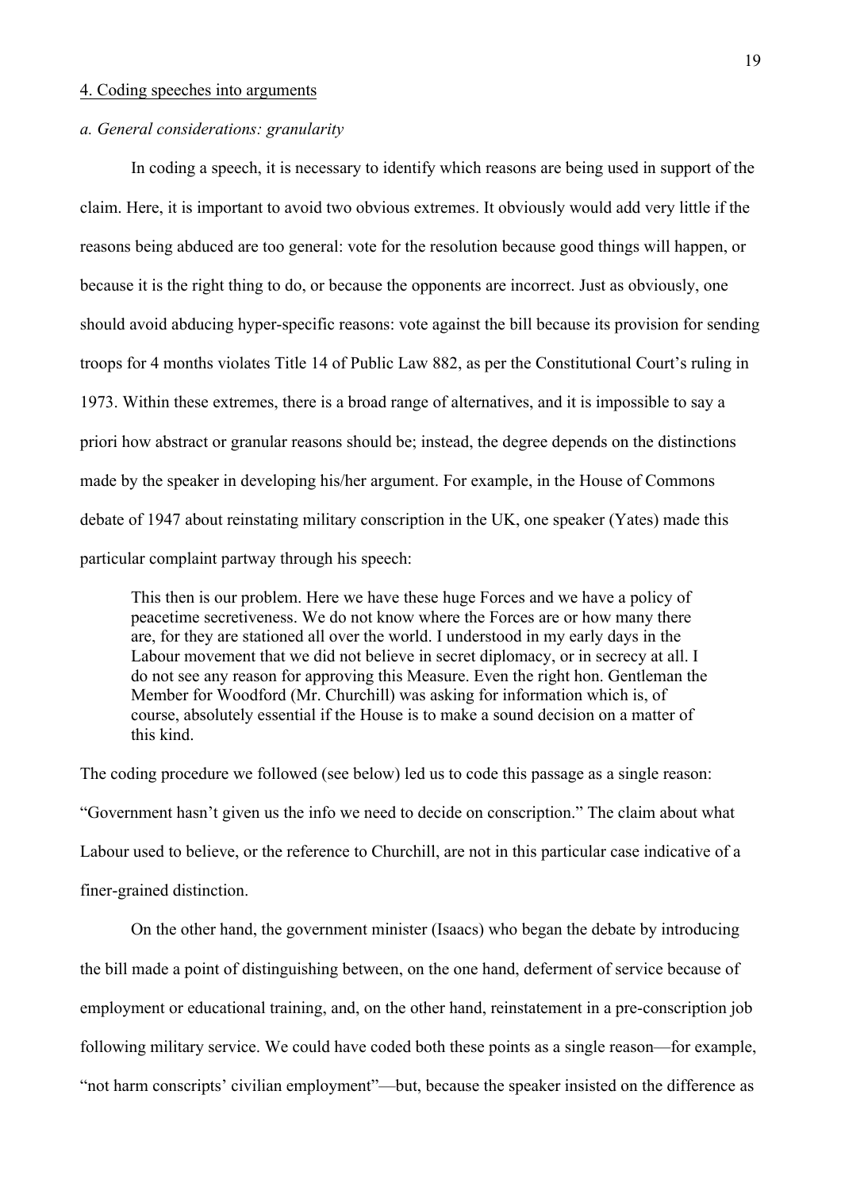## 4. Coding speeches into arguments

### *a. General considerations: granularity*

In coding a speech, it is necessary to identify which reasons are being used in support of the claim. Here, it is important to avoid two obvious extremes. It obviously would add very little if the reasons being abduced are too general: vote for the resolution because good things will happen, or because it is the right thing to do, or because the opponents are incorrect. Just as obviously, one should avoid abducing hyper-specific reasons: vote against the bill because its provision for sending troops for 4 months violates Title 14 of Public Law 882, as per the Constitutional Court's ruling in 1973. Within these extremes, there is a broad range of alternatives, and it is impossible to say a priori how abstract or granular reasons should be; instead, the degree depends on the distinctions made by the speaker in developing his/her argument. For example, in the House of Commons debate of 1947 about reinstating military conscription in the UK, one speaker (Yates) made this particular complaint partway through his speech:

> This then is our problem. Here we have these huge Forces and we have a policy of peacetime secretiveness. We do not know where the Forces are or how many there are, for they are stationed all over the world. I understood in my early days in the Labour movement that we did not believe in secret diplomacy, or in secrecy at all. I do not see any reason for approving this Measure. Even the right hon. Gentleman the Member for Woodford (Mr. Churchill) was asking for information which is, of course, absolutely essential if the House is to make a sound decision on a matter of this kind.

The coding procedure we followed (see below) led us to code this passage as a single reason: "Government hasn't given us the info we need to decide on conscription." The claim about what Labour used to believe, or the reference to Churchill, are not in this particular case indicative of a finer-grained distinction.

On the other hand, the government minister (Isaacs) who began the debate by introducing the bill made a point of distinguishing between, on the one hand, deferment of service because of employment or educational training, and, on the other hand, reinstatement in a pre-conscription job following military service. We could have coded both these points as a single reason—for example, "not harm conscripts' civilian employment"—but, because the speaker insisted on the difference as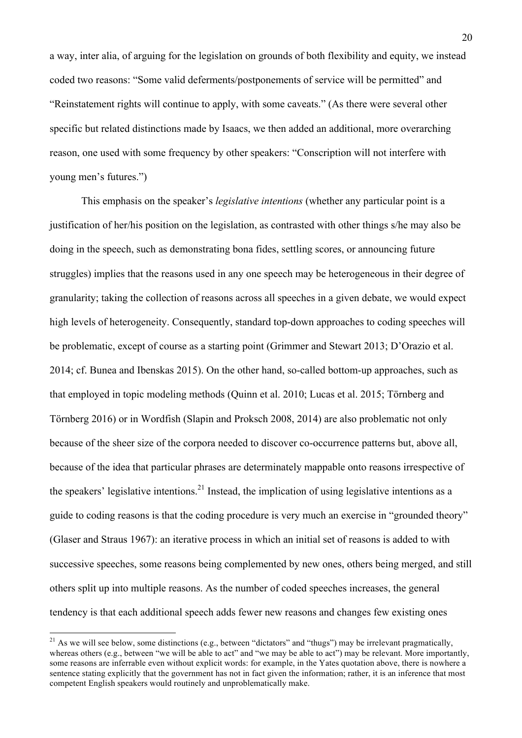a way, inter alia, of arguing for the legislation on grounds of both flexibility and equity, we instead coded two reasons: "Some valid deferments/postponements of service will be permitted" and "Reinstatement rights will continue to apply, with some caveats." (As there were several other specific but related distinctions made by Isaacs, we then added an additional, more overarching reason, one used with some frequency by other speakers: "Conscription will not interfere with young men's futures.")

This emphasis on the speaker's *legislative intentions* (whether any particular point is a justification of her/his position on the legislation, as contrasted with other things s/he may also be doing in the speech, such as demonstrating bona fides, settling scores, or announcing future struggles) implies that the reasons used in any one speech may be heterogeneous in their degree of granularity; taking the collection of reasons across all speeches in a given debate, we would expect high levels of heterogeneity. Consequently, standard top-down approaches to coding speeches will be problematic, except of course as a starting point (Grimmer and Stewart 2013; D'Orazio et al. 2014; cf. Bunea and Ibenskas 2015). On the other hand, so-called bottom-up approaches, such as that employed in topic modeling methods (Quinn et al. 2010; Lucas et al. 2015; Törnberg and Törnberg 2016) or in Wordfish (Slapin and Proksch 2008, 2014) are also problematic not only because of the sheer size of the corpora needed to discover co-occurrence patterns but, above all, because of the idea that particular phrases are determinately mappable onto reasons irrespective of the speakers' legislative intentions.[21] Instead, the implication of using legislative intentions as a guide to coding reasons is that the coding procedure is very much an exercise in "grounded theory" (Glaser and Straus 1967): an iterative process in which an initial set of reasons is added to with successive speeches, some reasons being complemented by new ones, others being merged, and still others split up into multiple reasons. As the number of coded speeches increases, the general tendency is that each additional speech adds fewer new reasons and changes few existing ones

[21] As we will see below, some distinctions (e.g., between "dictators" and "thugs") may be irrelevant pragmatically, whereas others (e.g., between "we will be able to act" and "we may be able to act") may be relevant. More importantly, some reasons are inferrable even without explicit words: for example, in the Yates quotation above, there is nowhere a sentence stating explicitly that the government has not in fact given the information; rather, it is an inference that most competent English speakers would routinely and unproblematically make.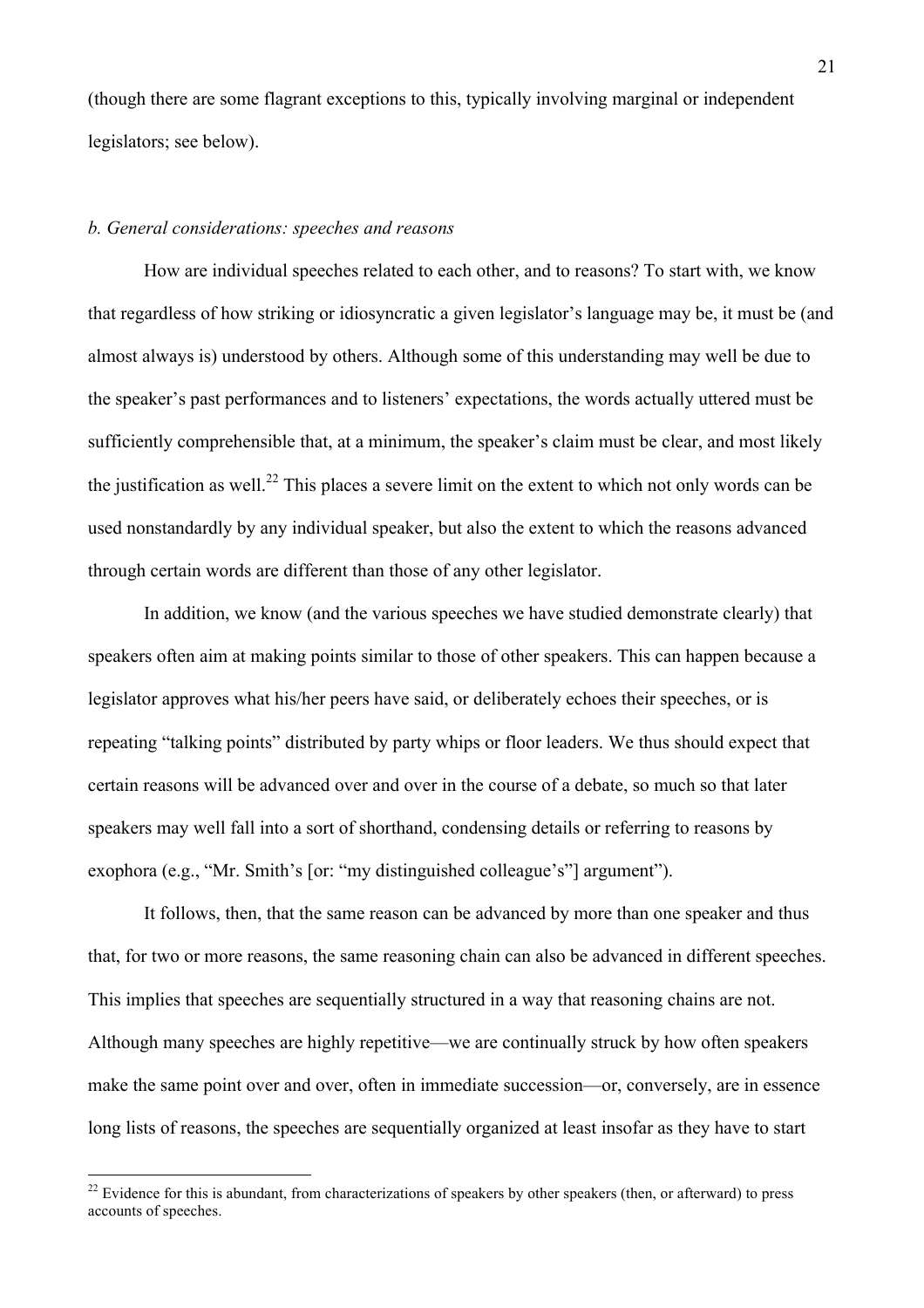(though there are some flagrant exceptions to this, typically involving marginal or independent legislators; see below).

### *b. General considerations: speeches and reasons*

How are individual speeches related to each other, and to reasons? To start with, we know that regardless of how striking or idiosyncratic a given legislator's language may be, it must be (and almost always is) understood by others. Although some of this understanding may well be due to the speaker's past performances and to listeners' expectations, the words actually uttered must be sufficiently comprehensible that, at a minimum, the speaker's claim must be clear, and most likely the justification as well.[22] This places a severe limit on the extent to which not only words can be used nonstandardly by any individual speaker, but also the extent to which the reasons advanced through certain words are different than those of any other legislator.

In addition, we know (and the various speeches we have studied demonstrate clearly) that speakers often aim at making points similar to those of other speakers. This can happen because a legislator approves what his/her peers have said, or deliberately echoes their speeches, or is repeating "talking points" distributed by party whips or floor leaders. We thus should expect that certain reasons will be advanced over and over in the course of a debate, so much so that later speakers may well fall into a sort of shorthand, condensing details or referring to reasons by exophora (e.g., "Mr. Smith's [or: "my distinguished colleague's"] argument").

It follows, then, that the same reason can be advanced by more than one speaker and thus that, for two or more reasons, the same reasoning chain can also be advanced in different speeches. This implies that speeches are sequentially structured in a way that reasoning chains are not. Although many speeches are highly repetitive—we are continually struck by how often speakers make the same point over and over, often in immediate succession—or, conversely, are in essence long lists of reasons, the speeches are sequentially organized at least insofar as they have to start

[22] Evidence for this is abundant, from characterizations of speakers by other speakers (then, or afterward) to press accounts of speeches.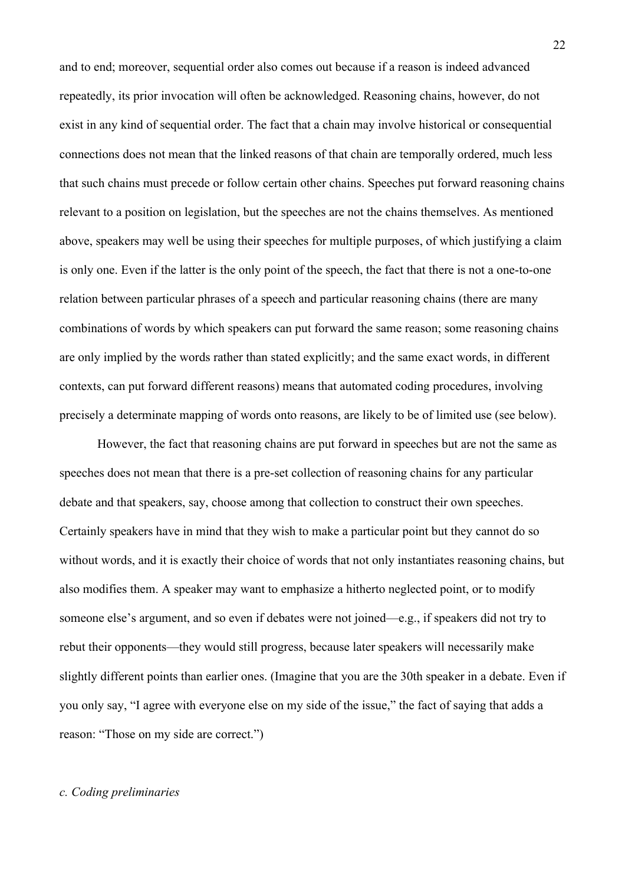and to end; moreover, sequential order also comes out because if a reason is indeed advanced repeatedly, its prior invocation will often be acknowledged. Reasoning chains, however, do not exist in any kind of sequential order. The fact that a chain may involve historical or consequential connections does not mean that the linked reasons of that chain are temporally ordered, much less that such chains must precede or follow certain other chains. Speeches put forward reasoning chains relevant to a position on legislation, but the speeches are not the chains themselves. As mentioned above, speakers may well be using their speeches for multiple purposes, of which justifying a claim is only one. Even if the latter is the only point of the speech, the fact that there is not a one-to-one relation between particular phrases of a speech and particular reasoning chains (there are many combinations of words by which speakers can put forward the same reason; some reasoning chains are only implied by the words rather than stated explicitly; and the same exact words, in different contexts, can put forward different reasons) means that automated coding procedures, involving precisely a determinate mapping of words onto reasons, are likely to be of limited use (see below).

However, the fact that reasoning chains are put forward in speeches but are not the same as speeches does not mean that there is a pre-set collection of reasoning chains for any particular debate and that speakers, say, choose among that collection to construct their own speeches. Certainly speakers have in mind that they wish to make a particular point but they cannot do so without words, and it is exactly their choice of words that not only instantiates reasoning chains, but also modifies them. A speaker may want to emphasize a hitherto neglected point, or to modify someone else's argument, and so even if debates were not joined—e.g., if speakers did not try to rebut their opponents—they would still progress, because later speakers will necessarily make slightly different points than earlier ones. (Imagine that you are the 30th speaker in a debate. Even if you only say, "I agree with everyone else on my side of the issue," the fact of saying that adds a reason: "Those on my side are correct.")

*c. Coding preliminaries*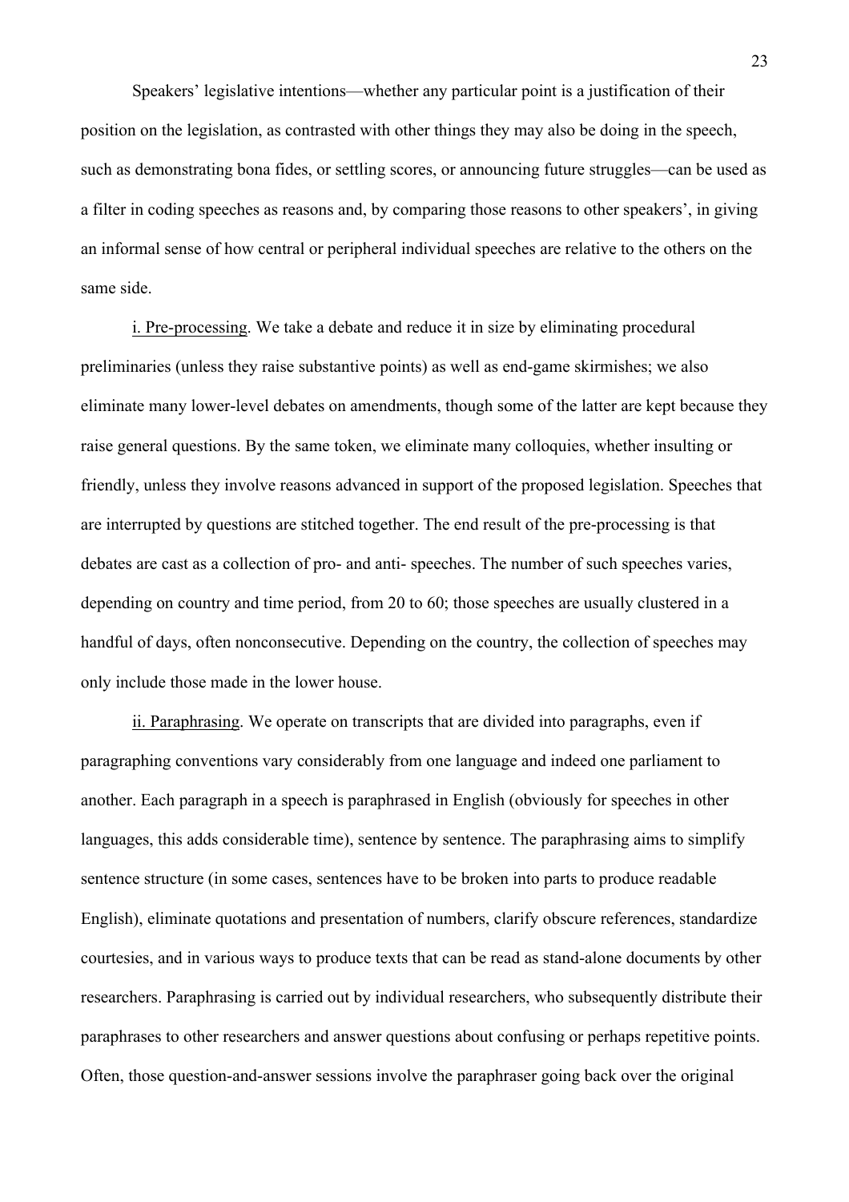Speakers' legislative intentions—whether any particular point is a justification of their position on the legislation, as contrasted with other things they may also be doing in the speech, such as demonstrating bona fides, or settling scores, or announcing future struggles—can be used as a filter in coding speeches as reasons and, by comparing those reasons to other speakers', in giving an informal sense of how central or peripheral individual speeches are relative to the others on the same side.

i. Pre-processing. We take a debate and reduce it in size by eliminating procedural preliminaries (unless they raise substantive points) as well as end-game skirmishes; we also eliminate many lower-level debates on amendments, though some of the latter are kept because they raise general questions. By the same token, we eliminate many colloquies, whether insulting or friendly, unless they involve reasons advanced in support of the proposed legislation. Speeches that are interrupted by questions are stitched together. The end result of the pre-processing is that debates are cast as a collection of pro- and anti- speeches. The number of such speeches varies, depending on country and time period, from 20 to 60; those speeches are usually clustered in a handful of days, often nonconsecutive. Depending on the country, the collection of speeches may only include those made in the lower house.

ii. Paraphrasing. We operate on transcripts that are divided into paragraphs, even if paragraphing conventions vary considerably from one language and indeed one parliament to another. Each paragraph in a speech is paraphrased in English (obviously for speeches in other languages, this adds considerable time), sentence by sentence. The paraphrasing aims to simplify sentence structure (in some cases, sentences have to be broken into parts to produce readable English), eliminate quotations and presentation of numbers, clarify obscure references, standardize courtesies, and in various ways to produce texts that can be read as stand-alone documents by other researchers. Paraphrasing is carried out by individual researchers, who subsequently distribute their paraphrases to other researchers and answer questions about confusing or perhaps repetitive points. Often, those question-and-answer sessions involve the paraphraser going back over the original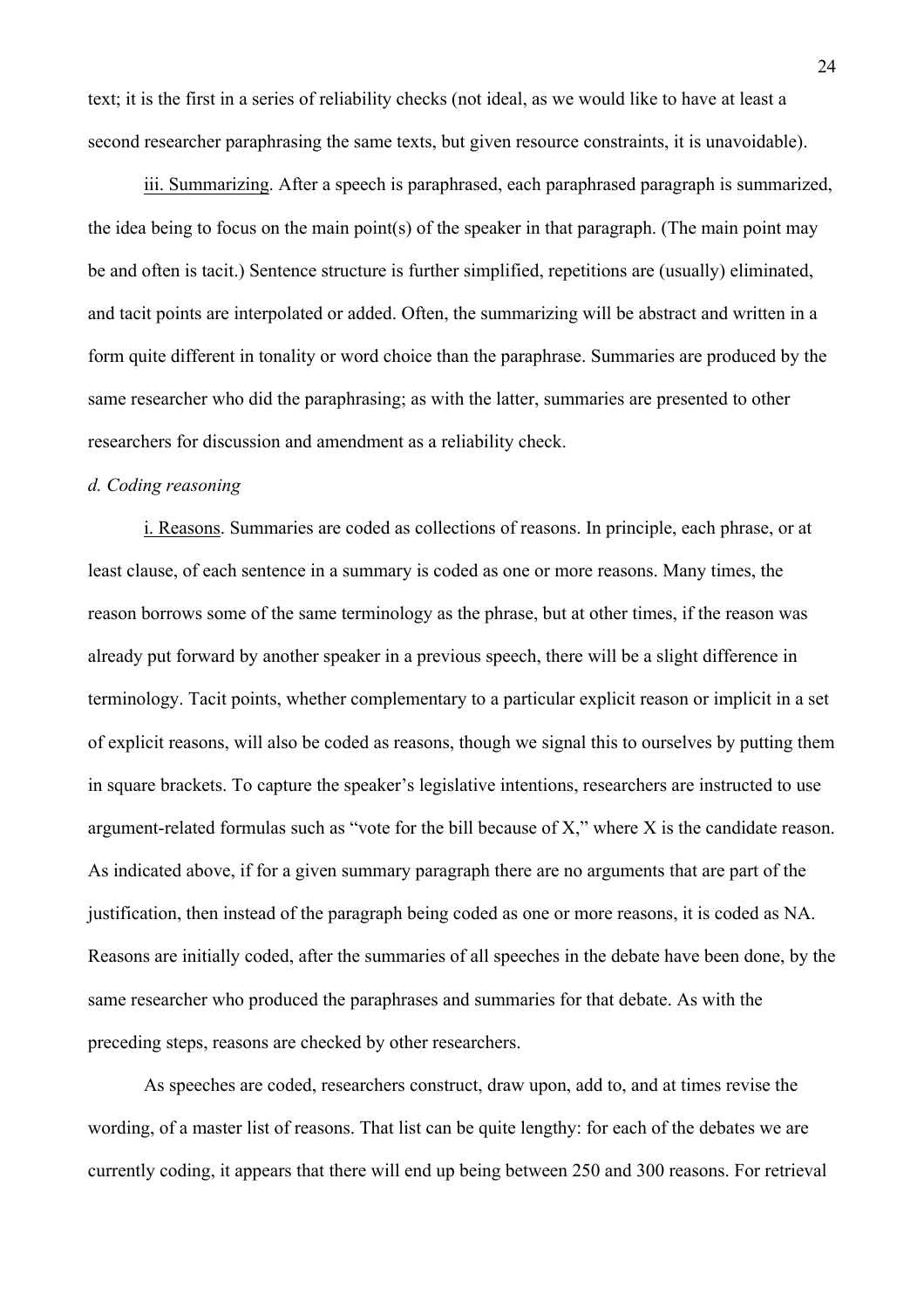text; it is the first in a series of reliability checks (not ideal, as we would like to have at least a second researcher paraphrasing the same texts, but given resource constraints, it is unavoidable).

iii. Summarizing. After a speech is paraphrased, each paraphrased paragraph is summarized, the idea being to focus on the main point(s) of the speaker in that paragraph. (The main point may be and often is tacit.) Sentence structure is further simplified, repetitions are (usually) eliminated, and tacit points are interpolated or added. Often, the summarizing will be abstract and written in a form quite different in tonality or word choice than the paraphrase. Summaries are produced by the same researcher who did the paraphrasing; as with the latter, summaries are presented to other researchers for discussion and amendment as a reliability check.

*d. Coding reasoning*

i. Reasons. Summaries are coded as collections of reasons. In principle, each phrase, or at least clause, of each sentence in a summary is coded as one or more reasons. Many times, the reason borrows some of the same terminology as the phrase, but at other times, if the reason was already put forward by another speaker in a previous speech, there will be a slight difference in terminology. Tacit points, whether complementary to a particular explicit reason or implicit in a set of explicit reasons, will also be coded as reasons, though we signal this to ourselves by putting them in square brackets. To capture the speaker's legislative intentions, researchers are instructed to use argument-related formulas such as "vote for the bill because of X," where X is the candidate reason. As indicated above, if for a given summary paragraph there are no arguments that are part of the justification, then instead of the paragraph being coded as one or more reasons, it is coded as NA. Reasons are initially coded, after the summaries of all speeches in the debate have been done, by the same researcher who produced the paraphrases and summaries for that debate. As with the preceding steps, reasons are checked by other researchers.

As speeches are coded, researchers construct, draw upon, add to, and at times revise the wording, of a master list of reasons. That list can be quite lengthy: for each of the debates we are currently coding, it appears that there will end up being between 250 and 300 reasons. For retrieval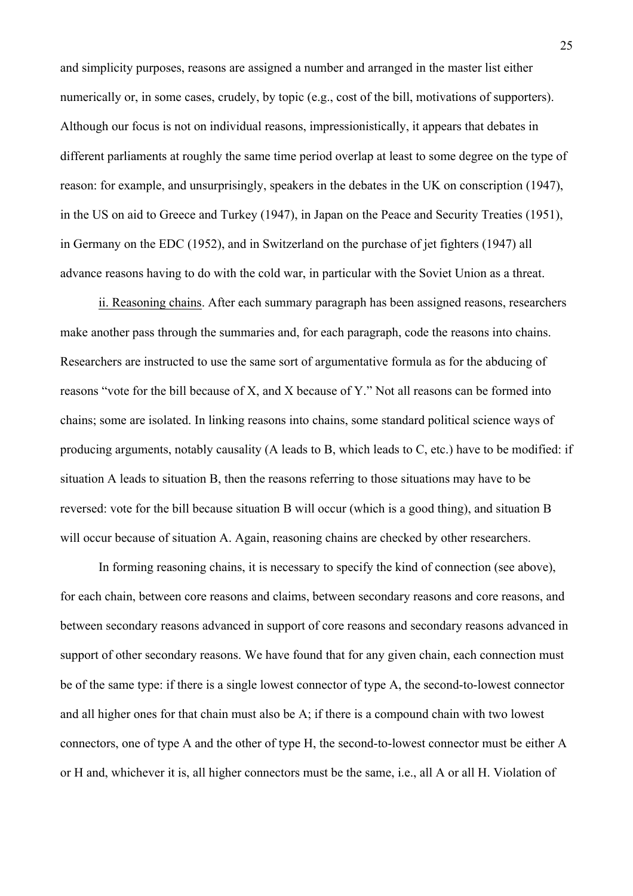and simplicity purposes, reasons are assigned a number and arranged in the master list either numerically or, in some cases, crudely, by topic (e.g., cost of the bill, motivations of supporters). Although our focus is not on individual reasons, impressionistically, it appears that debates in different parliaments at roughly the same time period overlap at least to some degree on the type of reason: for example, and unsurprisingly, speakers in the debates in the UK on conscription (1947), in the US on aid to Greece and Turkey (1947), in Japan on the Peace and Security Treaties (1951), in Germany on the EDC (1952), and in Switzerland on the purchase of jet fighters (1947) all advance reasons having to do with the cold war, in particular with the Soviet Union as a threat.

ii. Reasoning chains. After each summary paragraph has been assigned reasons, researchers make another pass through the summaries and, for each paragraph, code the reasons into chains. Researchers are instructed to use the same sort of argumentative formula as for the abducing of reasons "vote for the bill because of X, and X because of Y." Not all reasons can be formed into chains; some are isolated. In linking reasons into chains, some standard political science ways of producing arguments, notably causality (A leads to B, which leads to C, etc.) have to be modified: if situation A leads to situation B, then the reasons referring to those situations may have to be reversed: vote for the bill because situation B will occur (which is a good thing), and situation B will occur because of situation A. Again, reasoning chains are checked by other researchers.

In forming reasoning chains, it is necessary to specify the kind of connection (see above), for each chain, between core reasons and claims, between secondary reasons and core reasons, and between secondary reasons advanced in support of core reasons and secondary reasons advanced in support of other secondary reasons. We have found that for any given chain, each connection must be of the same type: if there is a single lowest connector of type A, the second-to-lowest connector and all higher ones for that chain must also be A; if there is a compound chain with two lowest connectors, one of type A and the other of type H, the second-to-lowest connector must be either A or H and, whichever it is, all higher connectors must be the same, i.e., all A or all H. Violation of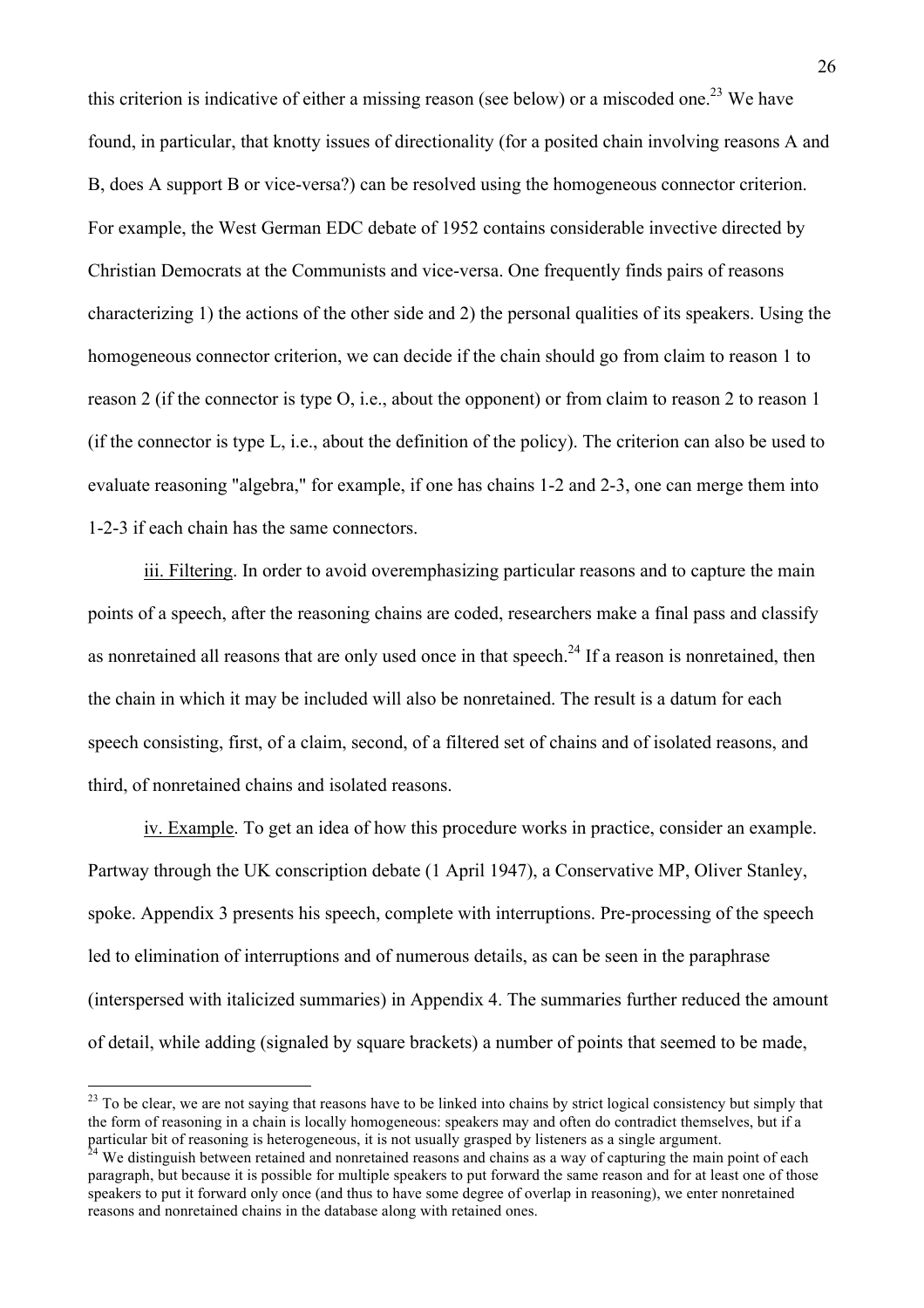this criterion is indicative of either a missing reason (see below) or a miscoded one.[23] We have found, in particular, that knotty issues of directionality (for a posited chain involving reasons A and B, does A support B or vice-versa?) can be resolved using the homogeneous connector criterion. For example, the West German EDC debate of 1952 contains considerable invective directed by Christian Democrats at the Communists and vice-versa. One frequently finds pairs of reasons characterizing 1) the actions of the other side and 2) the personal qualities of its speakers. Using the homogeneous connector criterion, we can decide if the chain should go from claim to reason 1 to reason 2 (if the connector is type O, i.e., about the opponent) or from claim to reason 2 to reason 1 (if the connector is type L, i.e., about the definition of the policy). The criterion can also be used to evaluate reasoning "algebra," for example, if one has chains 1-2 and 2-3, one can merge them into 1-2-3 if each chain has the same connectors.

iii. Filtering. In order to avoid overemphasizing particular reasons and to capture the main points of a speech, after the reasoning chains are coded, researchers make a final pass and classify as nonretained all reasons that are only used once in that speech.[24] If a reason is nonretained, then the chain in which it may be included will also be nonretained. The result is a datum for each speech consisting, first, of a claim, second, of a filtered set of chains and of isolated reasons, and third, of nonretained chains and isolated reasons.

iv. Example. To get an idea of how this procedure works in practice, consider an example. Partway through the UK conscription debate (1 April 1947), a Conservative MP, Oliver Stanley, spoke. Appendix 3 presents his speech, complete with interruptions. Pre-processing of the speech led to elimination of interruptions and of numerous details, as can be seen in the paraphrase (interspersed with italicized summaries) in Appendix 4. The summaries further reduced the amount of detail, while adding (signaled by square brackets) a number of points that seemed to be made,

---

[23] To be clear, we are not saying that reasons have to be linked into chains by strict logical consistency but simply that the form of reasoning in a chain is locally homogeneous: speakers may and often do contradict themselves, but if a particular bit of reasoning is heterogeneous, it is not usually grasped by listeners as a single argument.

[24] We distinguish between retained and nonretained reasons and chains as a way of capturing the main point of each paragraph, but because it is possible for multiple speakers to put forward the same reason and for at least one of those speakers to put it forward only once (and thus to have some degree of overlap in reasoning), we enter nonretained reasons and nonretained chains in the database along with retained ones.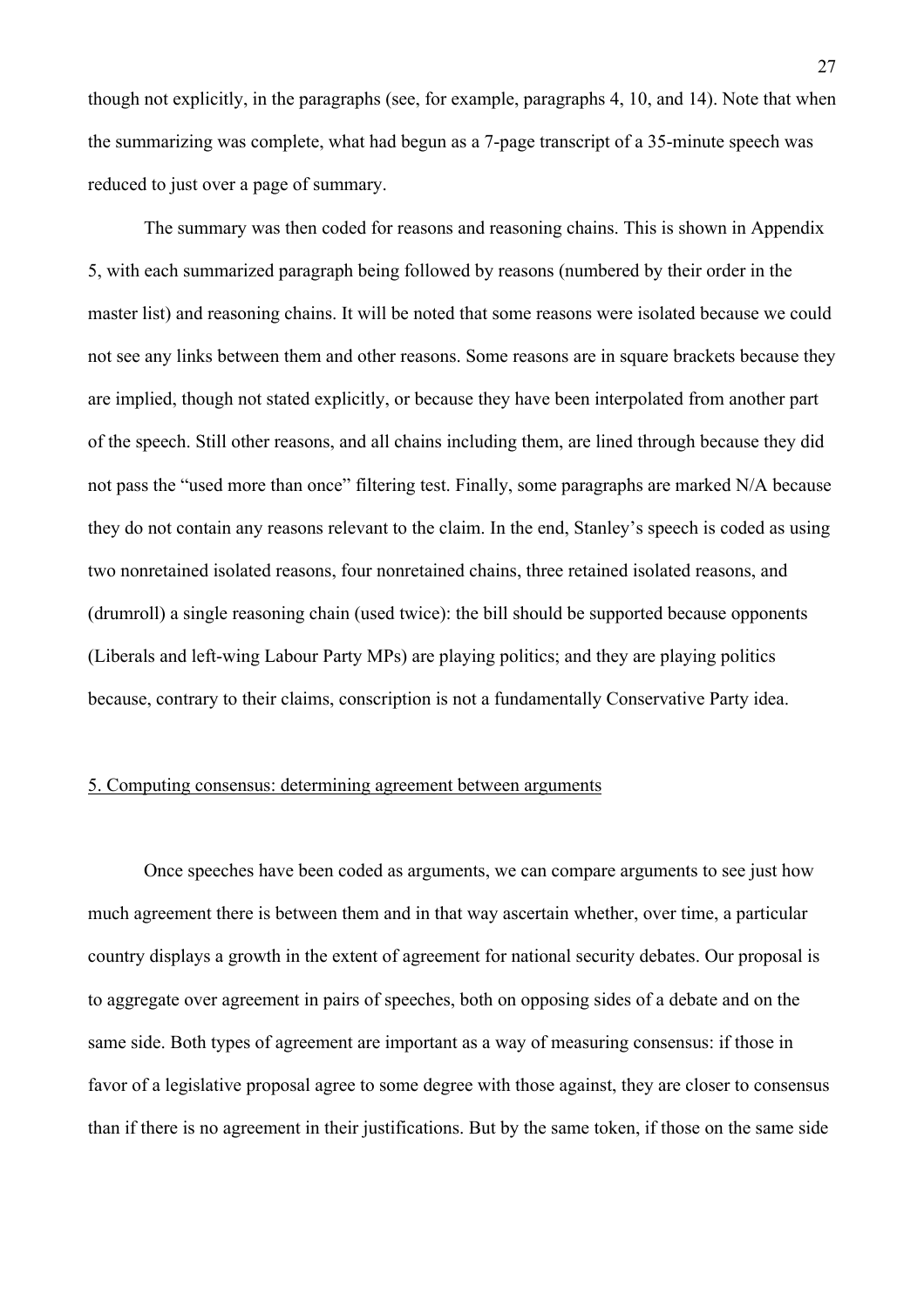though not explicitly, in the paragraphs (see, for example, paragraphs 4, 10, and 14). Note that when the summarizing was complete, what had begun as a 7-page transcript of a 35-minute speech was reduced to just over a page of summary.

The summary was then coded for reasons and reasoning chains. This is shown in Appendix 5, with each summarized paragraph being followed by reasons (numbered by their order in the master list) and reasoning chains. It will be noted that some reasons were isolated because we could not see any links between them and other reasons. Some reasons are in square brackets because they are implied, though not stated explicitly, or because they have been interpolated from another part of the speech. Still other reasons, and all chains including them, are lined through because they did not pass the "used more than once" filtering test. Finally, some paragraphs are marked N/A because they do not contain any reasons relevant to the claim. In the end, Stanley's speech is coded as using two nonretained isolated reasons, four nonretained chains, three retained isolated reasons, and (drumroll) a single reasoning chain (used twice): the bill should be supported because opponents (Liberals and left-wing Labour Party MPs) are playing politics; and they are playing politics because, contrary to their claims, conscription is not a fundamentally Conservative Party idea.

## 5. Computing consensus: determining agreement between arguments

Once speeches have been coded as arguments, we can compare arguments to see just how much agreement there is between them and in that way ascertain whether, over time, a particular country displays a growth in the extent of agreement for national security debates. Our proposal is to aggregate over agreement in pairs of speeches, both on opposing sides of a debate and on the same side. Both types of agreement are important as a way of measuring consensus: if those in favor of a legislative proposal agree to some degree with those against, they are closer to consensus than if there is no agreement in their justifications. But by the same token, if those on the same side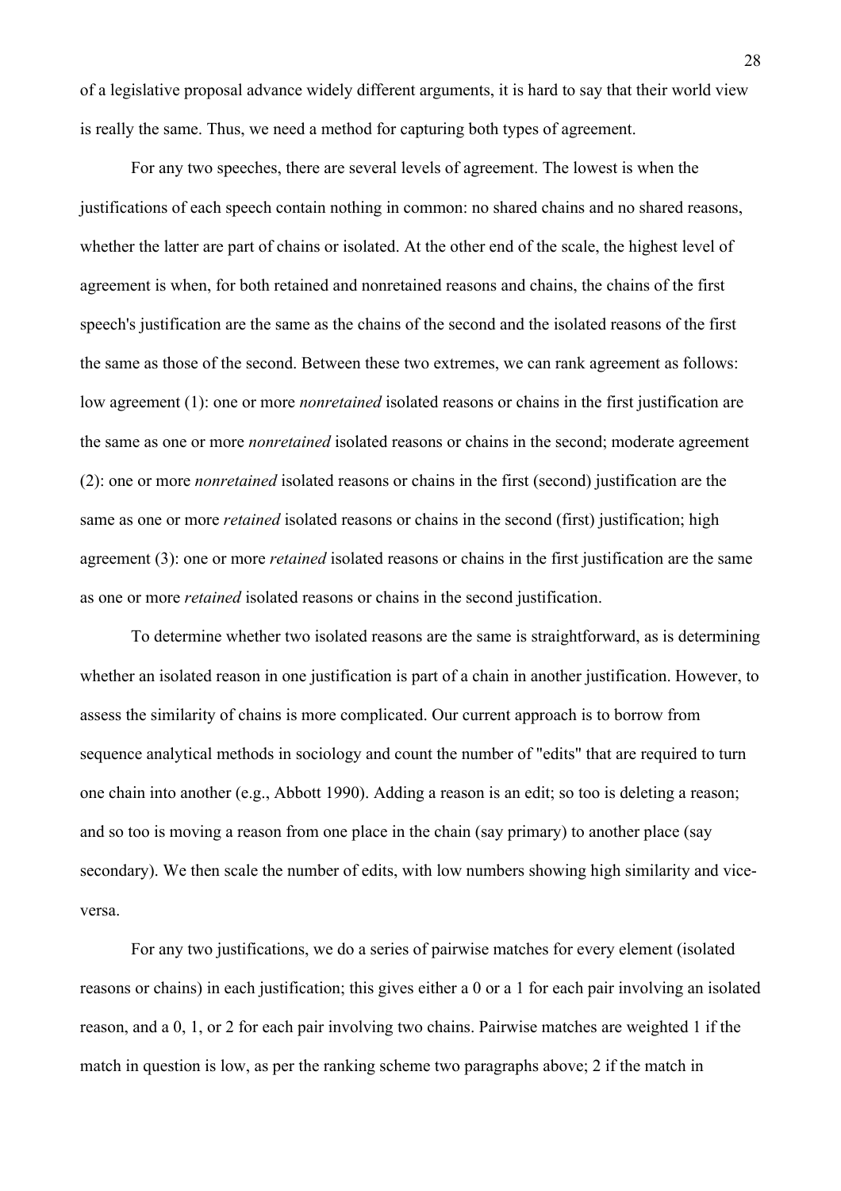of a legislative proposal advance widely different arguments, it is hard to say that their world view is really the same. Thus, we need a method for capturing both types of agreement.

For any two speeches, there are several levels of agreement. The lowest is when the justifications of each speech contain nothing in common: no shared chains and no shared reasons, whether the latter are part of chains or isolated. At the other end of the scale, the highest level of agreement is when, for both retained and nonretained reasons and chains, the chains of the first speech's justification are the same as the chains of the second and the isolated reasons of the first the same as those of the second. Between these two extremes, we can rank agreement as follows: low agreement (1): one or more *nonretained* isolated reasons or chains in the first justification are the same as one or more *nonretained* isolated reasons or chains in the second; moderate agreement (2): one or more *nonretained* isolated reasons or chains in the first (second) justification are the same as one or more *retained* isolated reasons or chains in the second (first) justification; high agreement (3): one or more *retained* isolated reasons or chains in the first justification are the same as one or more *retained* isolated reasons or chains in the second justification.

To determine whether two isolated reasons are the same is straightforward, as is determining whether an isolated reason in one justification is part of a chain in another justification. However, to assess the similarity of chains is more complicated. Our current approach is to borrow from sequence analytical methods in sociology and count the number of "edits" that are required to turn one chain into another (e.g., Abbott 1990). Adding a reason is an edit; so too is deleting a reason; and so too is moving a reason from one place in the chain (say primary) to another place (say secondary). We then scale the number of edits, with low numbers showing high similarity and vice-versa.

For any two justifications, we do a series of pairwise matches for every element (isolated reasons or chains) in each justification; this gives either a 0 or a 1 for each pair involving an isolated reason, and a 0, 1, or 2 for each pair involving two chains. Pairwise matches are weighted 1 if the match in question is low, as per the ranking scheme two paragraphs above; 2 if the match in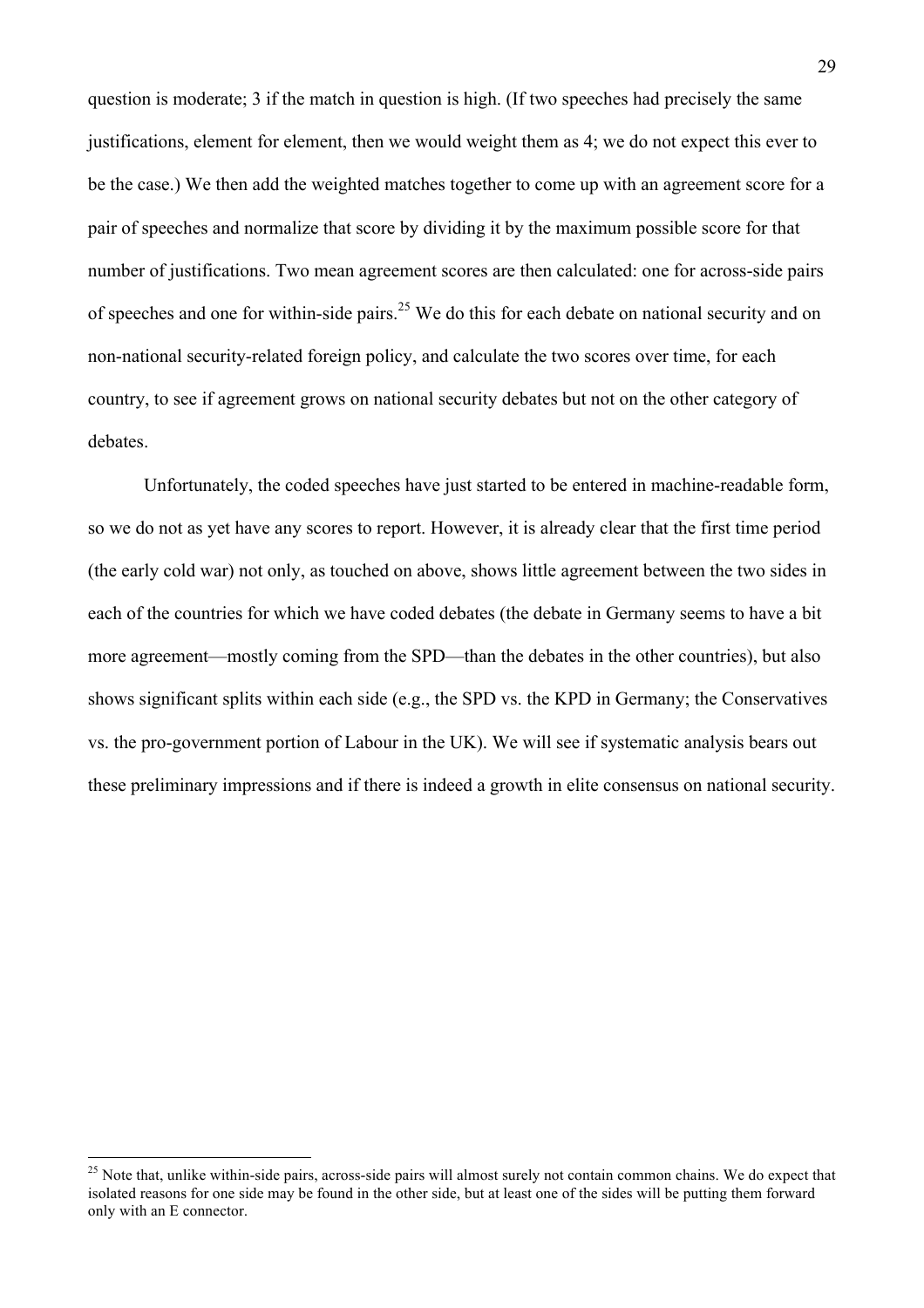question is moderate; 3 if the match in question is high. (If two speeches had precisely the same justifications, element for element, then we would weight them as 4; we do not expect this ever to be the case.) We then add the weighted matches together to come up with an agreement score for a pair of speeches and normalize that score by dividing it by the maximum possible score for that number of justifications. Two mean agreement scores are then calculated: one for across-side pairs of speeches and one for within-side pairs.[25] We do this for each debate on national security and on non-national security-related foreign policy, and calculate the two scores over time, for each country, to see if agreement grows on national security debates but not on the other category of debates.

Unfortunately, the coded speeches have just started to be entered in machine-readable form, so we do not as yet have any scores to report. However, it is already clear that the first time period (the early cold war) not only, as touched on above, shows little agreement between the two sides in each of the countries for which we have coded debates (the debate in Germany seems to have a bit more agreement—mostly coming from the SPD—than the debates in the other countries), but also shows significant splits within each side (e.g., the SPD vs. the KPD in Germany; the Conservatives vs. the pro-government portion of Labour in the UK). We will see if systematic analysis bears out these preliminary impressions and if there is indeed a growth in elite consensus on national security.

[25] Note that, unlike within-side pairs, across-side pairs will almost surely not contain common chains. We do expect that isolated reasons for one side may be found in the other side, but at least one of the sides will be putting them forward only with an E connector.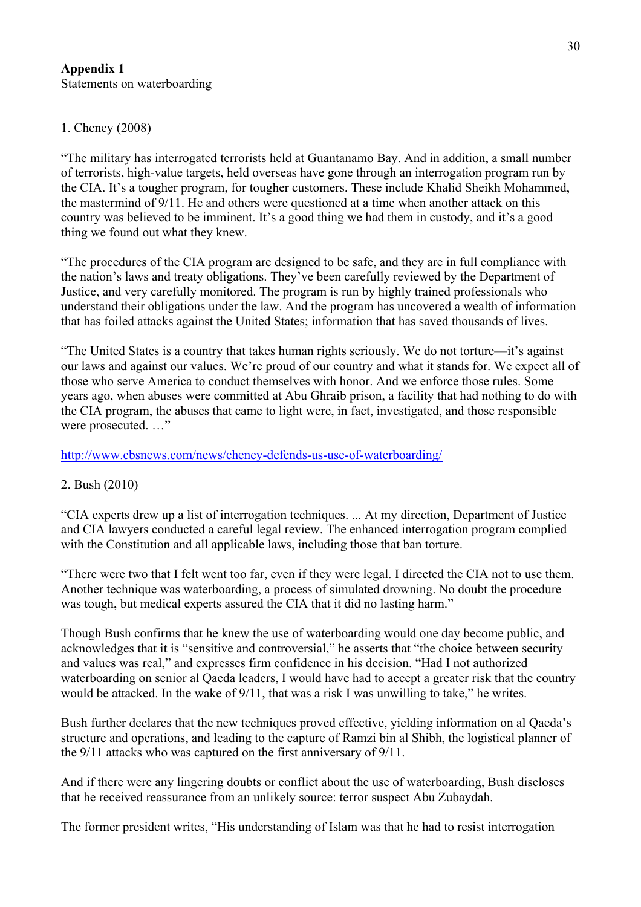**Appendix 1**
Statements on waterboarding

1. Cheney (2008)

"The military has interrogated terrorists held at Guantanamo Bay. And in addition, a small number of terrorists, high-value targets, held overseas have gone through an interrogation program run by the CIA. It's a tougher program, for tougher customers. These include Khalid Sheikh Mohammed, the mastermind of 9/11. He and others were questioned at a time when another attack on this country was believed to be imminent. It's a good thing we had them in custody, and it's a good thing we found out what they knew.

"The procedures of the CIA program are designed to be safe, and they are in full compliance with the nation's laws and treaty obligations. They've been carefully reviewed by the Department of Justice, and very carefully monitored. The program is run by highly trained professionals who understand their obligations under the law. And the program has uncovered a wealth of information that has foiled attacks against the United States; information that has saved thousands of lives.

"The United States is a country that takes human rights seriously. We do not torture—it's against our laws and against our values. We're proud of our country and what it stands for. We expect all of those who serve America to conduct themselves with honor. And we enforce those rules. Some years ago, when abuses were committed at Abu Ghraib prison, a facility that had nothing to do with the CIA program, the abuses that came to light were, in fact, investigated, and those responsible were prosecuted. …"

http://www.cbsnews.com/news/cheney-defends-us-use-of-waterboarding/

2. Bush (2010)

"CIA experts drew up a list of interrogation techniques. ... At my direction, Department of Justice and CIA lawyers conducted a careful legal review. The enhanced interrogation program complied with the Constitution and all applicable laws, including those that ban torture.

"There were two that I felt went too far, even if they were legal. I directed the CIA not to use them. Another technique was waterboarding, a process of simulated drowning. No doubt the procedure was tough, but medical experts assured the CIA that it did no lasting harm."

Though Bush confirms that he knew the use of waterboarding would one day become public, and acknowledges that it is "sensitive and controversial," he asserts that "the choice between security and values was real," and expresses firm confidence in his decision. "Had I not authorized waterboarding on senior al Qaeda leaders, I would have had to accept a greater risk that the country would be attacked. In the wake of 9/11, that was a risk I was unwilling to take," he writes.

Bush further declares that the new techniques proved effective, yielding information on al Qaeda's structure and operations, and leading to the capture of Ramzi bin al Shibh, the logistical planner of the 9/11 attacks who was captured on the first anniversary of 9/11.

And if there were any lingering doubts or conflict about the use of waterboarding, Bush discloses that he received reassurance from an unlikely source: terror suspect Abu Zubaydah.

The former president writes, "His understanding of Islam was that he had to resist interrogation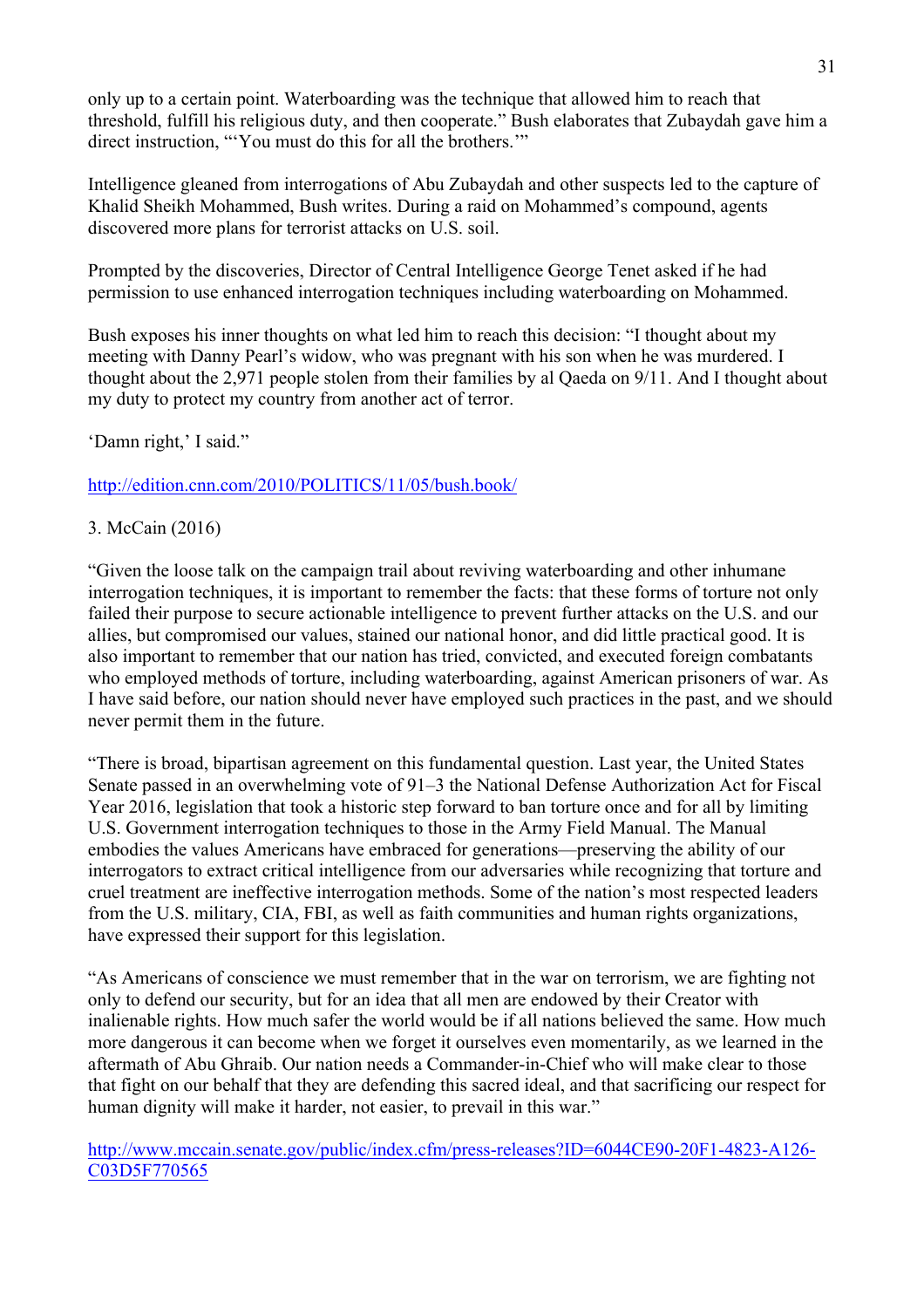only up to a certain point. Waterboarding was the technique that allowed him to reach that threshold, fulfill his religious duty, and then cooperate." Bush elaborates that Zubaydah gave him a direct instruction, "'You must do this for all the brothers.'"

Intelligence gleaned from interrogations of Abu Zubaydah and other suspects led to the capture of Khalid Sheikh Mohammed, Bush writes. During a raid on Mohammed's compound, agents discovered more plans for terrorist attacks on U.S. soil.

Prompted by the discoveries, Director of Central Intelligence George Tenet asked if he had permission to use enhanced interrogation techniques including waterboarding on Mohammed.

Bush exposes his inner thoughts on what led him to reach this decision: "I thought about my meeting with Danny Pearl's widow, who was pregnant with his son when he was murdered. I thought about the 2,971 people stolen from their families by al Qaeda on 9/11. And I thought about my duty to protect my country from another act of terror.

'Damn right,' I said."

http://edition.cnn.com/2010/POLITICS/11/05/bush.book/

3. McCain (2016)

"Given the loose talk on the campaign trail about reviving waterboarding and other inhumane interrogation techniques, it is important to remember the facts: that these forms of torture not only failed their purpose to secure actionable intelligence to prevent further attacks on the U.S. and our allies, but compromised our values, stained our national honor, and did little practical good. It is also important to remember that our nation has tried, convicted, and executed foreign combatants who employed methods of torture, including waterboarding, against American prisoners of war. As I have said before, our nation should never have employed such practices in the past, and we should never permit them in the future.

"There is broad, bipartisan agreement on this fundamental question. Last year, the United States Senate passed in an overwhelming vote of 91–3 the National Defense Authorization Act for Fiscal Year 2016, legislation that took a historic step forward to ban torture once and for all by limiting U.S. Government interrogation techniques to those in the Army Field Manual. The Manual embodies the values Americans have embraced for generations—preserving the ability of our interrogators to extract critical intelligence from our adversaries while recognizing that torture and cruel treatment are ineffective interrogation methods. Some of the nation's most respected leaders from the U.S. military, CIA, FBI, as well as faith communities and human rights organizations, have expressed their support for this legislation.

"As Americans of conscience we must remember that in the war on terrorism, we are fighting not only to defend our security, but for an idea that all men are endowed by their Creator with inalienable rights. How much safer the world would be if all nations believed the same. How much more dangerous it can become when we forget it ourselves even momentarily, as we learned in the aftermath of Abu Ghraib. Our nation needs a Commander-in-Chief who will make clear to those that fight on our behalf that they are defending this sacred ideal, and that sacrificing our respect for human dignity will make it harder, not easier, to prevail in this war."

http://www.mccain.senate.gov/public/index.cfm/press-releases?ID=6044CE90-20F1-4823-A126-C03D5F770565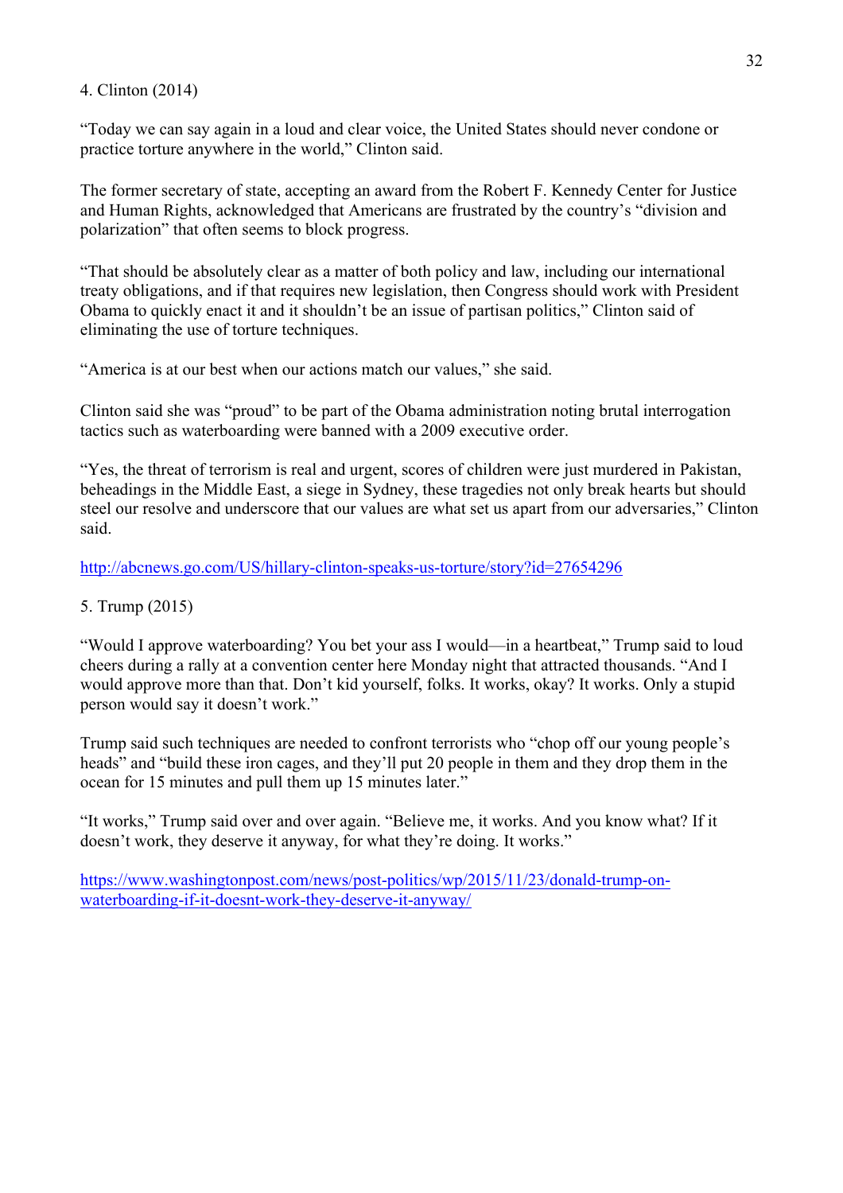4. Clinton (2014)

"Today we can say again in a loud and clear voice, the United States should never condone or practice torture anywhere in the world," Clinton said.

The former secretary of state, accepting an award from the Robert F. Kennedy Center for Justice and Human Rights, acknowledged that Americans are frustrated by the country's "division and polarization" that often seems to block progress.

"That should be absolutely clear as a matter of both policy and law, including our international treaty obligations, and if that requires new legislation, then Congress should work with President Obama to quickly enact it and it shouldn't be an issue of partisan politics," Clinton said of eliminating the use of torture techniques.

"America is at our best when our actions match our values," she said.

Clinton said she was "proud" to be part of the Obama administration noting brutal interrogation tactics such as waterboarding were banned with a 2009 executive order.

"Yes, the threat of terrorism is real and urgent, scores of children were just murdered in Pakistan, beheadings in the Middle East, a siege in Sydney, these tragedies not only break hearts but should steel our resolve and underscore that our values are what set us apart from our adversaries," Clinton said.

http://abcnews.go.com/US/hillary-clinton-speaks-us-torture/story?id=27654296

5. Trump (2015)

"Would I approve waterboarding? You bet your ass I would—in a heartbeat," Trump said to loud cheers during a rally at a convention center here Monday night that attracted thousands. "And I would approve more than that. Don't kid yourself, folks. It works, okay? It works. Only a stupid person would say it doesn't work."

Trump said such techniques are needed to confront terrorists who "chop off our young people's heads" and "build these iron cages, and they'll put 20 people in them and they drop them in the ocean for 15 minutes and pull them up 15 minutes later."

"It works," Trump said over and over again. "Believe me, it works. And you know what? If it doesn't work, they deserve it anyway, for what they're doing. It works."

https://www.washingtonpost.com/news/post-politics/wp/2015/11/23/donald-trump-on-waterboarding-if-it-doesnt-work-they-deserve-it-anyway/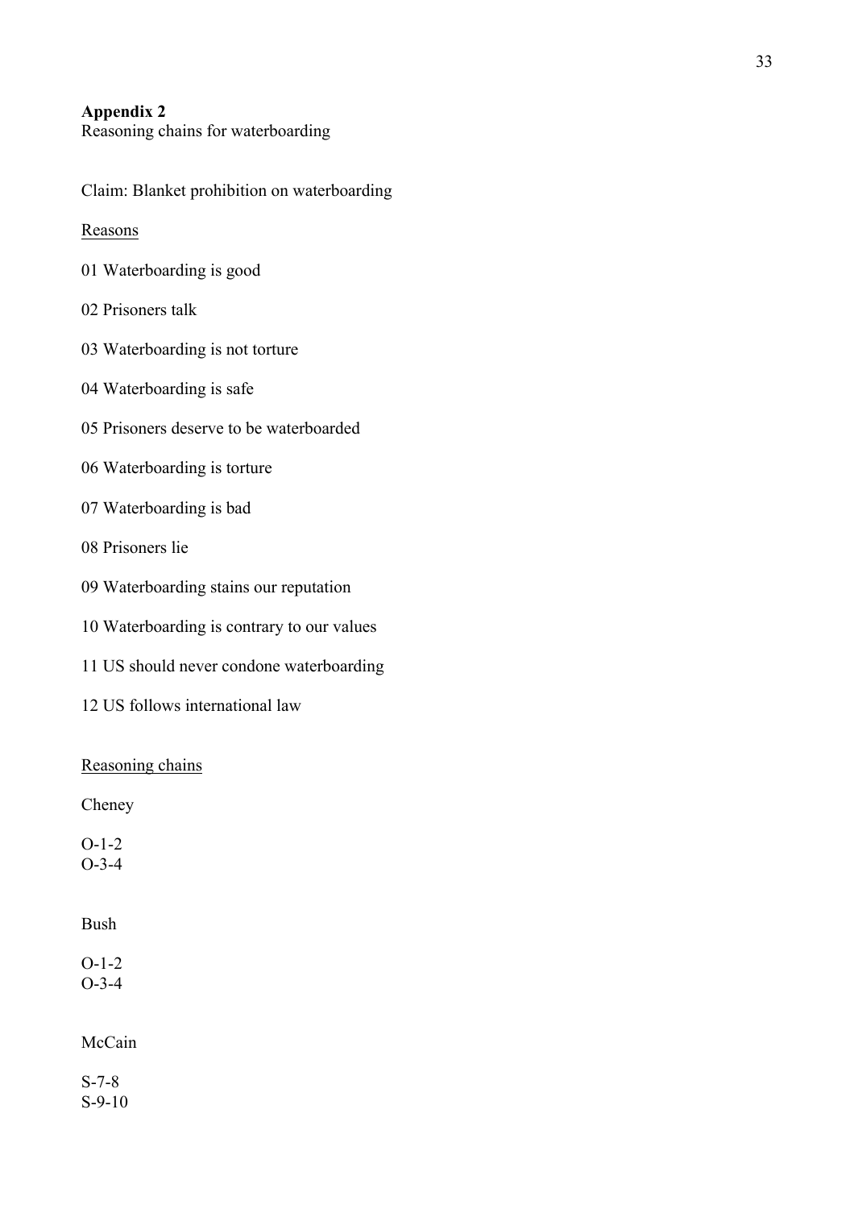**Appendix 2**
Reasoning chains for waterboarding

Claim: Blanket prohibition on waterboarding

Reasons

01 Waterboarding is good

02 Prisoners talk

03 Waterboarding is not torture

04 Waterboarding is safe

05 Prisoners deserve to be waterboarded

06 Waterboarding is torture

07 Waterboarding is bad

08 Prisoners lie

09 Waterboarding stains our reputation

10 Waterboarding is contrary to our values

11 US should never condone waterboarding

12 US follows international law

Reasoning chains

Cheney

O-1-2
O-3-4

Bush

O-1-2
O-3-4

McCain

S-7-8
S-9-10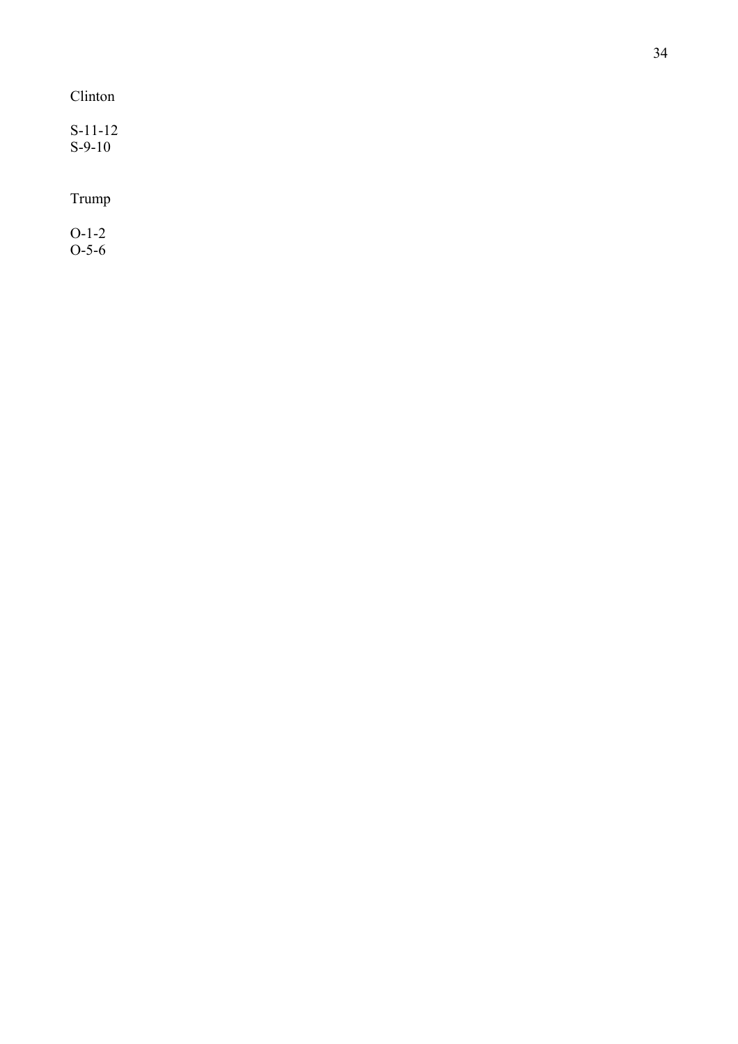Clinton

S-11-12
S-9-10

Trump

O-1-2
O-5-6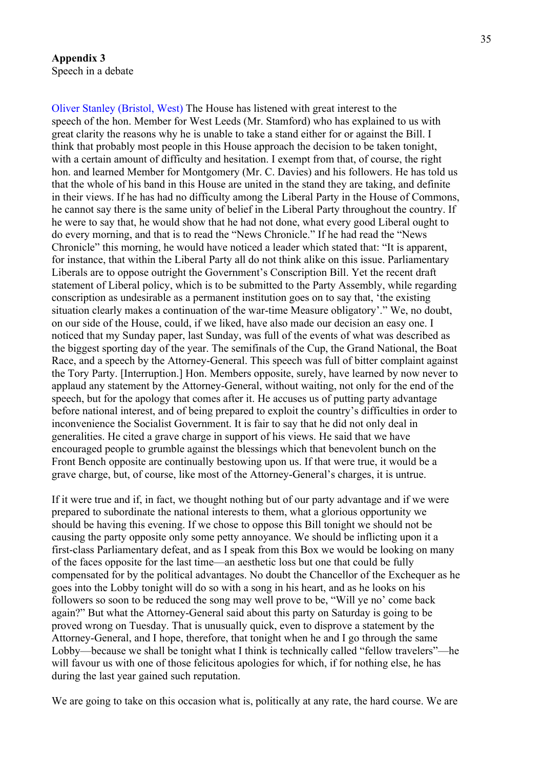**Appendix 3**
Speech in a debate

Oliver Stanley (Bristol, West) The House has listened with great interest to the speech of the hon. Member for West Leeds (Mr. Stamford) who has explained to us with great clarity the reasons why he is unable to take a stand either for or against the Bill. I think that probably most people in this House approach the decision to be taken tonight, with a certain amount of difficulty and hesitation. I exempt from that, of course, the right hon. and learned Member for Montgomery (Mr. C. Davies) and his followers. He has told us that the whole of his band in this House are united in the stand they are taking, and definite in their views. If he has had no difficulty among the Liberal Party in the House of Commons, he cannot say there is the same unity of belief in the Liberal Party throughout the country. If he were to say that, he would show that he had not done, what every good Liberal ought to do every morning, and that is to read the "News Chronicle." If he had read the "News Chronicle" this morning, he would have noticed a leader which stated that: "It is apparent, for instance, that within the Liberal Party all do not think alike on this issue. Parliamentary Liberals are to oppose outright the Government's Conscription Bill. Yet the recent draft statement of Liberal policy, which is to be submitted to the Party Assembly, while regarding conscription as undesirable as a permanent institution goes on to say that, 'the existing situation clearly makes a continuation of the war-time Measure obligatory'." We, no doubt, on our side of the House, could, if we liked, have also made our decision an easy one. I noticed that my Sunday paper, last Sunday, was full of the events of what was described as the biggest sporting day of the year. The semifinals of the Cup, the Grand National, the Boat Race, and a speech by the Attorney-General. This speech was full of bitter complaint against the Tory Party. [Interruption.] Hon. Members opposite, surely, have learned by now never to applaud any statement by the Attorney-General, without waiting, not only for the end of the speech, but for the apology that comes after it. He accuses us of putting party advantage before national interest, and of being prepared to exploit the country's difficulties in order to inconvenience the Socialist Government. It is fair to say that he did not only deal in generalities. He cited a grave charge in support of his views. He said that we have encouraged people to grumble against the blessings which that benevolent bunch on the Front Bench opposite are continually bestowing upon us. If that were true, it would be a grave charge, but, of course, like most of the Attorney-General's charges, it is untrue.

If it were true and if, in fact, we thought nothing but of our party advantage and if we were prepared to subordinate the national interests to them, what a glorious opportunity we should be having this evening. If we chose to oppose this Bill tonight we should not be causing the party opposite only some petty annoyance. We should be inflicting upon it a first-class Parliamentary defeat, and as I speak from this Box we would be looking on many of the faces opposite for the last time—an aesthetic loss but one that could be fully compensated for by the political advantages. No doubt the Chancellor of the Exchequer as he goes into the Lobby tonight will do so with a song in his heart, and as he looks on his followers so soon to be reduced the song may well prove to be, "Will ye no' come back again?" But what the Attorney-General said about this party on Saturday is going to be proved wrong on Tuesday. That is unusually quick, even to disprove a statement by the Attorney-General, and I hope, therefore, that tonight when he and I go through the same Lobby—because we shall be tonight what I think is technically called "fellow travelers"—he will favour us with one of those felicitous apologies for which, if for nothing else, he has during the last year gained such reputation.

We are going to take on this occasion what is, politically at any rate, the hard course. We are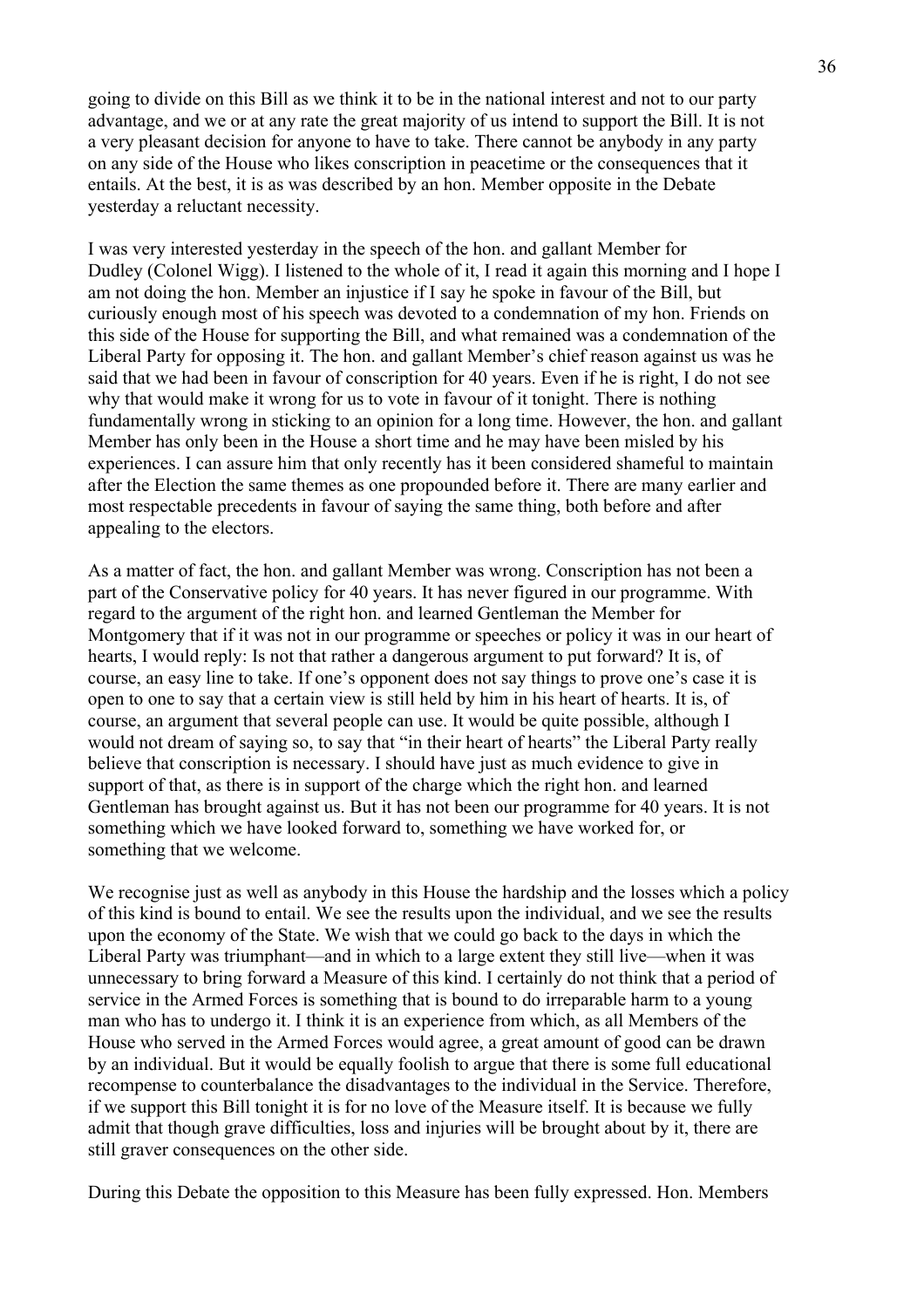going to divide on this Bill as we think it to be in the national interest and not to our party advantage, and we or at any rate the great majority of us intend to support the Bill. It is not a very pleasant decision for anyone to have to take. There cannot be anybody in any party on any side of the House who likes conscription in peacetime or the consequences that it entails. At the best, it is as was described by an hon. Member opposite in the Debate yesterday a reluctant necessity.

I was very interested yesterday in the speech of the hon. and gallant Member for Dudley (Colonel Wigg). I listened to the whole of it, I read it again this morning and I hope I am not doing the hon. Member an injustice if I say he spoke in favour of the Bill, but curiously enough most of his speech was devoted to a condemnation of my hon. Friends on this side of the House for supporting the Bill, and what remained was a condemnation of the Liberal Party for opposing it. The hon. and gallant Member's chief reason against us was he said that we had been in favour of conscription for 40 years. Even if he is right, I do not see why that would make it wrong for us to vote in favour of it tonight. There is nothing fundamentally wrong in sticking to an opinion for a long time. However, the hon. and gallant Member has only been in the House a short time and he may have been misled by his experiences. I can assure him that only recently has it been considered shameful to maintain after the Election the same themes as one propounded before it. There are many earlier and most respectable precedents in favour of saying the same thing, both before and after appealing to the electors.

As a matter of fact, the hon. and gallant Member was wrong. Conscription has not been a part of the Conservative policy for 40 years. It has never figured in our programme. With regard to the argument of the right hon. and learned Gentleman the Member for Montgomery that if it was not in our programme or speeches or policy it was in our heart of hearts, I would reply: Is not that rather a dangerous argument to put forward? It is, of course, an easy line to take. If one's opponent does not say things to prove one's case it is open to one to say that a certain view is still held by him in his heart of hearts. It is, of course, an argument that several people can use. It would be quite possible, although I would not dream of saying so, to say that "in their heart of hearts" the Liberal Party really believe that conscription is necessary. I should have just as much evidence to give in support of that, as there is in support of the charge which the right hon. and learned Gentleman has brought against us. But it has not been our programme for 40 years. It is not something which we have looked forward to, something we have worked for, or something that we welcome.

We recognise just as well as anybody in this House the hardship and the losses which a policy of this kind is bound to entail. We see the results upon the individual, and we see the results upon the economy of the State. We wish that we could go back to the days in which the Liberal Party was triumphant—and in which to a large extent they still live—when it was unnecessary to bring forward a Measure of this kind. I certainly do not think that a period of service in the Armed Forces is something that is bound to do irreparable harm to a young man who has to undergo it. I think it is an experience from which, as all Members of the House who served in the Armed Forces would agree, a great amount of good can be drawn by an individual. But it would be equally foolish to argue that there is some full educational recompense to counterbalance the disadvantages to the individual in the Service. Therefore, if we support this Bill tonight it is for no love of the Measure itself. It is because we fully admit that though grave difficulties, loss and injuries will be brought about by it, there are still graver consequences on the other side.

During this Debate the opposition to this Measure has been fully expressed. Hon. Members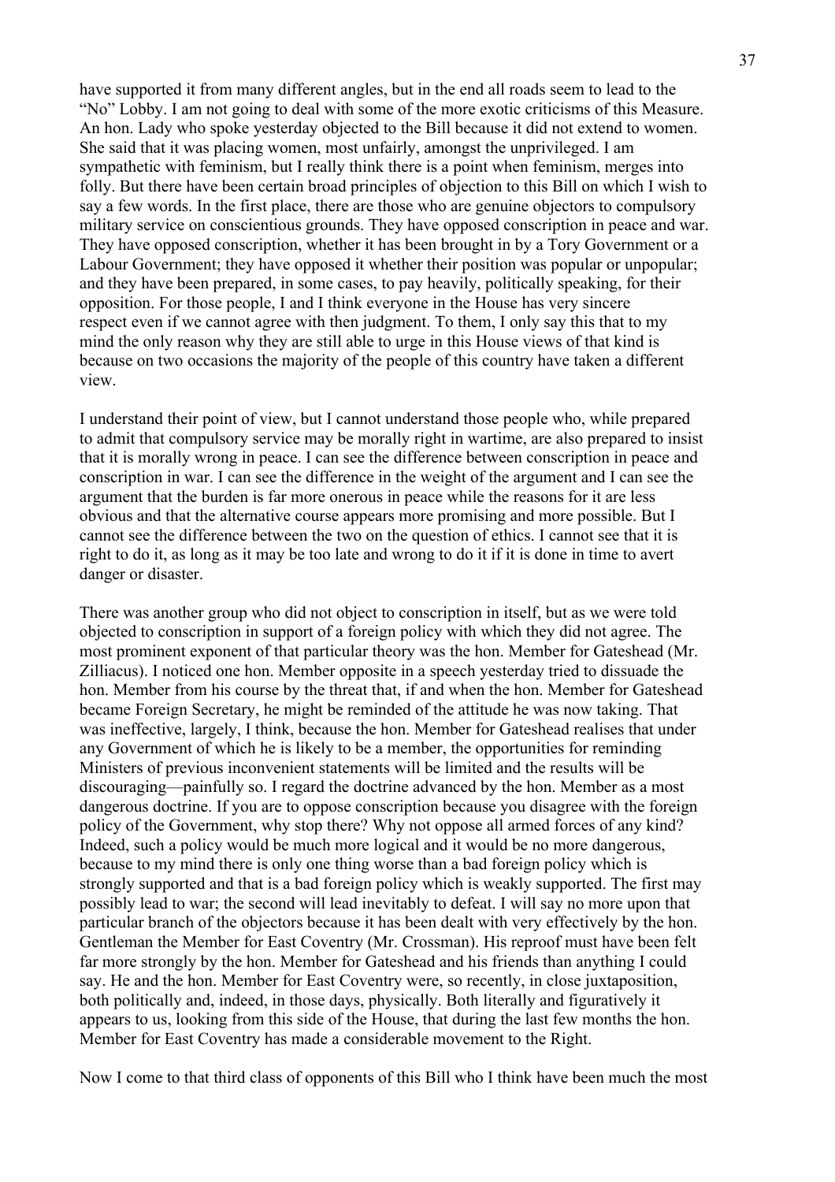have supported it from many different angles, but in the end all roads seem to lead to the "No" Lobby. I am not going to deal with some of the more exotic criticisms of this Measure. An hon. Lady who spoke yesterday objected to the Bill because it did not extend to women. She said that it was placing women, most unfairly, amongst the unprivileged. I am sympathetic with feminism, but I really think there is a point when feminism, merges into folly. But there have been certain broad principles of objection to this Bill on which I wish to say a few words. In the first place, there are those who are genuine objectors to compulsory military service on conscientious grounds. They have opposed conscription in peace and war. They have opposed conscription, whether it has been brought in by a Tory Government or a Labour Government; they have opposed it whether their position was popular or unpopular; and they have been prepared, in some cases, to pay heavily, politically speaking, for their opposition. For those people, I and I think everyone in the House has very sincere respect even if we cannot agree with then judgment. To them, I only say this that to my mind the only reason why they are still able to urge in this House views of that kind is because on two occasions the majority of the people of this country have taken a different view.

I understand their point of view, but I cannot understand those people who, while prepared to admit that compulsory service may be morally right in wartime, are also prepared to insist that it is morally wrong in peace. I can see the difference between conscription in peace and conscription in war. I can see the difference in the weight of the argument and I can see the argument that the burden is far more onerous in peace while the reasons for it are less obvious and that the alternative course appears more promising and more possible. But I cannot see the difference between the two on the question of ethics. I cannot see that it is right to do it, as long as it may be too late and wrong to do it if it is done in time to avert danger or disaster.

There was another group who did not object to conscription in itself, but as we were told objected to conscription in support of a foreign policy with which they did not agree. The most prominent exponent of that particular theory was the hon. Member for Gateshead (Mr. Zilliacus). I noticed one hon. Member opposite in a speech yesterday tried to dissuade the hon. Member from his course by the threat that, if and when the hon. Member for Gateshead became Foreign Secretary, he might be reminded of the attitude he was now taking. That was ineffective, largely, I think, because the hon. Member for Gateshead realises that under any Government of which he is likely to be a member, the opportunities for reminding Ministers of previous inconvenient statements will be limited and the results will be discouraging—painfully so. I regard the doctrine advanced by the hon. Member as a most dangerous doctrine. If you are to oppose conscription because you disagree with the foreign policy of the Government, why stop there? Why not oppose all armed forces of any kind? Indeed, such a policy would be much more logical and it would be no more dangerous, because to my mind there is only one thing worse than a bad foreign policy which is strongly supported and that is a bad foreign policy which is weakly supported. The first may possibly lead to war; the second will lead inevitably to defeat. I will say no more upon that particular branch of the objectors because it has been dealt with very effectively by the hon. Gentleman the Member for East Coventry (Mr. Crossman). His reproof must have been felt far more strongly by the hon. Member for Gateshead and his friends than anything I could say. He and the hon. Member for East Coventry were, so recently, in close juxtaposition, both politically and, indeed, in those days, physically. Both literally and figuratively it appears to us, looking from this side of the House, that during the last few months the hon. Member for East Coventry has made a considerable movement to the Right.

Now I come to that third class of opponents of this Bill who I think have been much the most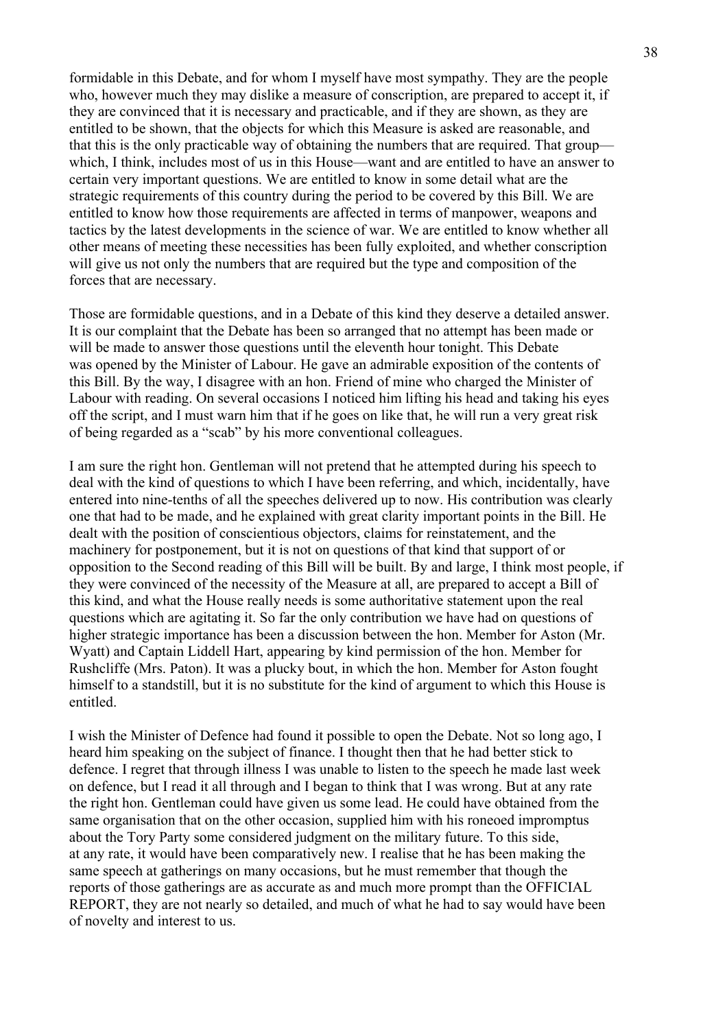formidable in this Debate, and for whom I myself have most sympathy. They are the people who, however much they may dislike a measure of conscription, are prepared to accept it, if they are convinced that it is necessary and practicable, and if they are shown, as they are entitled to be shown, that the objects for which this Measure is asked are reasonable, and that this is the only practicable way of obtaining the numbers that are required. That group—which, I think, includes most of us in this House—want and are entitled to have an answer to certain very important questions. We are entitled to know in some detail what are the strategic requirements of this country during the period to be covered by this Bill. We are entitled to know how those requirements are affected in terms of manpower, weapons and tactics by the latest developments in the science of war. We are entitled to know whether all other means of meeting these necessities has been fully exploited, and whether conscription will give us not only the numbers that are required but the type and composition of the forces that are necessary.

Those are formidable questions, and in a Debate of this kind they deserve a detailed answer. It is our complaint that the Debate has been so arranged that no attempt has been made or will be made to answer those questions until the eleventh hour tonight. This Debate was opened by the Minister of Labour. He gave an admirable exposition of the contents of this Bill. By the way, I disagree with an hon. Friend of mine who charged the Minister of Labour with reading. On several occasions I noticed him lifting his head and taking his eyes off the script, and I must warn him that if he goes on like that, he will run a very great risk of being regarded as a "scab" by his more conventional colleagues.

I am sure the right hon. Gentleman will not pretend that he attempted during his speech to deal with the kind of questions to which I have been referring, and which, incidentally, have entered into nine-tenths of all the speeches delivered up to now. His contribution was clearly one that had to be made, and he explained with great clarity important points in the Bill. He dealt with the position of conscientious objectors, claims for reinstatement, and the machinery for postponement, but it is not on questions of that kind that support of or opposition to the Second reading of this Bill will be built. By and large, I think most people, if they were convinced of the necessity of the Measure at all, are prepared to accept a Bill of this kind, and what the House really needs is some authoritative statement upon the real questions which are agitating it. So far the only contribution we have had on questions of higher strategic importance has been a discussion between the hon. Member for Aston (Mr. Wyatt) and Captain Liddell Hart, appearing by kind permission of the hon. Member for Rushcliffe (Mrs. Paton). It was a plucky bout, in which the hon. Member for Aston fought himself to a standstill, but it is no substitute for the kind of argument to which this House is entitled.

I wish the Minister of Defence had found it possible to open the Debate. Not so long ago, I heard him speaking on the subject of finance. I thought then that he had better stick to defence. I regret that through illness I was unable to listen to the speech he made last week on defence, but I read it all through and I began to think that I was wrong. But at any rate the right hon. Gentleman could have given us some lead. He could have obtained from the same organisation that on the other occasion, supplied him with his roneoed impromptus about the Tory Party some considered judgment on the military future. To this side, at any rate, it would have been comparatively new. I realise that he has been making the same speech at gatherings on many occasions, but he must remember that though the reports of those gatherings are as accurate as and much more prompt than the OFFICIAL REPORT, they are not nearly so detailed, and much of what he had to say would have been of novelty and interest to us.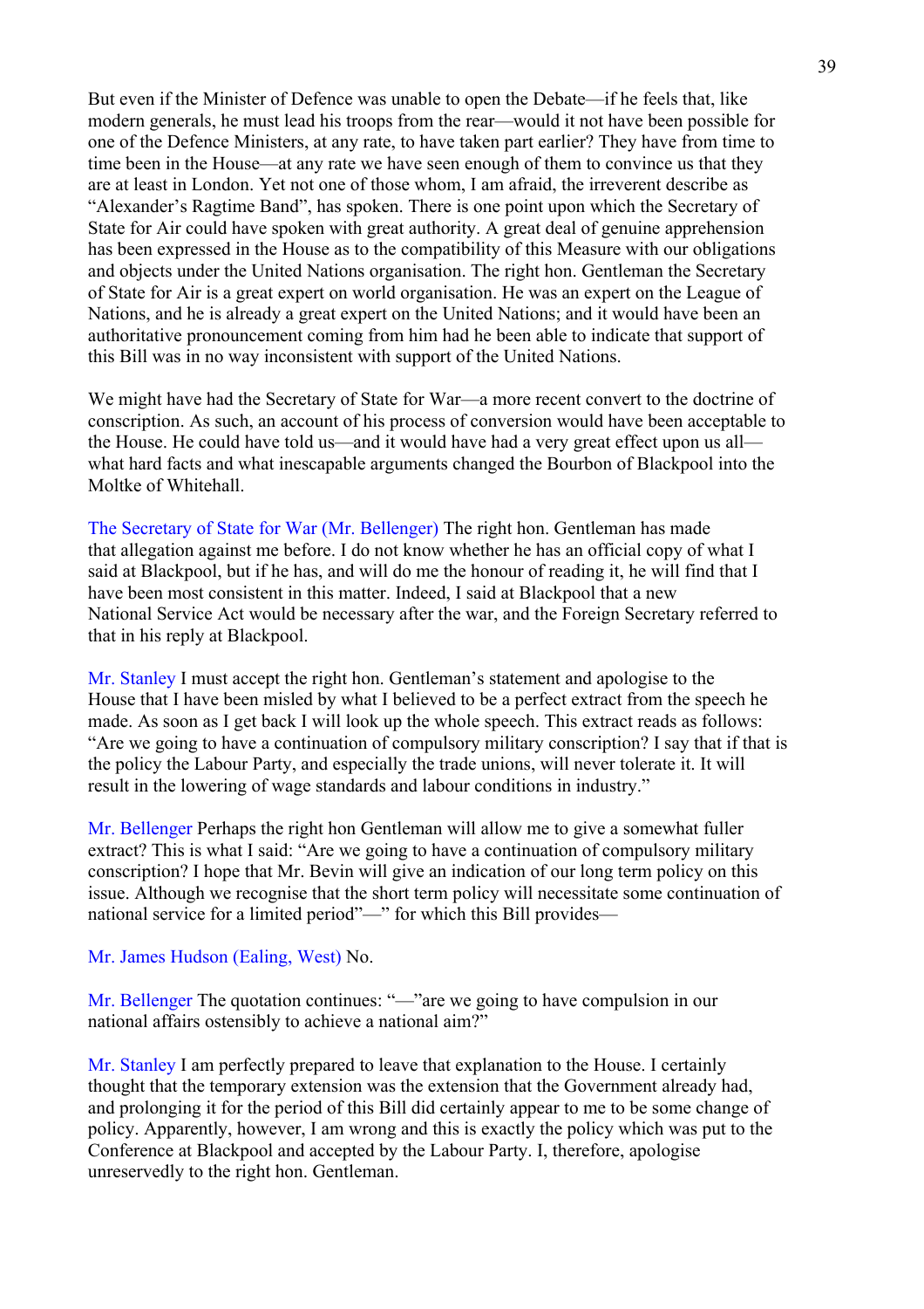But even if the Minister of Defence was unable to open the Debate—if he feels that, like modern generals, he must lead his troops from the rear—would it not have been possible for one of the Defence Ministers, at any rate, to have taken part earlier? They have from time to time been in the House—at any rate we have seen enough of them to convince us that they are at least in London. Yet not one of those whom, I am afraid, the irreverent describe as "Alexander's Ragtime Band", has spoken. There is one point upon which the Secretary of State for Air could have spoken with great authority. A great deal of genuine apprehension has been expressed in the House as to the compatibility of this Measure with our obligations and objects under the United Nations organisation. The right hon. Gentleman the Secretary of State for Air is a great expert on world organisation. He was an expert on the League of Nations, and he is already a great expert on the United Nations; and it would have been an authoritative pronouncement coming from him had he been able to indicate that support of this Bill was in no way inconsistent with support of the United Nations.

We might have had the Secretary of State for War—a more recent convert to the doctrine of conscription. As such, an account of his process of conversion would have been acceptable to the House. He could have told us—and it would have had a very great effect upon us all—what hard facts and what inescapable arguments changed the Bourbon of Blackpool into the Moltke of Whitehall.

The Secretary of State for War (Mr. Bellenger) The right hon. Gentleman has made that allegation against me before. I do not know whether he has an official copy of what I said at Blackpool, but if he has, and will do me the honour of reading it, he will find that I have been most consistent in this matter. Indeed, I said at Blackpool that a new National Service Act would be necessary after the war, and the Foreign Secretary referred to that in his reply at Blackpool.

Mr. Stanley I must accept the right hon. Gentleman's statement and apologise to the House that I have been misled by what I believed to be a perfect extract from the speech he made. As soon as I get back I will look up the whole speech. This extract reads as follows: "Are we going to have a continuation of compulsory military conscription? I say that if that is the policy the Labour Party, and especially the trade unions, will never tolerate it. It will result in the lowering of wage standards and labour conditions in industry."

Mr. Bellenger Perhaps the right hon Gentleman will allow me to give a somewhat fuller extract? This is what I said: "Are we going to have a continuation of compulsory military conscription? I hope that Mr. Bevin will give an indication of our long term policy on this issue. Although we recognise that the short term policy will necessitate some continuation of national service for a limited period"—" for which this Bill provides—

Mr. James Hudson (Ealing, West) No.

Mr. Bellenger The quotation continues: "—"are we going to have compulsion in our national affairs ostensibly to achieve a national aim?"

Mr. Stanley I am perfectly prepared to leave that explanation to the House. I certainly thought that the temporary extension was the extension that the Government already had, and prolonging it for the period of this Bill did certainly appear to me to be some change of policy. Apparently, however, I am wrong and this is exactly the policy which was put to the Conference at Blackpool and accepted by the Labour Party. I, therefore, apologise unreservedly to the right hon. Gentleman.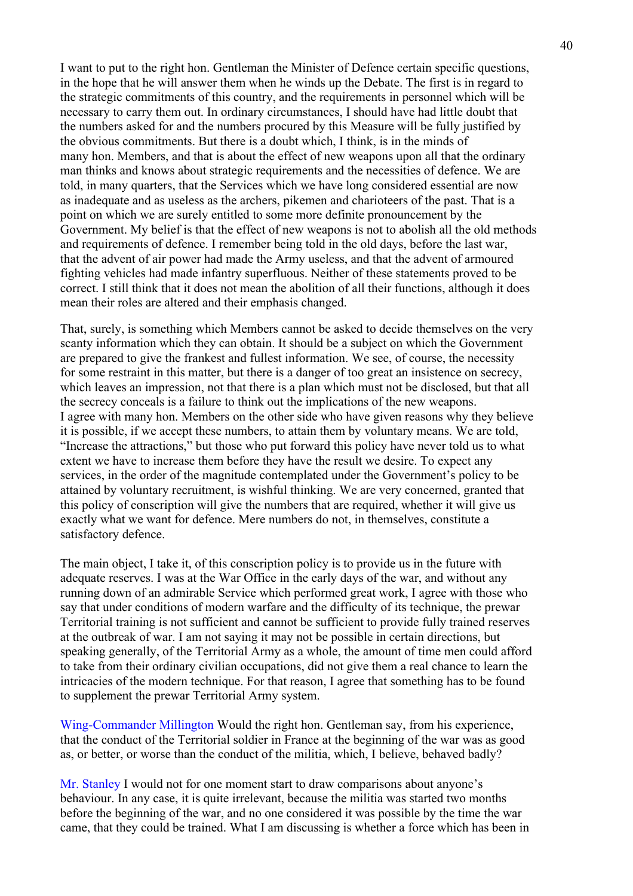I want to put to the right hon. Gentleman the Minister of Defence certain specific questions, in the hope that he will answer them when he winds up the Debate. The first is in regard to the strategic commitments of this country, and the requirements in personnel which will be necessary to carry them out. In ordinary circumstances, I should have had little doubt that the numbers asked for and the numbers procured by this Measure will be fully justified by the obvious commitments. But there is a doubt which, I think, is in the minds of many hon. Members, and that is about the effect of new weapons upon all that the ordinary man thinks and knows about strategic requirements and the necessities of defence. We are told, in many quarters, that the Services which we have long considered essential are now as inadequate and as useless as the archers, pikemen and charioteers of the past. That is a point on which we are surely entitled to some more definite pronouncement by the Government. My belief is that the effect of new weapons is not to abolish all the old methods and requirements of defence. I remember being told in the old days, before the last war, that the advent of air power had made the Army useless, and that the advent of armoured fighting vehicles had made infantry superfluous. Neither of these statements proved to be correct. I still think that it does not mean the abolition of all their functions, although it does mean their roles are altered and their emphasis changed.

That, surely, is something which Members cannot be asked to decide themselves on the very scanty information which they can obtain. It should be a subject on which the Government are prepared to give the frankest and fullest information. We see, of course, the necessity for some restraint in this matter, but there is a danger of too great an insistence on secrecy, which leaves an impression, not that there is a plan which must not be disclosed, but that all the secrecy conceals is a failure to think out the implications of the new weapons.
I agree with many hon. Members on the other side who have given reasons why they believe it is possible, if we accept these numbers, to attain them by voluntary means. We are told, "Increase the attractions," but those who put forward this policy have never told us to what extent we have to increase them before they have the result we desire. To expect any services, in the order of the magnitude contemplated under the Government's policy to be attained by voluntary recruitment, is wishful thinking. We are very concerned, granted that this policy of conscription will give the numbers that are required, whether it will give us exactly what we want for defence. Mere numbers do not, in themselves, constitute a satisfactory defence.

The main object, I take it, of this conscription policy is to provide us in the future with adequate reserves. I was at the War Office in the early days of the war, and without any running down of an admirable Service which performed great work, I agree with those who say that under conditions of modern warfare and the difficulty of its technique, the prewar Territorial training is not sufficient and cannot be sufficient to provide fully trained reserves at the outbreak of war. I am not saying it may not be possible in certain directions, but speaking generally, of the Territorial Army as a whole, the amount of time men could afford to take from their ordinary civilian occupations, did not give them a real chance to learn the intricacies of the modern technique. For that reason, I agree that something has to be found to supplement the prewar Territorial Army system.

Wing-Commander Millington Would the right hon. Gentleman say, from his experience, that the conduct of the Territorial soldier in France at the beginning of the war was as good as, or better, or worse than the conduct of the militia, which, I believe, behaved badly?

Mr. Stanley I would not for one moment start to draw comparisons about anyone's behaviour. In any case, it is quite irrelevant, because the militia was started two months before the beginning of the war, and no one considered it was possible by the time the war came, that they could be trained. What I am discussing is whether a force which has been in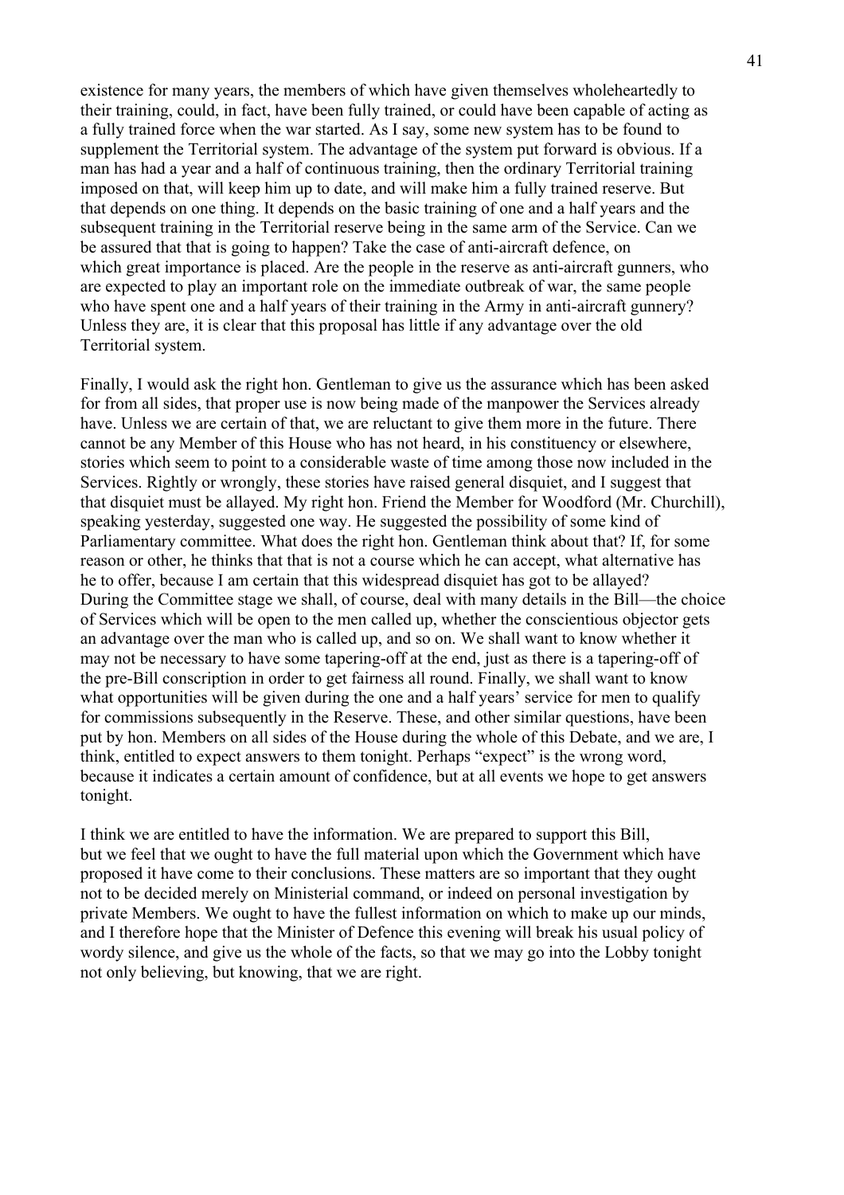existence for many years, the members of which have given themselves wholeheartedly to their training, could, in fact, have been fully trained, or could have been capable of acting as a fully trained force when the war started. As I say, some new system has to be found to supplement the Territorial system. The advantage of the system put forward is obvious. If a man has had a year and a half of continuous training, then the ordinary Territorial training imposed on that, will keep him up to date, and will make him a fully trained reserve. But that depends on one thing. It depends on the basic training of one and a half years and the subsequent training in the Territorial reserve being in the same arm of the Service. Can we be assured that that is going to happen? Take the case of anti-aircraft defence, on which great importance is placed. Are the people in the reserve as anti-aircraft gunners, who are expected to play an important role on the immediate outbreak of war, the same people who have spent one and a half years of their training in the Army in anti-aircraft gunnery? Unless they are, it is clear that this proposal has little if any advantage over the old Territorial system.

Finally, I would ask the right hon. Gentleman to give us the assurance which has been asked for from all sides, that proper use is now being made of the manpower the Services already have. Unless we are certain of that, we are reluctant to give them more in the future. There cannot be any Member of this House who has not heard, in his constituency or elsewhere, stories which seem to point to a considerable waste of time among those now included in the Services. Rightly or wrongly, these stories have raised general disquiet, and I suggest that that disquiet must be allayed. My right hon. Friend the Member for Woodford (Mr. Churchill), speaking yesterday, suggested one way. He suggested the possibility of some kind of Parliamentary committee. What does the right hon. Gentleman think about that? If, for some reason or other, he thinks that that is not a course which he can accept, what alternative has he to offer, because I am certain that this widespread disquiet has got to be allayed? During the Committee stage we shall, of course, deal with many details in the Bill—the choice of Services which will be open to the men called up, whether the conscientious objector gets an advantage over the man who is called up, and so on. We shall want to know whether it may not be necessary to have some tapering-off at the end, just as there is a tapering-off of the pre-Bill conscription in order to get fairness all round. Finally, we shall want to know what opportunities will be given during the one and a half years' service for men to qualify for commissions subsequently in the Reserve. These, and other similar questions, have been put by hon. Members on all sides of the House during the whole of this Debate, and we are, I think, entitled to expect answers to them tonight. Perhaps "expect" is the wrong word, because it indicates a certain amount of confidence, but at all events we hope to get answers tonight.

I think we are entitled to have the information. We are prepared to support this Bill, but we feel that we ought to have the full material upon which the Government which have proposed it have come to their conclusions. These matters are so important that they ought not to be decided merely on Ministerial command, or indeed on personal investigation by private Members. We ought to have the fullest information on which to make up our minds, and I therefore hope that the Minister of Defence this evening will break his usual policy of wordy silence, and give us the whole of the facts, so that we may go into the Lobby tonight not only believing, but knowing, that we are right.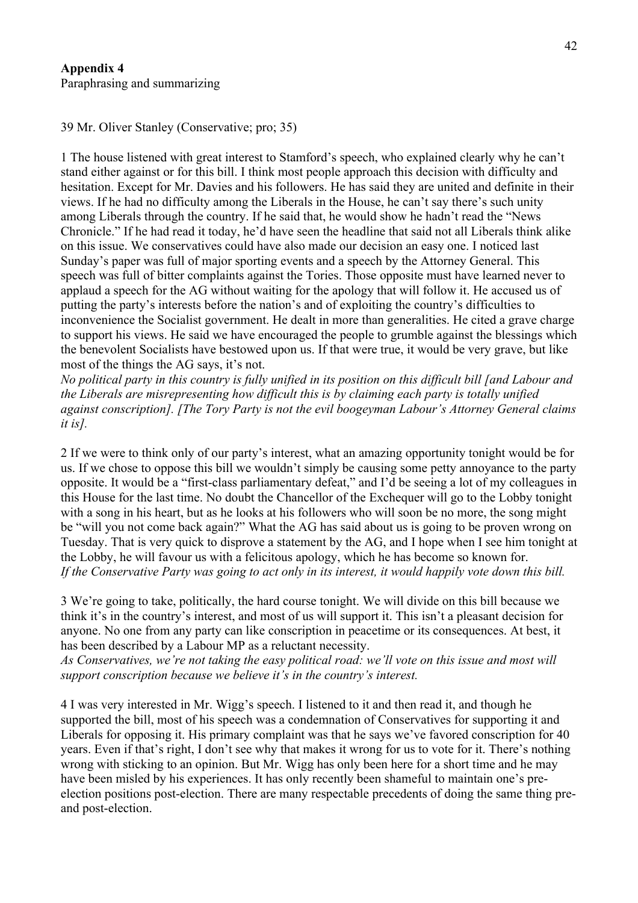**Appendix 4**

Paraphrasing and summarizing

39 Mr. Oliver Stanley (Conservative; pro; 35)

1 The house listened with great interest to Stamford's speech, who explained clearly why he can't stand either against or for this bill. I think most people approach this decision with difficulty and hesitation. Except for Mr. Davies and his followers. He has said they are united and definite in their views. If he had no difficulty among the Liberals in the House, he can't say there's such unity among Liberals through the country. If he said that, he would show he hadn't read the "News Chronicle." If he had read it today, he'd have seen the headline that said not all Liberals think alike on this issue. We conservatives could have also made our decision an easy one. I noticed last Sunday's paper was full of major sporting events and a speech by the Attorney General. This speech was full of bitter complaints against the Tories. Those opposite must have learned never to applaud a speech for the AG without waiting for the apology that will follow it. He accused us of putting the party's interests before the nation's and of exploiting the country's difficulties to inconvenience the Socialist government. He dealt in more than generalities. He cited a grave charge to support his views. He said we have encouraged the people to grumble against the blessings which the benevolent Socialists have bestowed upon us. If that were true, it would be very grave, but like most of the things the AG says, it's not.

*No political party in this country is fully unified in its position on this difficult bill [and Labour and the Liberals are misrepresenting how difficult this is by claiming each party is totally unified against conscription]. [The Tory Party is not the evil boogeyman Labour's Attorney General claims it is].*

2 If we were to think only of our party's interest, what an amazing opportunity tonight would be for us. If we chose to oppose this bill we wouldn't simply be causing some petty annoyance to the party opposite. It would be a "first-class parliamentary defeat," and I'd be seeing a lot of my colleagues in this House for the last time. No doubt the Chancellor of the Exchequer will go to the Lobby tonight with a song in his heart, but as he looks at his followers who will soon be no more, the song might be "will you not come back again?" What the AG has said about us is going to be proven wrong on Tuesday. That is very quick to disprove a statement by the AG, and I hope when I see him tonight at the Lobby, he will favour us with a felicitous apology, which he has become so known for.

*If the Conservative Party was going to act only in its interest, it would happily vote down this bill.*

3 We're going to take, politically, the hard course tonight. We will divide on this bill because we think it's in the country's interest, and most of us will support it. This isn't a pleasant decision for anyone. No one from any party can like conscription in peacetime or its consequences. At best, it has been described by a Labour MP as a reluctant necessity.

*As Conservatives, we're not taking the easy political road: we'll vote on this issue and most will support conscription because we believe it's in the country's interest.*

4 I was very interested in Mr. Wigg's speech. I listened to it and then read it, and though he supported the bill, most of his speech was a condemnation of Conservatives for supporting it and Liberals for opposing it. His primary complaint was that he says we've favored conscription for 40 years. Even if that's right, I don't see why that makes it wrong for us to vote for it. There's nothing wrong with sticking to an opinion. But Mr. Wigg has only been here for a short time and he may have been misled by his experiences. It has only recently been shameful to maintain one's pre-election positions post-election. There are many respectable precedents of doing the same thing pre- and post-election.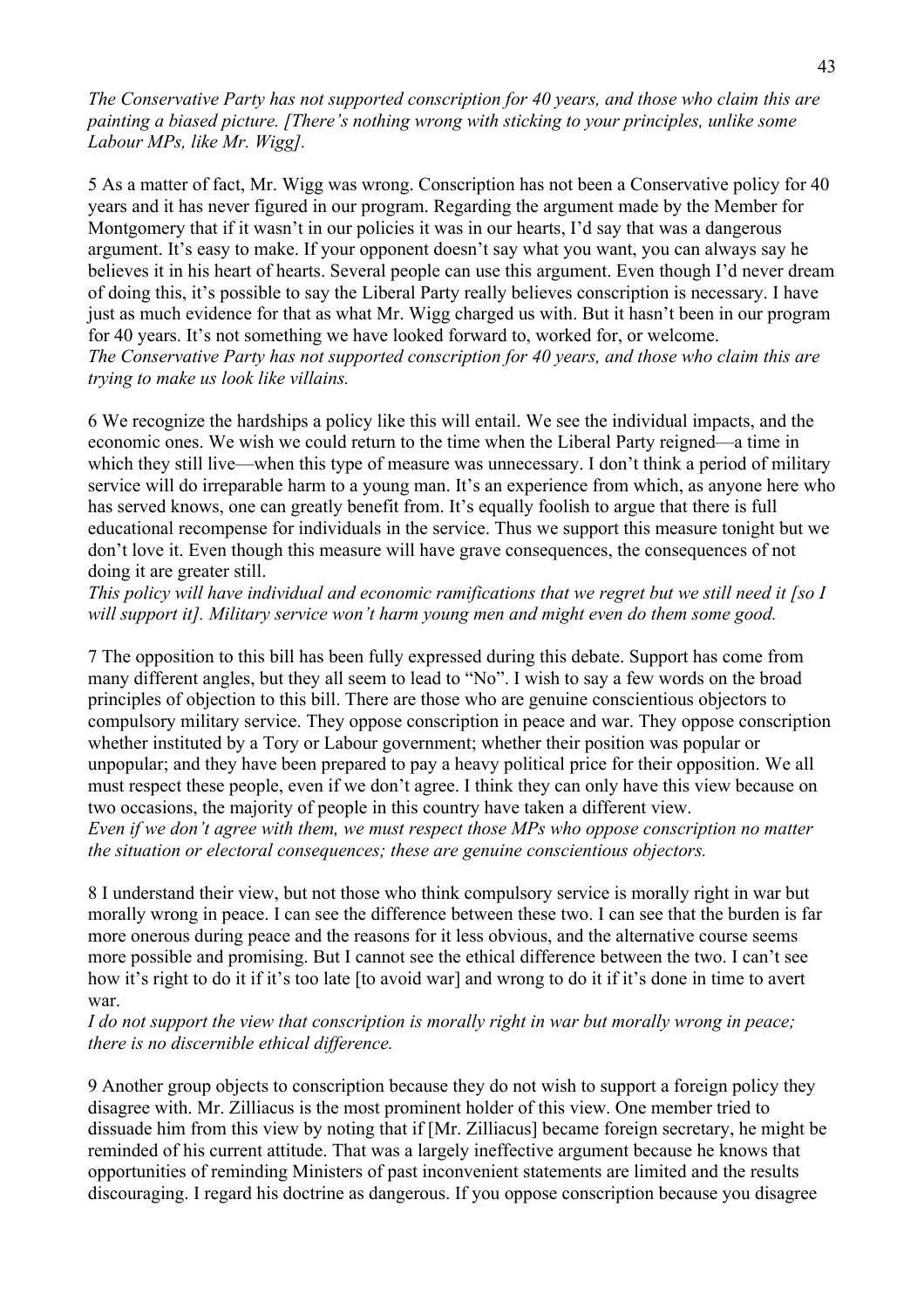*The Conservative Party has not supported conscription for 40 years, and those who claim this are painting a biased picture. [There's nothing wrong with sticking to your principles, unlike some Labour MPs, like Mr. Wigg].*

5 As a matter of fact, Mr. Wigg was wrong. Conscription has not been a Conservative policy for 40 years and it has never figured in our program. Regarding the argument made by the Member for Montgomery that if it wasn't in our policies it was in our hearts, I'd say that was a dangerous argument. It's easy to make. If your opponent doesn't say what you want, you can always say he believes it in his heart of hearts. Several people can use this argument. Even though I'd never dream of doing this, it's possible to say the Liberal Party really believes conscription is necessary. I have just as much evidence for that as what Mr. Wigg charged us with. But it hasn't been in our program for 40 years. It's not something we have looked forward to, worked for, or welcome.
*The Conservative Party has not supported conscription for 40 years, and those who claim this are trying to make us look like villains.*

6 We recognize the hardships a policy like this will entail. We see the individual impacts, and the economic ones. We wish we could return to the time when the Liberal Party reigned—a time in which they still live—when this type of measure was unnecessary. I don't think a period of military service will do irreparable harm to a young man. It's an experience from which, as anyone here who has served knows, one can greatly benefit from. It's equally foolish to argue that there is full educational recompense for individuals in the service. Thus we support this measure tonight but we don't love it. Even though this measure will have grave consequences, the consequences of not doing it are greater still.
*This policy will have individual and economic ramifications that we regret but we still need it [so I will support it]. Military service won't harm young men and might even do them some good.*

7 The opposition to this bill has been fully expressed during this debate. Support has come from many different angles, but they all seem to lead to "No". I wish to say a few words on the broad principles of objection to this bill. There are those who are genuine conscientious objectors to compulsory military service. They oppose conscription in peace and war. They oppose conscription whether instituted by a Tory or Labour government; whether their position was popular or unpopular; and they have been prepared to pay a heavy political price for their opposition. We all must respect these people, even if we don't agree. I think they can only have this view because on two occasions, the majority of people in this country have taken a different view.
*Even if we don't agree with them, we must respect those MPs who oppose conscription no matter the situation or electoral consequences; these are genuine conscientious objectors.*

8 I understand their view, but not those who think compulsory service is morally right in war but morally wrong in peace. I can see the difference between these two. I can see that the burden is far more onerous during peace and the reasons for it less obvious, and the alternative course seems more possible and promising. But I cannot see the ethical difference between the two. I can't see how it's right to do it if it's too late [to avoid war] and wrong to do it if it's done in time to avert war.
*I do not support the view that conscription is morally right in war but morally wrong in peace; there is no discernible ethical difference.*

9 Another group objects to conscription because they do not wish to support a foreign policy they disagree with. Mr. Zilliacus is the most prominent holder of this view. One member tried to dissuade him from this view by noting that if [Mr. Zilliacus] became foreign secretary, he might be reminded of his current attitude. That was a largely ineffective argument because he knows that opportunities of reminding Ministers of past inconvenient statements are limited and the results discouraging. I regard his doctrine as dangerous. If you oppose conscription because you disagree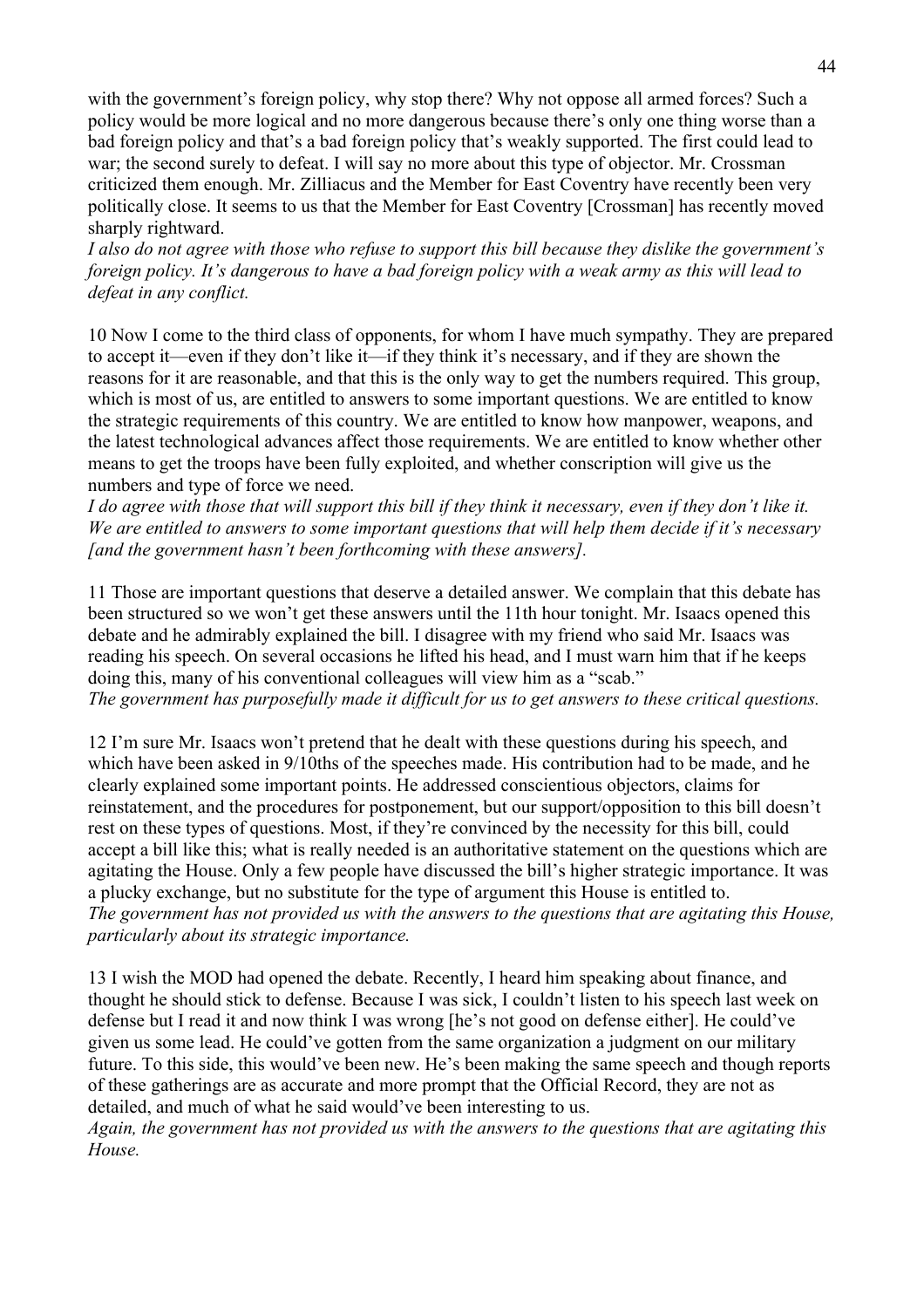with the government's foreign policy, why stop there? Why not oppose all armed forces? Such a policy would be more logical and no more dangerous because there's only one thing worse than a bad foreign policy and that's a bad foreign policy that's weakly supported. The first could lead to war; the second surely to defeat. I will say no more about this type of objector. Mr. Crossman criticized them enough. Mr. Zilliacus and the Member for East Coventry have recently been very politically close. It seems to us that the Member for East Coventry [Crossman] has recently moved sharply rightward.
*I also do not agree with those who refuse to support this bill because they dislike the government's foreign policy. It's dangerous to have a bad foreign policy with a weak army as this will lead to defeat in any conflict.*

10 Now I come to the third class of opponents, for whom I have much sympathy. They are prepared to accept it—even if they don't like it—if they think it's necessary, and if they are shown the reasons for it are reasonable, and that this is the only way to get the numbers required. This group, which is most of us, are entitled to answers to some important questions. We are entitled to know the strategic requirements of this country. We are entitled to know how manpower, weapons, and the latest technological advances affect those requirements. We are entitled to know whether other means to get the troops have been fully exploited, and whether conscription will give us the numbers and type of force we need.
*I do agree with those that will support this bill if they think it necessary, even if they don't like it. We are entitled to answers to some important questions that will help them decide if it's necessary [and the government hasn't been forthcoming with these answers].*

11 Those are important questions that deserve a detailed answer. We complain that this debate has been structured so we won't get these answers until the 11th hour tonight. Mr. Isaacs opened this debate and he admirably explained the bill. I disagree with my friend who said Mr. Isaacs was reading his speech. On several occasions he lifted his head, and I must warn him that if he keeps doing this, many of his conventional colleagues will view him as a "scab."
*The government has purposefully made it difficult for us to get answers to these critical questions.*

12 I'm sure Mr. Isaacs won't pretend that he dealt with these questions during his speech, and which have been asked in 9/10ths of the speeches made. His contribution had to be made, and he clearly explained some important points. He addressed conscientious objectors, claims for reinstatement, and the procedures for postponement, but our support/opposition to this bill doesn't rest on these types of questions. Most, if they're convinced by the necessity for this bill, could accept a bill like this; what is really needed is an authoritative statement on the questions which are agitating the House. Only a few people have discussed the bill's higher strategic importance. It was a plucky exchange, but no substitute for the type of argument this House is entitled to.
*The government has not provided us with the answers to the questions that are agitating this House, particularly about its strategic importance.*

13 I wish the MOD had opened the debate. Recently, I heard him speaking about finance, and thought he should stick to defense. Because I was sick, I couldn't listen to his speech last week on defense but I read it and now think I was wrong [he's not good on defense either]. He could've given us some lead. He could've gotten from the same organization a judgment on our military future. To this side, this would've been new. He's been making the same speech and though reports of these gatherings are as accurate and more prompt that the Official Record, they are not as detailed, and much of what he said would've been interesting to us.
*Again, the government has not provided us with the answers to the questions that are agitating this House.*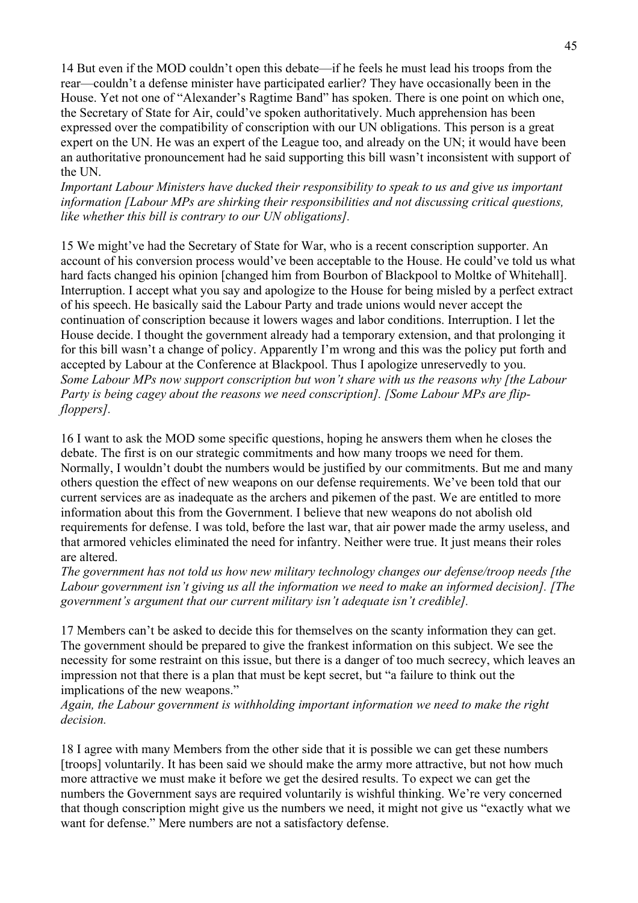14 But even if the MOD couldn't open this debate—if he feels he must lead his troops from the rear—couldn't a defense minister have participated earlier? They have occasionally been in the House. Yet not one of "Alexander's Ragtime Band" has spoken. There is one point on which one, the Secretary of State for Air, could've spoken authoritatively. Much apprehension has been expressed over the compatibility of conscription with our UN obligations. This person is a great expert on the UN. He was an expert of the League too, and already on the UN; it would have been an authoritative pronouncement had he said supporting this bill wasn't inconsistent with support of the UN.
*Important Labour Ministers have ducked their responsibility to speak to us and give us important information [Labour MPs are shirking their responsibilities and not discussing critical questions, like whether this bill is contrary to our UN obligations].*

15 We might've had the Secretary of State for War, who is a recent conscription supporter. An account of his conversion process would've been acceptable to the House. He could've told us what hard facts changed his opinion [changed him from Bourbon of Blackpool to Moltke of Whitehall]. Interruption. I accept what you say and apologize to the House for being misled by a perfect extract of his speech. He basically said the Labour Party and trade unions would never accept the continuation of conscription because it lowers wages and labor conditions. Interruption. I let the House decide. I thought the government already had a temporary extension, and that prolonging it for this bill wasn't a change of policy. Apparently I'm wrong and this was the policy put forth and accepted by Labour at the Conference at Blackpool. Thus I apologize unreservedly to you.
*Some Labour MPs now support conscription but won't share with us the reasons why [the Labour Party is being cagey about the reasons we need conscription]. [Some Labour MPs are flip-floppers].*

16 I want to ask the MOD some specific questions, hoping he answers them when he closes the debate. The first is on our strategic commitments and how many troops we need for them. Normally, I wouldn't doubt the numbers would be justified by our commitments. But me and many others question the effect of new weapons on our defense requirements. We've been told that our current services are as inadequate as the archers and pikemen of the past. We are entitled to more information about this from the Government. I believe that new weapons do not abolish old requirements for defense. I was told, before the last war, that air power made the army useless, and that armored vehicles eliminated the need for infantry. Neither were true. It just means their roles are altered.
*The government has not told us how new military technology changes our defense/troop needs [the Labour government isn't giving us all the information we need to make an informed decision]. [The government's argument that our current military isn't adequate isn't credible].*

17 Members can't be asked to decide this for themselves on the scanty information they can get. The government should be prepared to give the frankest information on this subject. We see the necessity for some restraint on this issue, but there is a danger of too much secrecy, which leaves an impression not that there is a plan that must be kept secret, but "a failure to think out the implications of the new weapons."
*Again, the Labour government is withholding important information we need to make the right decision.*

18 I agree with many Members from the other side that it is possible we can get these numbers [troops] voluntarily. It has been said we should make the army more attractive, but not how much more attractive we must make it before we get the desired results. To expect we can get the numbers the Government says are required voluntarily is wishful thinking. We're very concerned that though conscription might give us the numbers we need, it might not give us "exactly what we want for defense." Mere numbers are not a satisfactory defense.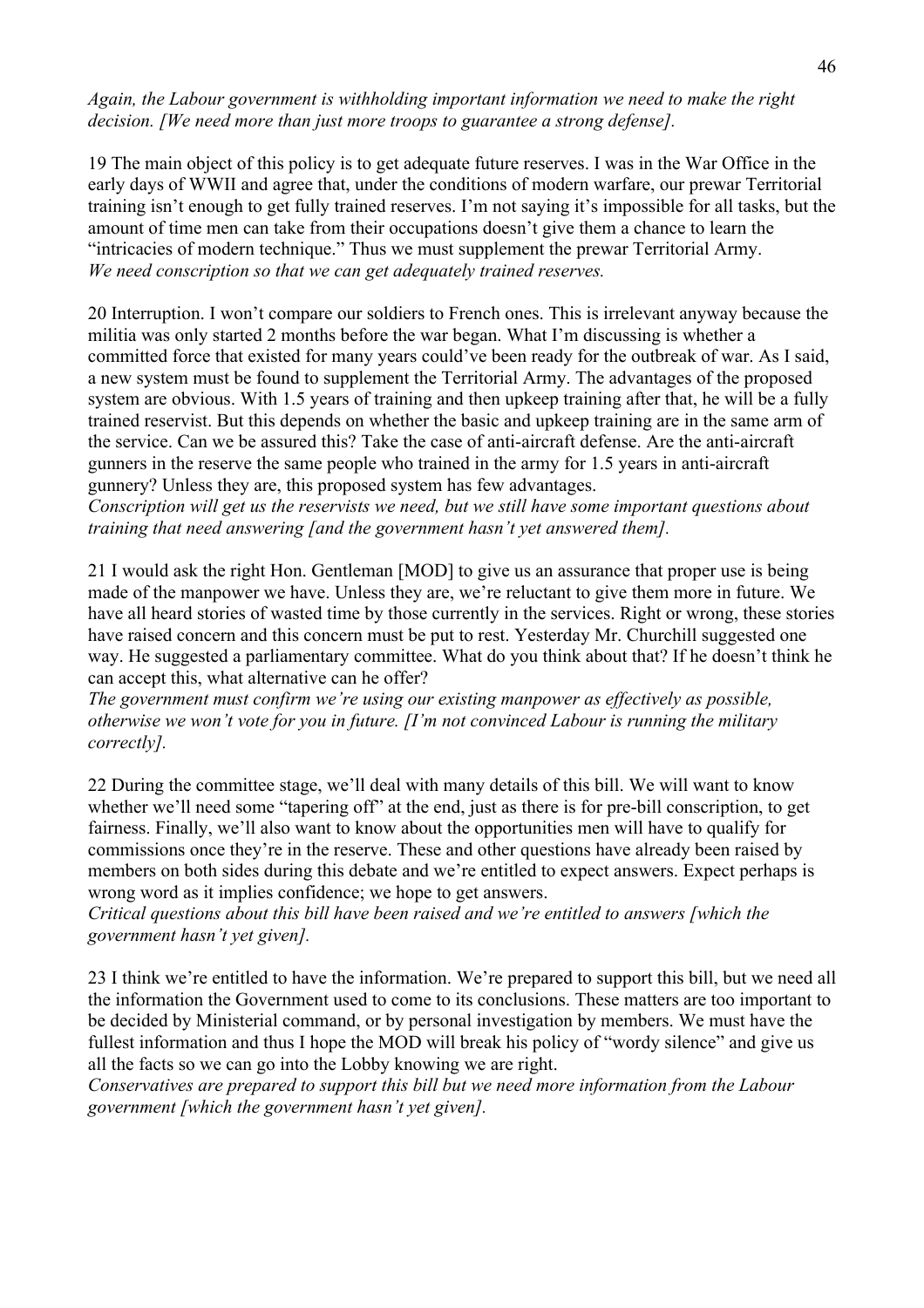*Again, the Labour government is withholding important information we need to make the right decision. [We need more than just more troops to guarantee a strong defense].*

19 The main object of this policy is to get adequate future reserves. I was in the War Office in the early days of WWII and agree that, under the conditions of modern warfare, our prewar Territorial training isn't enough to get fully trained reserves. I'm not saying it's impossible for all tasks, but the amount of time men can take from their occupations doesn't give them a chance to learn the "intricacies of modern technique." Thus we must supplement the prewar Territorial Army.
*We need conscription so that we can get adequately trained reserves.*

20 Interruption. I won't compare our soldiers to French ones. This is irrelevant anyway because the militia was only started 2 months before the war began. What I'm discussing is whether a committed force that existed for many years could've been ready for the outbreak of war. As I said, a new system must be found to supplement the Territorial Army. The advantages of the proposed system are obvious. With 1.5 years of training and then upkeep training after that, he will be a fully trained reservist. But this depends on whether the basic and upkeep training are in the same arm of the service. Can we be assured this? Take the case of anti-aircraft defense. Are the anti-aircraft gunners in the reserve the same people who trained in the army for 1.5 years in anti-aircraft gunnery? Unless they are, this proposed system has few advantages.
*Conscription will get us the reservists we need, but we still have some important questions about training that need answering [and the government hasn't yet answered them].*

21 I would ask the right Hon. Gentleman [MOD] to give us an assurance that proper use is being made of the manpower we have. Unless they are, we're reluctant to give them more in future. We have all heard stories of wasted time by those currently in the services. Right or wrong, these stories have raised concern and this concern must be put to rest. Yesterday Mr. Churchill suggested one way. He suggested a parliamentary committee. What do you think about that? If he doesn't think he can accept this, what alternative can he offer?
*The government must confirm we're using our existing manpower as effectively as possible, otherwise we won't vote for you in future. [I'm not convinced Labour is running the military correctly].*

22 During the committee stage, we'll deal with many details of this bill. We will want to know whether we'll need some "tapering off" at the end, just as there is for pre-bill conscription, to get fairness. Finally, we'll also want to know about the opportunities men will have to qualify for commissions once they're in the reserve. These and other questions have already been raised by members on both sides during this debate and we're entitled to expect answers. Expect perhaps is wrong word as it implies confidence; we hope to get answers.
*Critical questions about this bill have been raised and we're entitled to answers [which the government hasn't yet given].*

23 I think we're entitled to have the information. We're prepared to support this bill, but we need all the information the Government used to come to its conclusions. These matters are too important to be decided by Ministerial command, or by personal investigation by members. We must have the fullest information and thus I hope the MOD will break his policy of "wordy silence" and give us all the facts so we can go into the Lobby knowing we are right.
*Conservatives are prepared to support this bill but we need more information from the Labour government [which the government hasn't yet given].*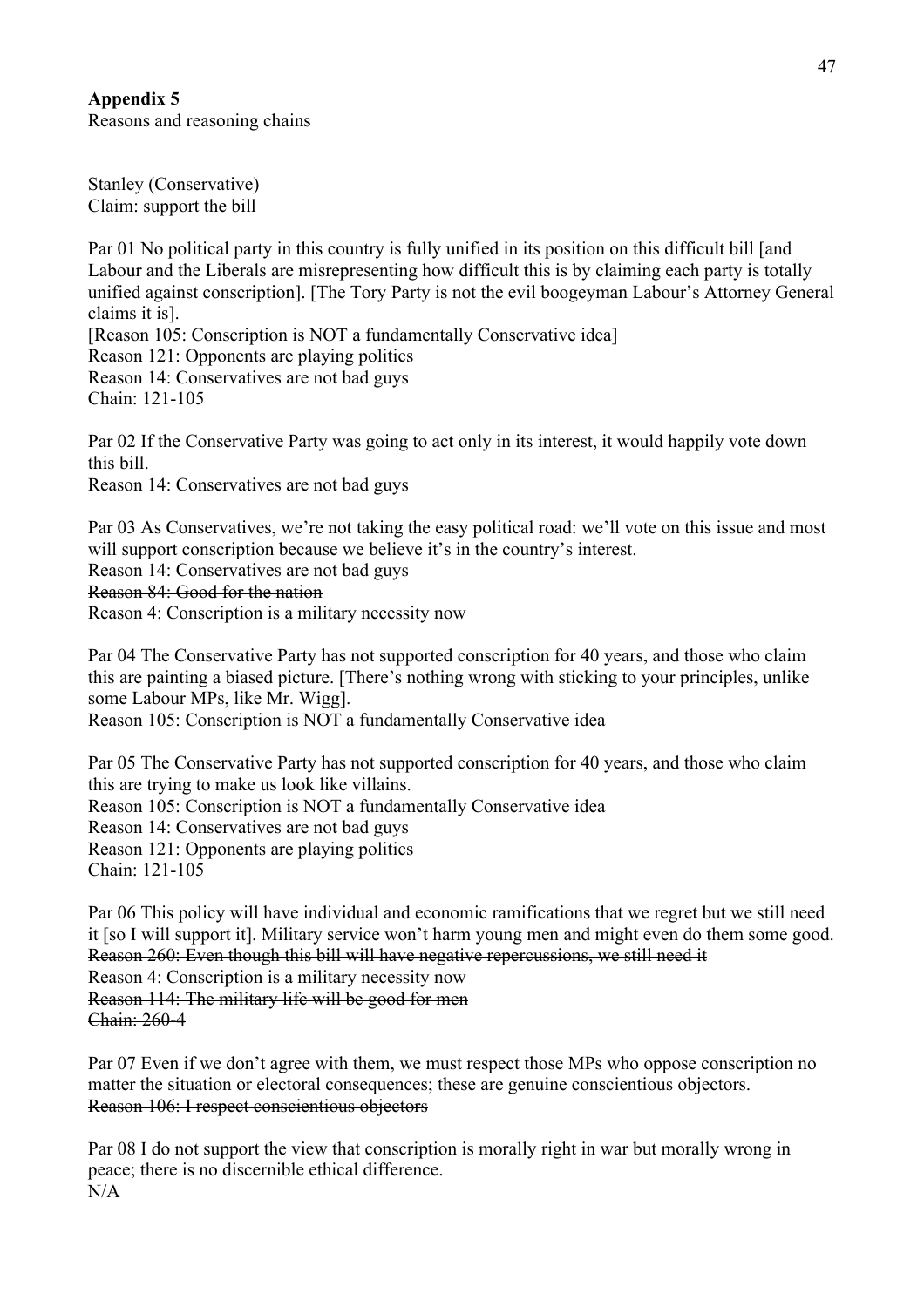**Appendix 5**
Reasons and reasoning chains

Stanley (Conservative)
Claim: support the bill

Par 01 No political party in this country is fully unified in its position on this difficult bill [and Labour and the Liberals are misrepresenting how difficult this is by claiming each party is totally unified against conscription]. [The Tory Party is not the evil boogeyman Labour's Attorney General claims it is].
[Reason 105: Conscription is NOT a fundamentally Conservative idea]
Reason 121: Opponents are playing politics
Reason 14: Conservatives are not bad guys
Chain: 121-105

Par 02 If the Conservative Party was going to act only in its interest, it would happily vote down this bill.
Reason 14: Conservatives are not bad guys

Par 03 As Conservatives, we're not taking the easy political road: we'll vote on this issue and most will support conscription because we believe it's in the country's interest.
Reason 14: Conservatives are not bad guys
~~Reason 84: Good for the nation~~
Reason 4: Conscription is a military necessity now

Par 04 The Conservative Party has not supported conscription for 40 years, and those who claim this are painting a biased picture. [There's nothing wrong with sticking to your principles, unlike some Labour MPs, like Mr. Wigg].
Reason 105: Conscription is NOT a fundamentally Conservative idea

Par 05 The Conservative Party has not supported conscription for 40 years, and those who claim this are trying to make us look like villains.
Reason 105: Conscription is NOT a fundamentally Conservative idea
Reason 14: Conservatives are not bad guys
Reason 121: Opponents are playing politics
Chain: 121-105

Par 06 This policy will have individual and economic ramifications that we regret but we still need it [so I will support it]. Military service won't harm young men and might even do them some good.
~~Reason 260: Even though this bill will have negative repercussions, we still need it~~
Reason 4: Conscription is a military necessity now
~~Reason 114: The military life will be good for men~~
~~Chain: 260-4~~

Par 07 Even if we don't agree with them, we must respect those MPs who oppose conscription no matter the situation or electoral consequences; these are genuine conscientious objectors.
~~Reason 106: I respect conscientious objectors~~

Par 08 I do not support the view that conscription is morally right in war but morally wrong in peace; there is no discernible ethical difference.
N/A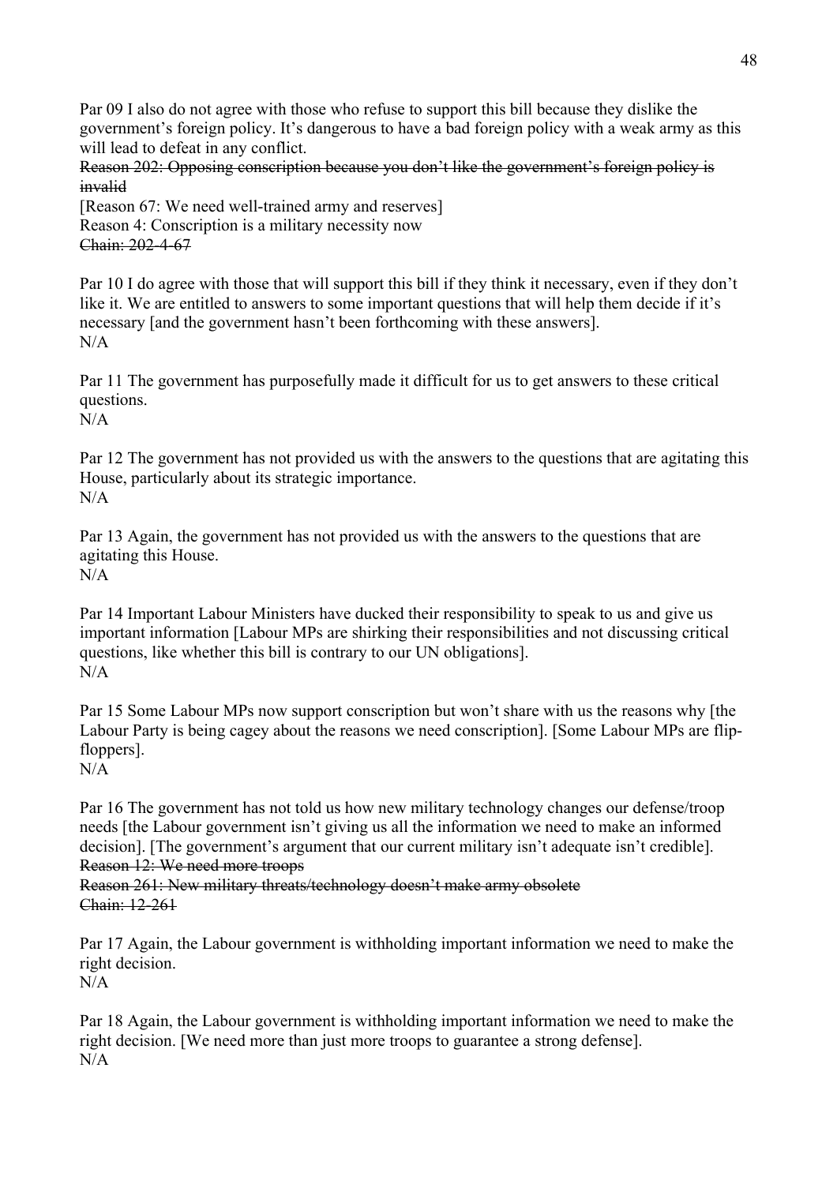Par 09 I also do not agree with those who refuse to support this bill because they dislike the government's foreign policy. It's dangerous to have a bad foreign policy with a weak army as this will lead to defeat in any conflict.
~~Reason 202: Opposing conscription because you don't like the government's foreign policy is invalid~~
[Reason 67: We need well-trained army and reserves]
Reason 4: Conscription is a military necessity now
~~Chain: 202-4-67~~

Par 10 I do agree with those that will support this bill if they think it necessary, even if they don't like it. We are entitled to answers to some important questions that will help them decide if it's necessary [and the government hasn't been forthcoming with these answers].
N/A

Par 11 The government has purposefully made it difficult for us to get answers to these critical questions.
N/A

Par 12 The government has not provided us with the answers to the questions that are agitating this House, particularly about its strategic importance.
N/A

Par 13 Again, the government has not provided us with the answers to the questions that are agitating this House.
N/A

Par 14 Important Labour Ministers have ducked their responsibility to speak to us and give us important information [Labour MPs are shirking their responsibilities and not discussing critical questions, like whether this bill is contrary to our UN obligations].
N/A

Par 15 Some Labour MPs now support conscription but won't share with us the reasons why [the Labour Party is being cagey about the reasons we need conscription]. [Some Labour MPs are flip-floppers].
N/A

Par 16 The government has not told us how new military technology changes our defense/troop needs [the Labour government isn't giving us all the information we need to make an informed decision]. [The government's argument that our current military isn't adequate isn't credible].
~~Reason 12: We need more troops~~
~~Reason 261: New military threats/technology doesn't make army obsolete~~
~~Chain: 12-261~~

Par 17 Again, the Labour government is withholding important information we need to make the right decision.
N/A

Par 18 Again, the Labour government is withholding important information we need to make the right decision. [We need more than just more troops to guarantee a strong defense].
N/A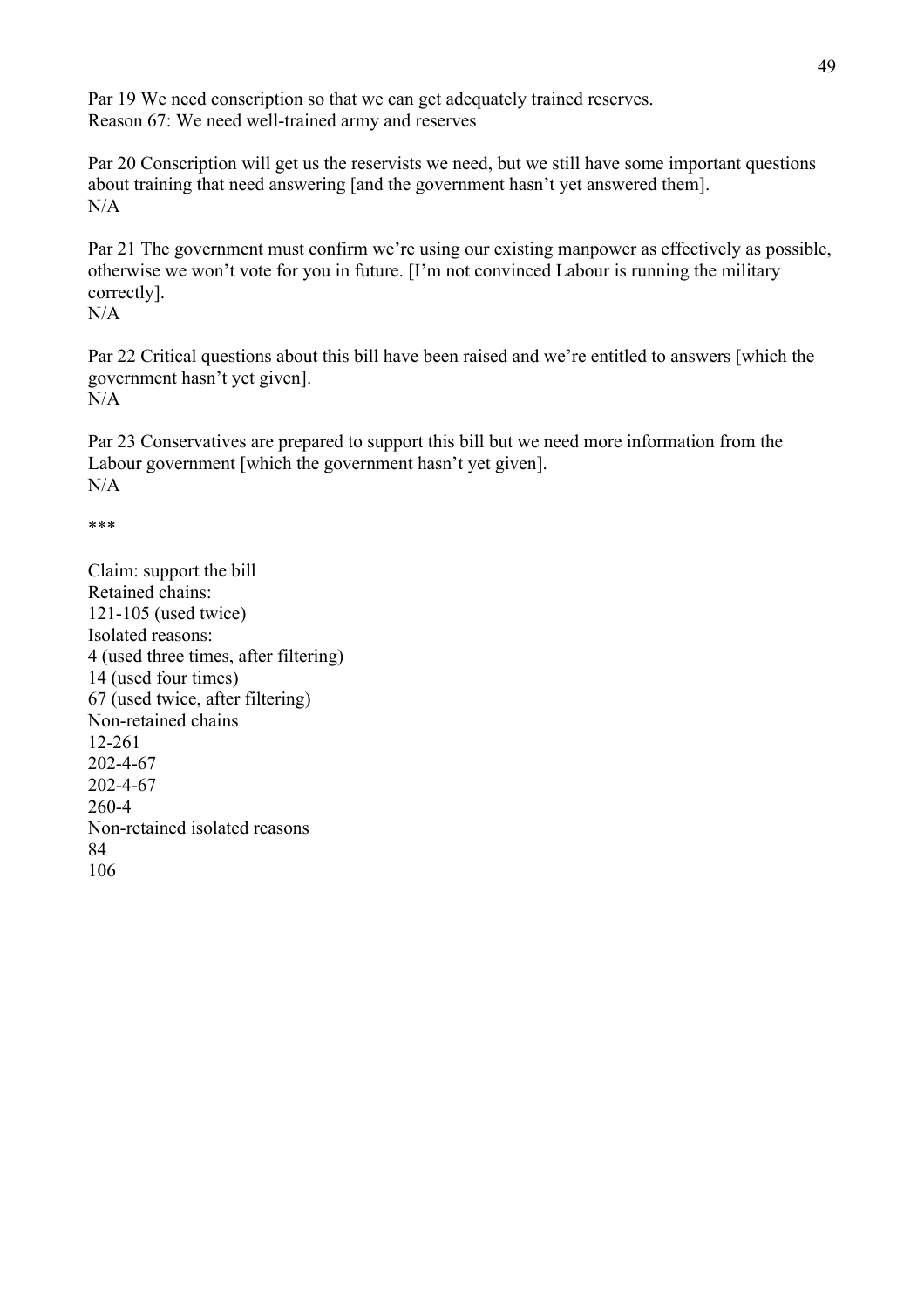Par 19 We need conscription so that we can get adequately trained reserves.
Reason 67: We need well-trained army and reserves

Par 20 Conscription will get us the reservists we need, but we still have some important questions about training that need answering [and the government hasn't yet answered them].
N/A

Par 21 The government must confirm we're using our existing manpower as effectively as possible, otherwise we won't vote for you in future. [I'm not convinced Labour is running the military correctly].
N/A

Par 22 Critical questions about this bill have been raised and we're entitled to answers [which the government hasn't yet given].
N/A

Par 23 Conservatives are prepared to support this bill but we need more information from the Labour government [which the government hasn't yet given].
N/A

***

Claim: support the bill
Retained chains:
121-105 (used twice)
Isolated reasons:
4 (used three times, after filtering)
14 (used four times)
67 (used twice, after filtering)
Non-retained chains
12-261
202-4-67
202-4-67
260-4
Non-retained isolated reasons
84
106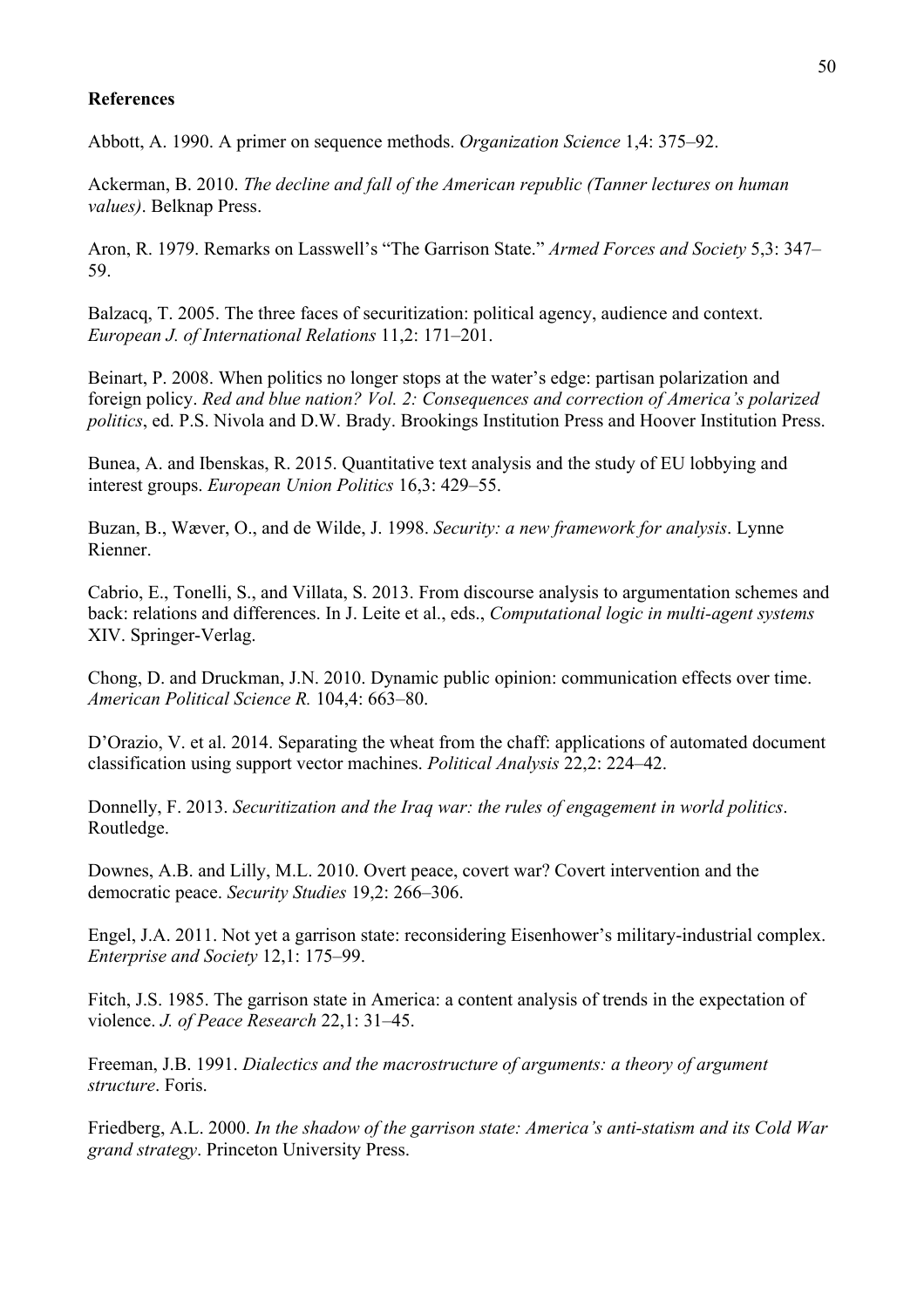**References**

Abbott, A. 1990. A primer on sequence methods. *Organization Science* 1,4: 375–92.

Ackerman, B. 2010. *The decline and fall of the American republic (Tanner lectures on human values)*. Belknap Press.

Aron, R. 1979. Remarks on Lasswell's "The Garrison State." *Armed Forces and Society* 5,3: 347–59.

Balzacq, T. 2005. The three faces of securitization: political agency, audience and context. *European J. of International Relations* 11,2: 171–201.

Beinart, P. 2008. When politics no longer stops at the water's edge: partisan polarization and foreign policy. *Red and blue nation? Vol. 2: Consequences and correction of America's polarized politics*, ed. P.S. Nivola and D.W. Brady. Brookings Institution Press and Hoover Institution Press.

Bunea, A. and Ibenskas, R. 2015. Quantitative text analysis and the study of EU lobbying and interest groups. *European Union Politics* 16,3: 429–55.

Buzan, B., Wæver, O., and de Wilde, J. 1998. *Security: a new framework for analysis*. Lynne Rienner.

Cabrio, E., Tonelli, S., and Villata, S. 2013. From discourse analysis to argumentation schemes and back: relations and differences. In J. Leite et al., eds., *Computational logic in multi-agent systems* XIV. Springer-Verlag.

Chong, D. and Druckman, J.N. 2010. Dynamic public opinion: communication effects over time. *American Political Science R.* 104,4: 663–80.

D'Orazio, V. et al. 2014. Separating the wheat from the chaff: applications of automated document classification using support vector machines. *Political Analysis* 22,2: 224–42.

Donnelly, F. 2013. *Securitization and the Iraq war: the rules of engagement in world politics*. Routledge.

Downes, A.B. and Lilly, M.L. 2010. Overt peace, covert war? Covert intervention and the democratic peace. *Security Studies* 19,2: 266–306.

Engel, J.A. 2011. Not yet a garrison state: reconsidering Eisenhower's military-industrial complex. *Enterprise and Society* 12,1: 175–99.

Fitch, J.S. 1985. The garrison state in America: a content analysis of trends in the expectation of violence. *J. of Peace Research* 22,1: 31–45.

Freeman, J.B. 1991. *Dialectics and the macrostructure of arguments: a theory of argument structure*. Foris.

Friedberg, A.L. 2000. *In the shadow of the garrison state: America's anti-statism and its Cold War grand strategy*. Princeton University Press.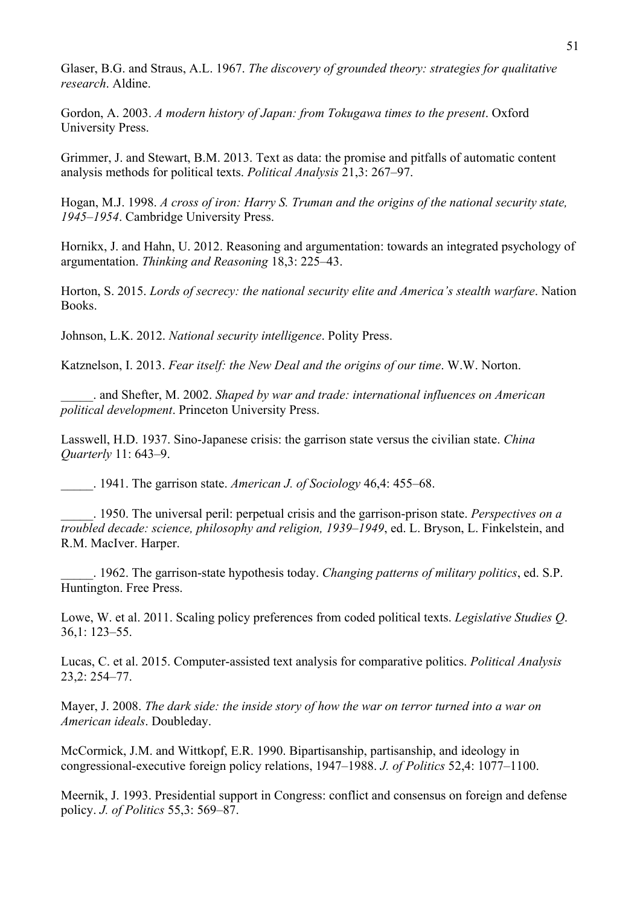Glaser, B.G. and Straus, A.L. 1967. *The discovery of grounded theory: strategies for qualitative research*. Aldine.

Gordon, A. 2003. *A modern history of Japan: from Tokugawa times to the present*. Oxford University Press.

Grimmer, J. and Stewart, B.M. 2013. Text as data: the promise and pitfalls of automatic content analysis methods for political texts. *Political Analysis* 21,3: 267–97.

Hogan, M.J. 1998. *A cross of iron: Harry S. Truman and the origins of the national security state, 1945–1954*. Cambridge University Press.

Hornikx, J. and Hahn, U. 2012. Reasoning and argumentation: towards an integrated psychology of argumentation. *Thinking and Reasoning* 18,3: 225–43.

Horton, S. 2015. *Lords of secrecy: the national security elite and America's stealth warfare*. Nation Books.

Johnson, L.K. 2012. *National security intelligence*. Polity Press.

Katznelson, I. 2013. *Fear itself: the New Deal and the origins of our time*. W.W. Norton.

_____. and Shefter, M. 2002. *Shaped by war and trade: international influences on American political development*. Princeton University Press.

Lasswell, H.D. 1937. Sino-Japanese crisis: the garrison state versus the civilian state. *China Quarterly* 11: 643–9.

_____. 1941. The garrison state. *American J. of Sociology* 46,4: 455–68.

_____. 1950. The universal peril: perpetual crisis and the garrison-prison state. *Perspectives on a troubled decade: science, philosophy and religion, 1939–1949*, ed. L. Bryson, L. Finkelstein, and R.M. MacIver. Harper.

_____. 1962. The garrison-state hypothesis today. *Changing patterns of military politics*, ed. S.P. Huntington. Free Press.

Lowe, W. et al. 2011. Scaling policy preferences from coded political texts. *Legislative Studies Q*. 36,1: 123–55.

Lucas, C. et al. 2015. Computer-assisted text analysis for comparative politics. *Political Analysis* 23,2: 254–77.

Mayer, J. 2008. *The dark side: the inside story of how the war on terror turned into a war on American ideals*. Doubleday.

McCormick, J.M. and Wittkopf, E.R. 1990. Bipartisanship, partisanship, and ideology in congressional-executive foreign policy relations, 1947–1988. *J. of Politics* 52,4: 1077–1100.

Meernik, J. 1993. Presidential support in Congress: conflict and consensus on foreign and defense policy. *J. of Politics* 55,3: 569–87.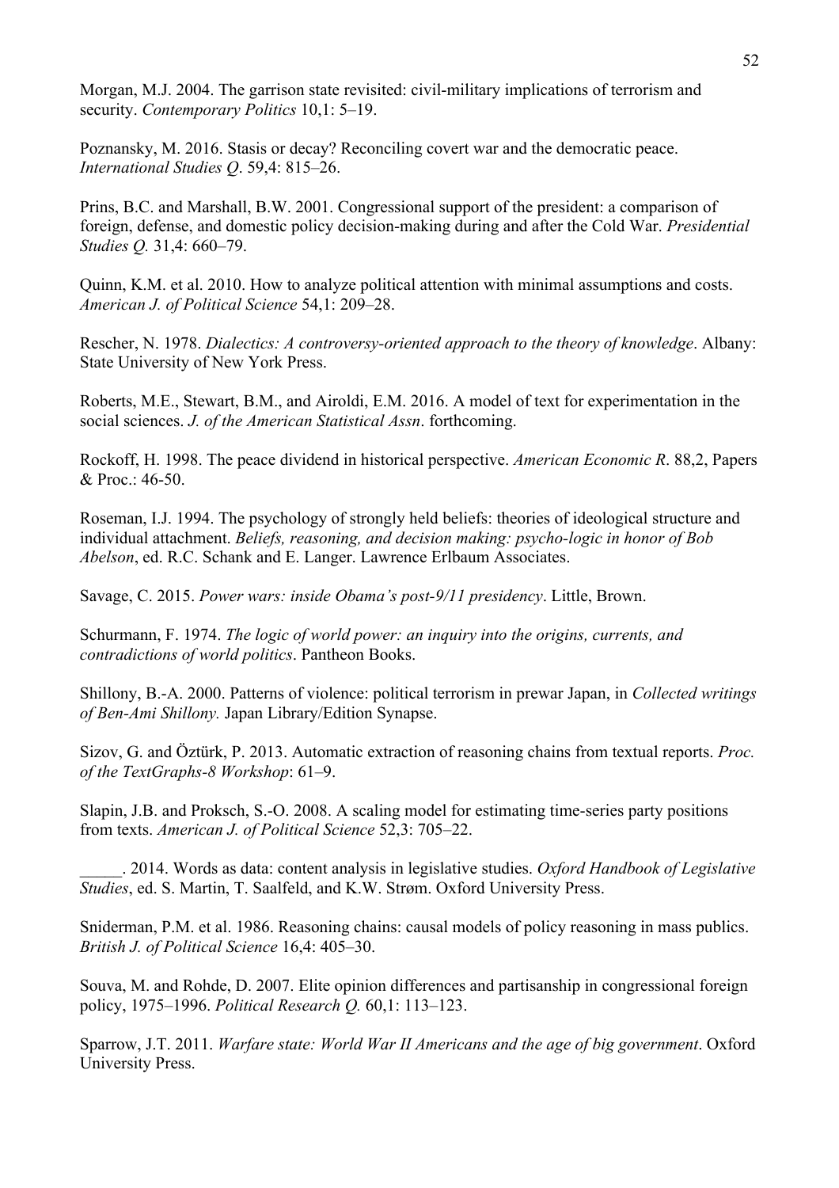Morgan, M.J. 2004. The garrison state revisited: civil-military implications of terrorism and security. *Contemporary Politics* 10,1: 5–19.

Poznansky, M. 2016. Stasis or decay? Reconciling covert war and the democratic peace. *International Studies Q*. 59,4: 815–26.

Prins, B.C. and Marshall, B.W. 2001. Congressional support of the president: a comparison of foreign, defense, and domestic policy decision-making during and after the Cold War. *Presidential Studies Q.* 31,4: 660–79.

Quinn, K.M. et al. 2010. How to analyze political attention with minimal assumptions and costs. *American J. of Political Science* 54,1: 209–28.

Rescher, N. 1978. *Dialectics: A controversy-oriented approach to the theory of knowledge*. Albany: State University of New York Press.

Roberts, M.E., Stewart, B.M., and Airoldi, E.M. 2016. A model of text for experimentation in the social sciences. *J. of the American Statistical Assn*. forthcoming.

Rockoff, H. 1998. The peace dividend in historical perspective. *American Economic R*. 88,2, Papers & Proc.: 46-50.

Roseman, I.J. 1994. The psychology of strongly held beliefs: theories of ideological structure and individual attachment. *Beliefs, reasoning, and decision making: psycho-logic in honor of Bob Abelson*, ed. R.C. Schank and E. Langer. Lawrence Erlbaum Associates.

Savage, C. 2015. *Power wars: inside Obama's post-9/11 presidency*. Little, Brown.

Schurmann, F. 1974. *The logic of world power: an inquiry into the origins, currents, and contradictions of world politics*. Pantheon Books.

Shillony, B.-A. 2000. Patterns of violence: political terrorism in prewar Japan, in *Collected writings of Ben-Ami Shillony.* Japan Library/Edition Synapse.

Sizov, G. and Öztürk, P. 2013. Automatic extraction of reasoning chains from textual reports. *Proc. of the TextGraphs-8 Workshop*: 61–9.

Slapin, J.B. and Proksch, S.-O. 2008. A scaling model for estimating time-series party positions from texts. *American J. of Political Science* 52,3: 705–22.

_____. 2014. Words as data: content analysis in legislative studies. *Oxford Handbook of Legislative Studies*, ed. S. Martin, T. Saalfeld, and K.W. Strøm. Oxford University Press.

Sniderman, P.M. et al. 1986. Reasoning chains: causal models of policy reasoning in mass publics. *British J. of Political Science* 16,4: 405–30.

Souva, M. and Rohde, D. 2007. Elite opinion differences and partisanship in congressional foreign policy, 1975–1996. *Political Research Q.* 60,1: 113–123.

Sparrow, J.T. 2011. *Warfare state: World War II Americans and the age of big government*. Oxford University Press.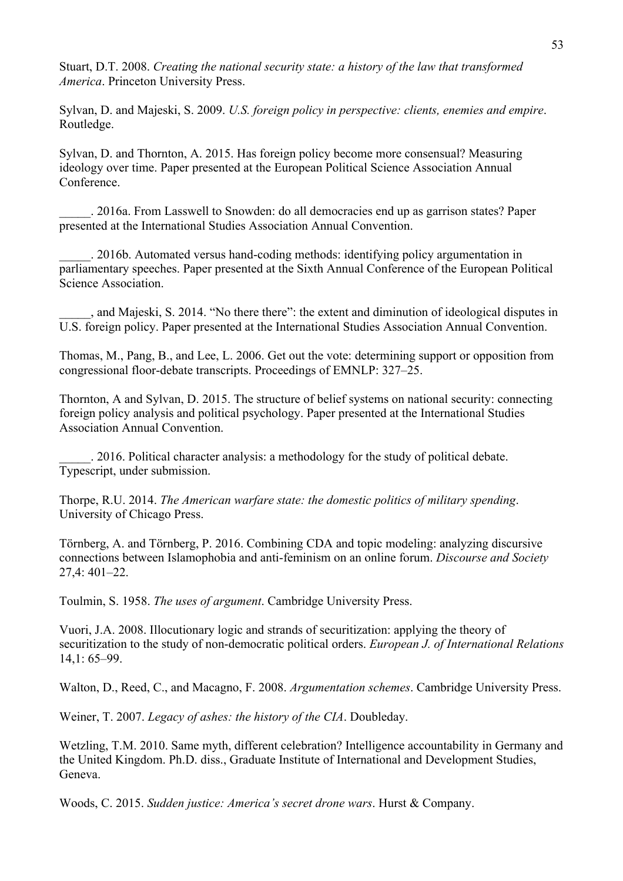Stuart, D.T. 2008. *Creating the national security state: a history of the law that transformed America*. Princeton University Press.

Sylvan, D. and Majeski, S. 2009. *U.S. foreign policy in perspective: clients, enemies and empire*. Routledge.

Sylvan, D. and Thornton, A. 2015. Has foreign policy become more consensual? Measuring ideology over time. Paper presented at the European Political Science Association Annual Conference.

_____. 2016a. From Lasswell to Snowden: do all democracies end up as garrison states? Paper presented at the International Studies Association Annual Convention.

_____. 2016b. Automated versus hand-coding methods: identifying policy argumentation in parliamentary speeches. Paper presented at the Sixth Annual Conference of the European Political Science Association.

_____, and Majeski, S. 2014. "No there there": the extent and diminution of ideological disputes in U.S. foreign policy. Paper presented at the International Studies Association Annual Convention.

Thomas, M., Pang, B., and Lee, L. 2006. Get out the vote: determining support or opposition from congressional floor-debate transcripts. Proceedings of EMNLP: 327–25.

Thornton, A and Sylvan, D. 2015. The structure of belief systems on national security: connecting foreign policy analysis and political psychology. Paper presented at the International Studies Association Annual Convention.

_____. 2016. Political character analysis: a methodology for the study of political debate. Typescript, under submission.

Thorpe, R.U. 2014. *The American warfare state: the domestic politics of military spending*. University of Chicago Press.

Törnberg, A. and Törnberg, P. 2016. Combining CDA and topic modeling: analyzing discursive connections between Islamophobia and anti-feminism on an online forum. *Discourse and Society* 27,4: 401–22.

Toulmin, S. 1958. *The uses of argument*. Cambridge University Press.

Vuori, J.A. 2008. Illocutionary logic and strands of securitization: applying the theory of securitization to the study of non-democratic political orders. *European J. of International Relations* 14,1: 65–99.

Walton, D., Reed, C., and Macagno, F. 2008. *Argumentation schemes*. Cambridge University Press.

Weiner, T. 2007. *Legacy of ashes: the history of the CIA*. Doubleday.

Wetzling, T.M. 2010. Same myth, different celebration? Intelligence accountability in Germany and the United Kingdom. Ph.D. diss., Graduate Institute of International and Development Studies, Geneva.

Woods, C. 2015. *Sudden justice: America's secret drone wars*. Hurst & Company.